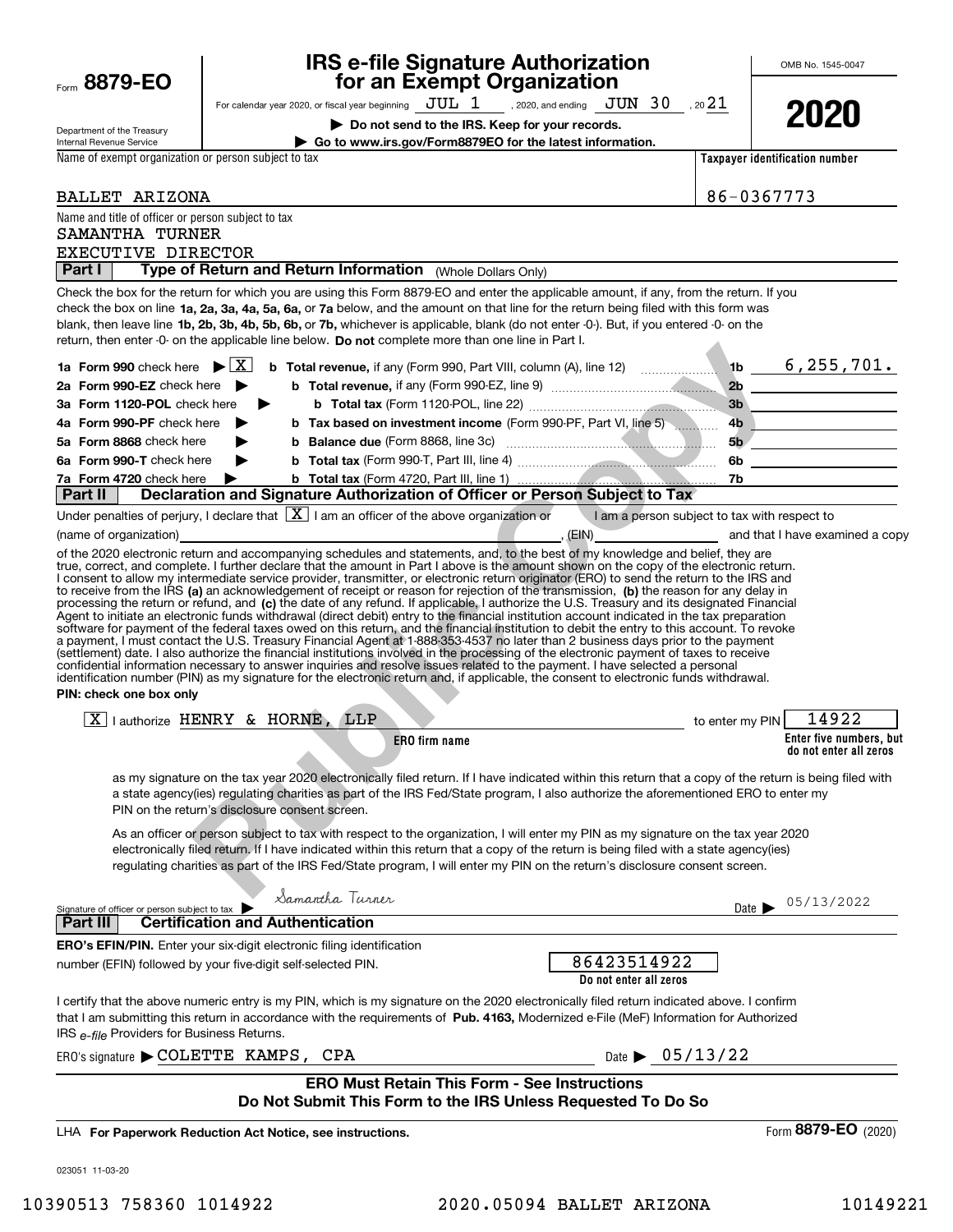Form **8879-EO**

Department of the Treasury
Internal Revenue Service

# IRS e-file Signature Authorization for an Exempt Organization

For calendar year 2020, or fiscal year beginning JUL 1, 2020, and ending JUN 30, 2021

▶ **Do not send to the IRS. Keep for your records.**

▶ **Go to www.irs.gov/Form8879EO for the latest information.**

OMB No. 1545-0047

**2020**

Name of exempt organization or person subject to tax: BALLET ARIZONA

Taxpayer identification number: 86-0367773

Name and title of officer or person subject to tax:
SAMANTHA TURNER
EXECUTIVE DIRECTOR

**Part I — Type of Return and Return Information** (Whole Dollars Only)

Check the box for the return for which you are using this Form 8879-EO and enter the applicable amount, if any, from the return. If you check the box on line **1a, 2a, 3a, 4a, 5a, 6a,** or **7a** below, and the amount on that line for the return being filed with this form was blank, then leave line **1b, 2b, 3b, 4b, 5b, 6b,** or **7b,** whichever is applicable, blank (do not enter -0-). But, if you entered -0- on the return, then enter -0- on the applicable line below. **Do not** complete more than one line in Part I.

| | | | |
|---|---|---|---|
| **1a Form 990** check here ▶ [X] | **b Total revenue,** if any (Form 990, Part VIII, column (A), line 12) | 1b | 6,255,701. |
| **2a Form 990-EZ** check here ▶ | **b Total revenue,** if any (Form 990-EZ, line 9) | 2b | |
| **3a Form 1120-POL** check here ▶ | **b Total tax** (Form 1120-POL, line 22) | 3b | |
| **4a Form 990-PF** check here ▶ | **b Tax based on investment income** (Form 990-PF, Part VI, line 5) | 4b | |
| **5a Form 8868** check here ▶ | **b Balance due** (Form 8868, line 3c) | 5b | |
| **6a Form 990-T** check here ▶ | **b Total tax** (Form 990-T, Part III, line 4) | 6b | |
| **7a Form 4720** check here ▶ | **b Total tax** (Form 4720, Part III, line 1) | 7b | |

**Part II — Declaration and Signature Authorization of Officer or Person Subject to Tax**

Under penalties of perjury, I declare that [X] I am an officer of the above organization or [ ] I am a person subject to tax with respect to (name of organization) ________, (EIN) ________ and that I have examined a copy of the 2020 electronic return and accompanying schedules and statements, and, to the best of my knowledge and belief, they are true, correct, and complete. I further declare that the amount in Part I above is the amount shown on the copy of the electronic return. I consent to allow my intermediate service provider, transmitter, or electronic return originator (ERO) to send the return to the IRS and to receive from the IRS **(a)** an acknowledgement of receipt or reason for rejection of the transmission, **(b)** the reason for any delay in processing the return or refund, and **(c)** the date of any refund. If applicable, I authorize the U.S. Treasury and its designated Financial Agent to initiate an electronic funds withdrawal (direct debit) entry to the financial institution account indicated in the tax preparation software for payment of the federal taxes owed on this return, and the financial institution to debit the entry to this account. To revoke a payment, I must contact the U.S. Treasury Financial Agent at 1-888-353-4537 no later than 2 business days prior to the payment (settlement) date. I also authorize the financial institutions involved in the processing of the electronic payment of taxes to receive confidential information necessary to answer inquiries and resolve issues related to the payment. I have selected a personal identification number (PIN) as my signature for the electronic return and, if applicable, the consent to electronic funds withdrawal.

**PIN: check one box only**

[X] I authorize HENRY & HORNE, LLP (ERO firm name) to enter my PIN 14922 (Enter five numbers, but do not enter all zeros)

as my signature on the tax year 2020 electronically filed return. If I have indicated within this return that a copy of the return is being filed with a state agency(ies) regulating charities as part of the IRS Fed/State program, I also authorize the aforementioned ERO to enter my PIN on the return's disclosure consent screen.

[ ] As an officer or person subject to tax with respect to the organization, I will enter my PIN as my signature on the tax year 2020 electronically filed return. If I have indicated within this return that a copy of the return is being filed with a state agency(ies) regulating charities as part of the IRS Fed/State program, I will enter my PIN on the return's disclosure consent screen.

Signature of officer or person subject to tax ▶ *Samantha Turner* Date ▶ 05/13/2022

**Part III — Certification and Authentication**

**ERO's EFIN/PIN.** Enter your six-digit electronic filing identification number (EFIN) followed by your five-digit self-selected PIN.

86423514922
**Do not enter all zeros**

I certify that the above numeric entry is my PIN, which is my signature on the 2020 electronically filed return indicated above. I confirm that I am submitting this return in accordance with the requirements of **Pub. 4163,** Modernized e-File (MeF) Information for Authorized IRS *e-file* Providers for Business Returns.

ERO's signature ▶ COLETTE KAMPS, CPA Date ▶ 05/13/22

**ERO Must Retain This Form - See Instructions**
**Do Not Submit This Form to the IRS Unless Requested To Do So**

LHA **For Paperwork Reduction Act Notice, see instructions.** Form **8879-EO** (2020)

023051 11-03-20

10390513 758360 1014922 2020.05094 BALLET ARIZONA 10149221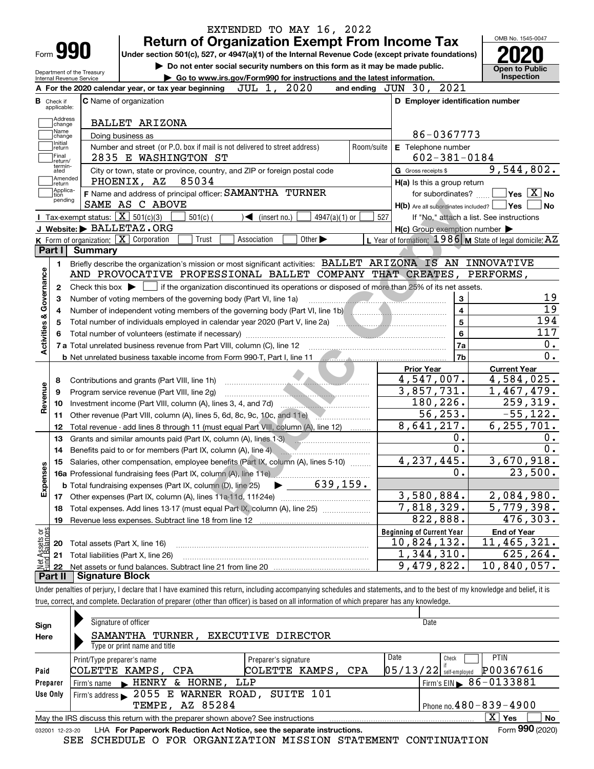EXTENDED TO MAY 16, 2022

# Form 990 — Return of Organization Exempt From Income Tax (2020)

Under section 501(c), 527, or 4947(a)(1) of the Internal Revenue Code (except private foundations)

▶ Do not enter social security numbers on this form as it may be made public.

▶ Go to www.irs.gov/Form990 for instructions and the latest information.

Department of the Treasury, Internal Revenue Service

OMB No. 1545-0047 — Open to Public Inspection

**A** For the 2020 calendar year, or tax year beginning JUL 1, 2020 and ending JUN 30, 2021

**B** Check if applicable: Address change, Name change, Initial return, Final return/terminated, Amended return, Application pending

**C** Name of organization: BALLET ARIZONA

Doing business as

Number and street (or P.O. box if mail is not delivered to street address): 2835 E WASHINGTON ST — Room/suite

City or town, state or province, country, and ZIP or foreign postal code: PHOENIX, AZ 85034

**D** Employer identification number: 86-0367773

**E** Telephone number: 602-381-0184

**G** Gross receipts $ 9,544,802.

**F** Name and address of principal officer: SAMANTHA TURNER, SAME AS C ABOVE

**H(a)** Is this a group return for subordinates? Yes [ ] No [X]

**H(b)** Are all subordinates included? Yes [ ] No [ ] If "No," attach a list. See instructions

**H(c)** Group exemption number ▶

**I** Tax-exempt status: [X] 501(c)(3) [ ] 501(c) ( ) ◀ (insert no.) [ ] 4947(a)(1) or [ ] 527

**J** Website: ▶ BALLETAZ.ORG

**K** Form of organization: [X] Corporation [ ] Trust [ ] Association [ ] Other ▶

**L** Year of formation: 1986 **M** State of legal domicile: AZ

## Part I Summary

**Activities & Governance**

1 Briefly describe the organization's mission or most significant activities: BALLET ARIZONA IS AN INNOVATIVE AND PROVOCATIVE PROFESSIONAL BALLET COMPANY THAT CREATES, PERFORMS,

2 Check this box ▶ [ ] if the organization discontinued its operations or disposed of more than 25% of its net assets.

| | | | |
|---|---|---|---|
| 3 | Number of voting members of the governing body (Part VI, line 1a) | 3 | 19 |
| 4 | Number of independent voting members of the governing body (Part VI, line 1b) | 4 | 19 |
| 5 | Total number of individuals employed in calendar year 2020 (Part V, line 2a) | 5 | 194 |
| 6 | Total number of volunteers (estimate if necessary) | 6 | 117 |
| 7a | Total unrelated business revenue from Part VIII, column (C), line 12 | 7a | 0. |
| b | Net unrelated business taxable income from Form 990-T, Part I, line 11 | 7b | 0. |

| | | Prior Year | Current Year |
|---|---|---|---|
| **Revenue** | | | |
| 8 | Contributions and grants (Part VIII, line 1h) | 4,547,007. | 4,584,025. |
| 9 | Program service revenue (Part VIII, line 2g) | 3,857,731. | 1,467,479. |
| 10 | Investment income (Part VIII, column (A), lines 3, 4, and 7d) | 180,226. | 259,319. |
| 11 | Other revenue (Part VIII, column (A), lines 5, 6d, 8c, 9c, 10c, and 11e) | 56,253. | -55,122. |
| 12 | Total revenue - add lines 8 through 11 (must equal Part VIII, column (A), line 12) | 8,641,217. | 6,255,701. |
| **Expenses** | | | |
| 13 | Grants and similar amounts paid (Part IX, column (A), lines 1-3) | 0. | 0. |
| 14 | Benefits paid to or for members (Part IX, column (A), line 4) | 0. | 0. |
| 15 | Salaries, other compensation, employee benefits (Part IX, column (A), lines 5-10) | 4,237,445. | 3,670,918. |
| 16a | Professional fundraising fees (Part IX, column (A), line 11e) | 0. | 23,500. |
| b | Total fundraising expenses (Part IX, column (D), line 25) ▶ 639,159. | | |
| 17 | Other expenses (Part IX, column (A), lines 11a-11d, 11f-24e) | 3,580,884. | 2,084,980. |
| 18 | Total expenses. Add lines 13-17 (must equal Part IX, column (A), line 25) | 7,818,329. | 5,779,398. |
| 19 | Revenue less expenses. Subtract line 18 from line 12 | 822,888. | 476,303. |

| | | Beginning of Current Year | End of Year |
|---|---|---|---|
| **Net Assets or Fund Balances** | | | |
| 20 | Total assets (Part X, line 16) | 10,824,132. | 11,465,321. |
| 21 | Total liabilities (Part X, line 26) | 1,344,310. | 625,264. |
| 22 | Net assets or fund balances. Subtract line 21 from line 20 | 9,479,822. | 10,840,057. |

## Part II Signature Block

Under penalties of perjury, I declare that I have examined this return, including accompanying schedules and statements, and to the best of my knowledge and belief, it is true, correct, and complete. Declaration of preparer (other than officer) is based on all information of which preparer has any knowledge.

**Sign Here**

Signature of officer — Date

SAMANTHA TURNER, EXECUTIVE DIRECTOR

Type or print name and title

**Paid Preparer Use Only**

| Print/Type preparer's name | Preparer's signature | Date | Check if self-employed | PTIN |
|---|---|---|---|---|
| COLETTE KAMPS, CPA | COLETTE KAMPS, CPA | 05/13/22 | [ ] | P00367616 |

Firm's name ▶ HENRY & HORNE, LLP — Firm's EIN ▶ 86-0133881

Firm's address ▶ 2055 E WARNER ROAD, SUITE 101, TEMPE, AZ 85284 — Phone no. 480-839-4900

May the IRS discuss this return with the preparer shown above? See instructions [X] Yes [ ] No

032001 12-23-20 LHA For Paperwork Reduction Act Notice, see the separate instructions. Form **990** (2020)

SEE SCHEDULE O FOR ORGANIZATION MISSION STATEMENT CONTINUATION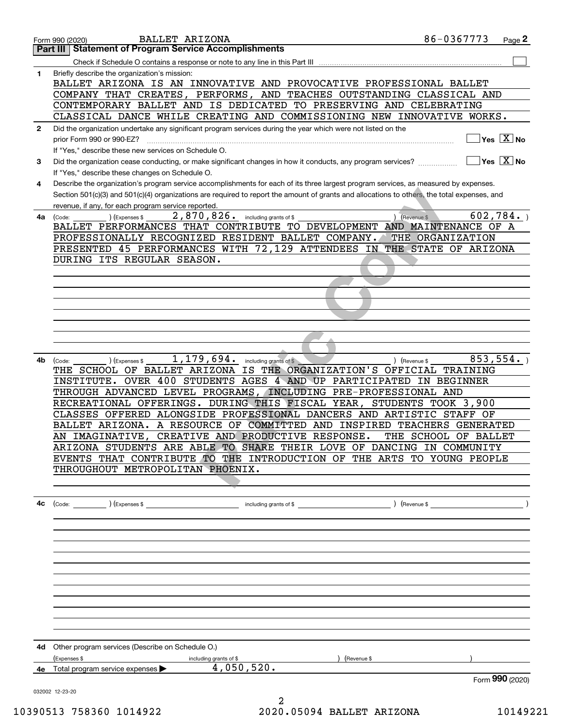Form 990 (2020) BALLET ARIZONA 86-0367773

## Part III Statement of Program Service Accomplishments

Check if Schedule O contains a response or note to any line in this Part III ☐

**1** Briefly describe the organization's mission:

BALLET ARIZONA IS AN INNOVATIVE AND PROVOCATIVE PROFESSIONAL BALLET COMPANY THAT CREATES, PERFORMS, AND TEACHES OUTSTANDING CLASSICAL AND CONTEMPORARY BALLET AND IS DEDICATED TO PRESERVING AND CELEBRATING CLASSICAL DANCE WHILE CREATING AND COMMISSIONING NEW INNOVATIVE WORKS.

**2** Did the organization undertake any significant program services during the year which were not listed on the prior Form 990 or 990-EZ? ☐ Yes ☒ No

If "Yes," describe these new services on Schedule O.

**3** Did the organization cease conducting, or make significant changes in how it conducts, any program services? ☐ Yes ☒ No

If "Yes," describe these changes on Schedule O.

**4** Describe the organization's program service accomplishments for each of its three largest program services, as measured by expenses. Section 501(c)(3) and 501(c)(4) organizations are required to report the amount of grants and allocations to others, the total expenses, and revenue, if any, for each program service reported.

**4a** (Code: ) (Expenses $ 2,870,826. including grants of $ ) (Revenue $ 602,784. )

BALLET PERFORMANCES THAT CONTRIBUTE TO DEVELOPMENT AND MAINTENANCE OF A PROFESSIONALLY RECOGNIZED RESIDENT BALLET COMPANY. THE ORGANIZATION PRESENTED 45 PERFORMANCES WITH 72,129 ATTENDEES IN THE STATE OF ARIZONA DURING ITS REGULAR SEASON.

**4b** (Code: ) (Expenses $ 1,179,694. including grants of $ ) (Revenue $ 853,554. )

THE SCHOOL OF BALLET ARIZONA IS THE ORGANIZATION'S OFFICIAL TRAINING INSTITUTE. OVER 400 STUDENTS AGES 4 AND UP PARTICIPATED IN BEGINNER THROUGH ADVANCED LEVEL PROGRAMS, INCLUDING PRE-PROFESSIONAL AND RECREATIONAL OFFERINGS. DURING THIS FISCAL YEAR, STUDENTS TOOK 3,900 CLASSES OFFERED ALONGSIDE PROFESSIONAL DANCERS AND ARTISTIC STAFF OF BALLET ARIZONA. A RESOURCE OF COMMITTED AND INSPIRED TEACHERS GENERATED AN IMAGINATIVE, CREATIVE AND PRODUCTIVE RESPONSE. THE SCHOOL OF BALLET ARIZONA STUDENTS ARE ABLE TO SHARE THEIR LOVE OF DANCING IN COMMUNITY EVENTS THAT CONTRIBUTE TO THE INTRODUCTION OF THE ARTS TO YOUNG PEOPLE THROUGHOUT METROPOLITAN PHOENIX.

**4c** (Code: ) (Expenses $ including grants of $ ) (Revenue $ )

**4d** Other program services (Describe on Schedule O.)

(Expenses $ including grants of $ ) (Revenue $ )

**4e** Total program service expenses ▶ 4,050,520.

Form **990** (2020)

032002 12-23-20

10390513 758360 1014922 2020.05094 BALLET ARIZONA 10149221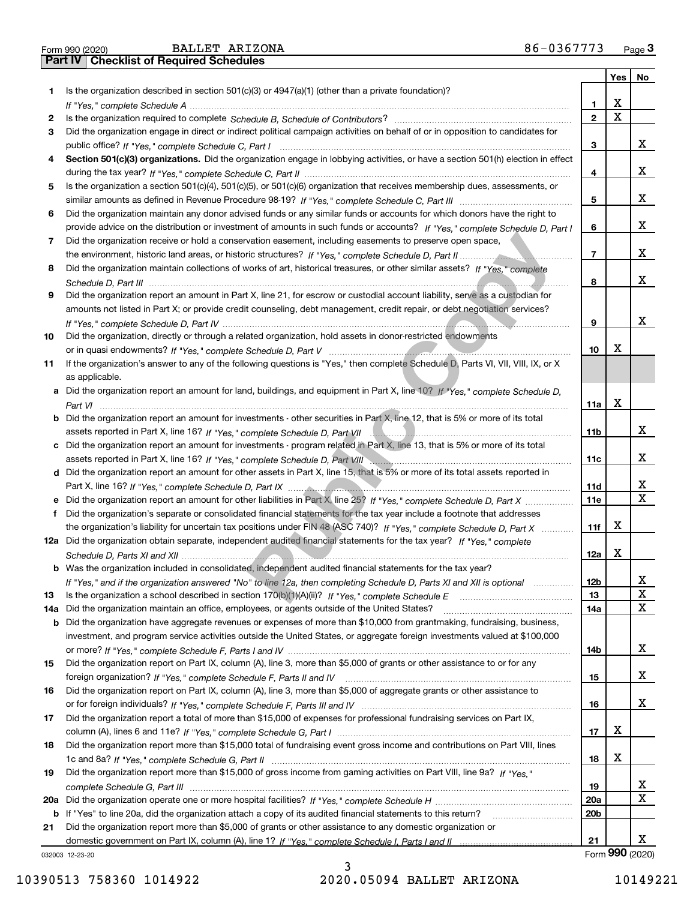Form 990 (2020) BALLET ARIZONA 86-0367773 Page **3**

## Part IV Checklist of Required Schedules

| | | | Yes | No |
|---|---|---|---|---|
| 1 | Is the organization described in section 501(c)(3) or 4947(a)(1) (other than a private foundation)? *If "Yes," complete Schedule A* | 1 | X | |
| 2 | Is the organization required to complete *Schedule B, Schedule of Contributors*? | 2 | X | |
| 3 | Did the organization engage in direct or indirect political campaign activities on behalf of or in opposition to candidates for public office? *If "Yes," complete Schedule C, Part I* | 3 | | X |
| 4 | **Section 501(c)(3) organizations.** Did the organization engage in lobbying activities, or have a section 501(h) election in effect during the tax year? *If "Yes," complete Schedule C, Part II* | 4 | | X |
| 5 | Is the organization a section 501(c)(4), 501(c)(5), or 501(c)(6) organization that receives membership dues, assessments, or similar amounts as defined in Revenue Procedure 98-19? *If "Yes," complete Schedule C, Part III* | 5 | | X |
| 6 | Did the organization maintain any donor advised funds or any similar funds or accounts for which donors have the right to provide advice on the distribution or investment of amounts in such funds or accounts? *If "Yes," complete Schedule D, Part I* | 6 | | X |
| 7 | Did the organization receive or hold a conservation easement, including easements to preserve open space, the environment, historic land areas, or historic structures? *If "Yes," complete Schedule D, Part II* | 7 | | X |
| 8 | Did the organization maintain collections of works of art, historical treasures, or other similar assets? *If "Yes," complete Schedule D, Part III* | 8 | | X |
| 9 | Did the organization report an amount in Part X, line 21, for escrow or custodial account liability, serve as a custodian for amounts not listed in Part X; or provide credit counseling, debt management, credit repair, or debt negotiation services? *If "Yes," complete Schedule D, Part IV* | 9 | | X |
| 10 | Did the organization, directly or through a related organization, hold assets in donor-restricted endowments or in quasi endowments? *If "Yes," complete Schedule D, Part V* | 10 | X | |
| 11 | If the organization's answer to any of the following questions is "Yes," then complete Schedule D, Parts VI, VII, VIII, IX, or X as applicable. | | | |
| a | Did the organization report an amount for land, buildings, and equipment in Part X, line 10? *If "Yes," complete Schedule D, Part VI* | 11a | X | |
| b | Did the organization report an amount for investments - other securities in Part X, line 12, that is 5% or more of its total assets reported in Part X, line 16? *If "Yes," complete Schedule D, Part VII* | 11b | | X |
| c | Did the organization report an amount for investments - program related in Part X, line 13, that is 5% or more of its total assets reported in Part X, line 16? *If "Yes," complete Schedule D, Part VIII* | 11c | | X |
| d | Did the organization report an amount for other assets in Part X, line 15, that is 5% or more of its total assets reported in Part X, line 16? *If "Yes," complete Schedule D, Part IX* | 11d | | X |
| e | Did the organization report an amount for other liabilities in Part X, line 25? *If "Yes," complete Schedule D, Part X* | 11e | | X |
| f | Did the organization's separate or consolidated financial statements for the tax year include a footnote that addresses the organization's liability for uncertain tax positions under FIN 48 (ASC 740)? *If "Yes," complete Schedule D, Part X* | 11f | X | |
| 12a | Did the organization obtain separate, independent audited financial statements for the tax year? *If "Yes," complete Schedule D, Parts XI and XII* | 12a | X | |
| b | Was the organization included in consolidated, independent audited financial statements for the tax year? *If "Yes," and if the organization answered "No" to line 12a, then completing Schedule D, Parts XI and XII is optional* | 12b | | X |
| 13 | Is the organization a school described in section 170(b)(1)(A)(ii)? *If "Yes," complete Schedule E* | 13 | | X |
| 14a | Did the organization maintain an office, employees, or agents outside of the United States? | 14a | | X |
| b | Did the organization have aggregate revenues or expenses of more than $10,000 from grantmaking, fundraising, business, investment, and program service activities outside the United States, or aggregate foreign investments valued at $100,000 or more? *If "Yes," complete Schedule F, Parts I and IV* | 14b | | X |
| 15 | Did the organization report on Part IX, column (A), line 3, more than $5,000 of grants or other assistance to or for any foreign organization? *If "Yes," complete Schedule F, Parts II and IV* | 15 | | X |
| 16 | Did the organization report on Part IX, column (A), line 3, more than $5,000 of aggregate grants or other assistance to or for foreign individuals? *If "Yes," complete Schedule F, Parts III and IV* | 16 | | X |
| 17 | Did the organization report a total of more than $15,000 of expenses for professional fundraising services on Part IX, column (A), lines 6 and 11e? *If "Yes," complete Schedule G, Part I* | 17 | X | |
| 18 | Did the organization report more than $15,000 total of fundraising event gross income and contributions on Part VIII, lines 1c and 8a? *If "Yes," complete Schedule G, Part II* | 18 | X | |
| 19 | Did the organization report more than $15,000 of gross income from gaming activities on Part VIII, line 9a? *If "Yes," complete Schedule G, Part III* | 19 | | X |
| 20a | Did the organization operate one or more hospital facilities? *If "Yes," complete Schedule H* | 20a | | X |
| b | If "Yes" to line 20a, did the organization attach a copy of its audited financial statements to this return? | 20b | | |
| 21 | Did the organization report more than $5,000 of grants or other assistance to any domestic organization or domestic government on Part IX, column (A), line 1? *If "Yes," complete Schedule I, Parts I and II* | 21 | | X |

032003 12-23-20

Form **990** (2020)

10390513 758360 1014922 2020.05094 BALLET ARIZONA 10149221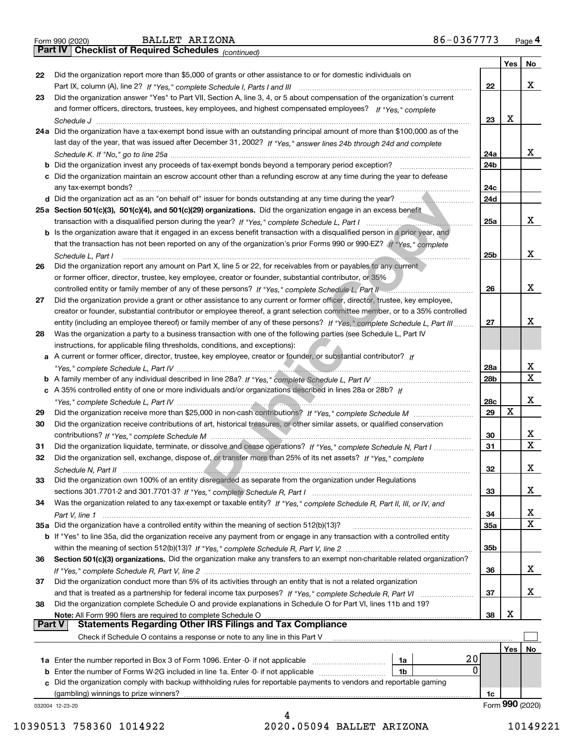Form 990 (2020) BALLET ARIZONA 86-0367773 Page 4

**Part IV Checklist of Required Schedules** *(continued)*

| | | | Yes | No |
|---|---|---|---|---|
| 22 | Did the organization report more than $5,000 of grants or other assistance to or for domestic individuals on Part IX, column (A), line 2? *If "Yes," complete Schedule I, Parts I and III* | 22 | | X |
| 23 | Did the organization answer "Yes" to Part VII, Section A, line 3, 4, or 5 about compensation of the organization's current and former officers, directors, trustees, key employees, and highest compensated employees? *If "Yes," complete Schedule J* | 23 | X | |
| 24a | Did the organization have a tax-exempt bond issue with an outstanding principal amount of more than $100,000 as of the last day of the year, that was issued after December 31, 2002? *If "Yes," answer lines 24b through 24d and complete Schedule K. If "No," go to line 25a* | 24a | | X |
| b | Did the organization invest any proceeds of tax-exempt bonds beyond a temporary period exception? | 24b | | |
| c | Did the organization maintain an escrow account other than a refunding escrow at any time during the year to defease any tax-exempt bonds? | 24c | | |
| d | Did the organization act as an "on behalf of" issuer for bonds outstanding at any time during the year? | 24d | | |
| 25a | **Section 501(c)(3), 501(c)(4), and 501(c)(29) organizations.** Did the organization engage in an excess benefit transaction with a disqualified person during the year? *If "Yes," complete Schedule L, Part I* | 25a | | X |
| b | Is the organization aware that it engaged in an excess benefit transaction with a disqualified person in a prior year, and that the transaction has not been reported on any of the organization's prior Forms 990 or 990-EZ? *If "Yes," complete Schedule L, Part I* | 25b | | X |
| 26 | Did the organization report any amount on Part X, line 5 or 22, for receivables from or payables to any current or former officer, director, trustee, key employee, creator or founder, substantial contributor, or 35% controlled entity or family member of any of these persons? *If "Yes," complete Schedule L, Part II* | 26 | | X |
| 27 | Did the organization provide a grant or other assistance to any current or former officer, director, trustee, key employee, creator or founder, substantial contributor or employee thereof, a grant selection committee member, or to a 35% controlled entity (including an employee thereof) or family member of any of these persons? *If "Yes," complete Schedule L, Part III* | 27 | | X |
| 28 | Was the organization a party to a business transaction with one of the following parties (see Schedule L, Part IV instructions, for applicable filing thresholds, conditions, and exceptions): | | | |
| a | A current or former officer, director, trustee, key employee, creator or founder, or substantial contributor? *If "Yes," complete Schedule L, Part IV* | 28a | | X |
| b | A family member of any individual described in line 28a? *If "Yes," complete Schedule L, Part IV* | 28b | | X |
| c | A 35% controlled entity of one or more individuals and/or organizations described in lines 28a or 28b? *If "Yes," complete Schedule L, Part IV* | 28c | | X |
| 29 | Did the organization receive more than $25,000 in non-cash contributions? *If "Yes," complete Schedule M* | 29 | X | |
| 30 | Did the organization receive contributions of art, historical treasures, or other similar assets, or qualified conservation contributions? *If "Yes," complete Schedule M* | 30 | | X |
| 31 | Did the organization liquidate, terminate, or dissolve and cease operations? *If "Yes," complete Schedule N, Part I* | 31 | | X |
| 32 | Did the organization sell, exchange, dispose of, or transfer more than 25% of its net assets? *If "Yes," complete Schedule N, Part II* | 32 | | X |
| 33 | Did the organization own 100% of an entity disregarded as separate from the organization under Regulations sections 301.7701-2 and 301.7701-3? *If "Yes," complete Schedule R, Part I* | 33 | | X |
| 34 | Was the organization related to any tax-exempt or taxable entity? *If "Yes," complete Schedule R, Part II, III, or IV, and Part V, line 1* | 34 | | X |
| 35a | Did the organization have a controlled entity within the meaning of section 512(b)(13)? | 35a | | X |
| b | If "Yes" to line 35a, did the organization receive any payment from or engage in any transaction with a controlled entity within the meaning of section 512(b)(13)? *If "Yes," complete Schedule R, Part V, line 2* | 35b | | |
| 36 | **Section 501(c)(3) organizations.** Did the organization make any transfers to an exempt non-charitable related organization? *If "Yes," complete Schedule R, Part V, line 2* | 36 | | X |
| 37 | Did the organization conduct more than 5% of its activities through an entity that is not a related organization and that is treated as a partnership for federal income tax purposes? *If "Yes," complete Schedule R, Part VI* | 37 | | X |
| 38 | Did the organization complete Schedule O and provide explanations in Schedule O for Part VI, lines 11b and 19? **Note:** All Form 990 filers are required to complete Schedule O | 38 | X | |

**Part V Statements Regarding Other IRS Filings and Tax Compliance**

Check if Schedule O contains a response or note to any line in this Part V ☐

| | | | | | Yes | No |
|---|---|---|---|---|---|---|
| 1a | Enter the number reported in Box 3 of Form 1096. Enter -0- if not applicable | 1a | 20 | | | |
| b | Enter the number of Forms W-2G included in line 1a. Enter -0- if not applicable | 1b | 0 | | | |
| c | Did the organization comply with backup withholding rules for reportable payments to vendors and reportable gaming (gambling) winnings to prize winners? | | | 1c | | |

032004 12-23-20 Form **990** (2020)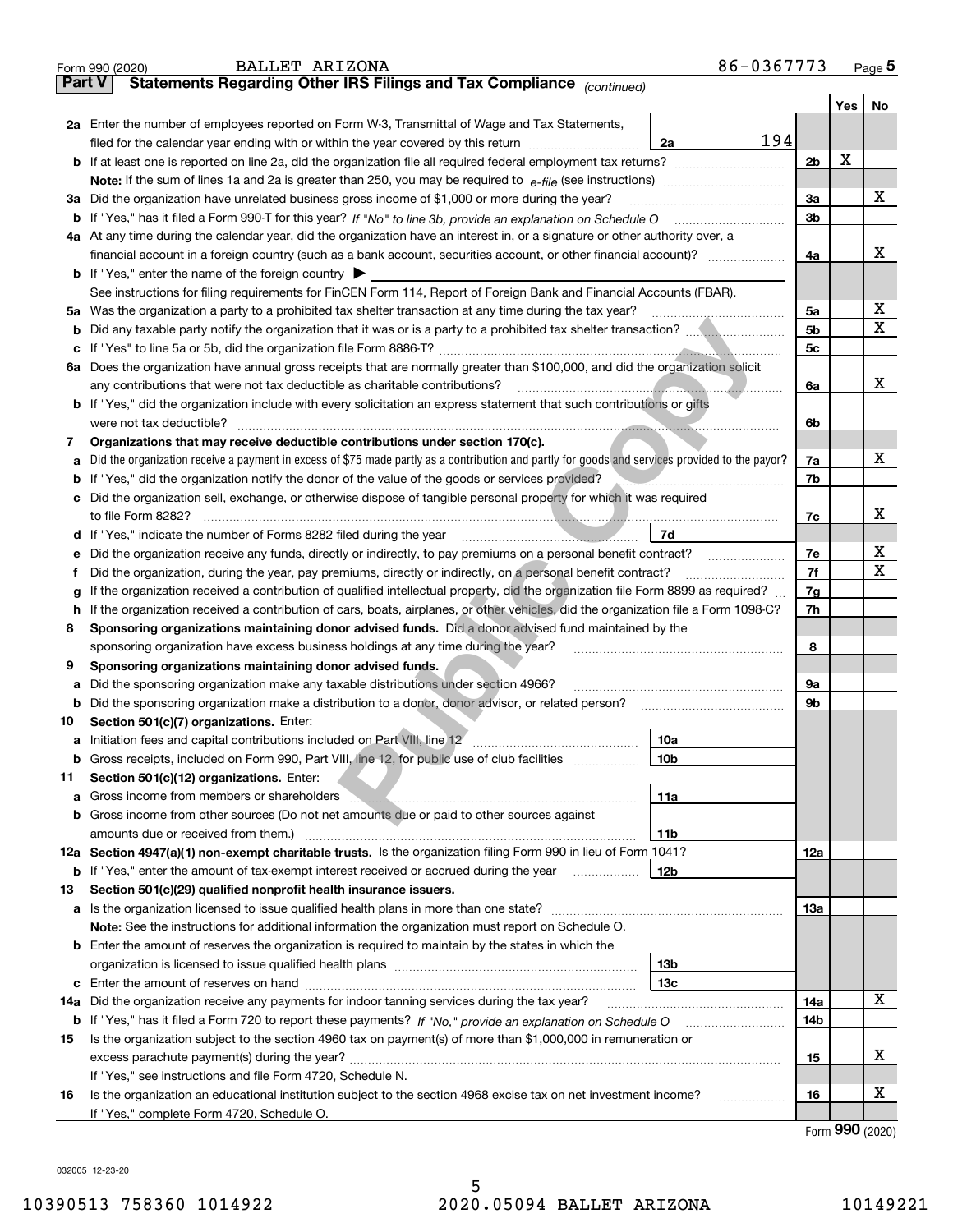Form 990 (2020) BALLET ARIZONA 86-0367773 Page 5

## Part V Statements Regarding Other IRS Filings and Tax Compliance *(continued)*

| | | | | | Yes | No |
|---|---|---|---|---|---|---|
| **2a** | Enter the number of employees reported on Form W-3, Transmittal of Wage and Tax Statements, filed for the calendar year ending with or within the year covered by this return | 2a | 194 | | | |
| **b** | If at least one is reported on line 2a, did the organization file all required federal employment tax returns? | | | 2b | X | |
| | **Note:** If the sum of lines 1a and 2a is greater than 250, you may be required to *e-file* (see instructions) | | | | | |
| **3a** | Did the organization have unrelated business gross income of $1,000 or more during the year? | | | 3a | | X |
| **b** | If "Yes," has it filed a Form 990-T for this year? *If "No" to line 3b, provide an explanation on Schedule O* | | | 3b | | |
| **4a** | At any time during the calendar year, did the organization have an interest in, or a signature or other authority over, a financial account in a foreign country (such as a bank account, securities account, or other financial account)? | | | 4a | | X |
| **b** | If "Yes," enter the name of the foreign country ▶ | | | | | |
| | See instructions for filing requirements for FinCEN Form 114, Report of Foreign Bank and Financial Accounts (FBAR). | | | | | |
| **5a** | Was the organization a party to a prohibited tax shelter transaction at any time during the tax year? | | | 5a | | X |
| **b** | Did any taxable party notify the organization that it was or is a party to a prohibited tax shelter transaction? | | | 5b | | X |
| **c** | If "Yes" to line 5a or 5b, did the organization file Form 8886-T? | | | 5c | | |
| **6a** | Does the organization have annual gross receipts that are normally greater than $100,000, and did the organization solicit any contributions that were not tax deductible as charitable contributions? | | | 6a | | X |
| **b** | If "Yes," did the organization include with every solicitation an express statement that such contributions or gifts were not tax deductible? | | | 6b | | |
| **7** | **Organizations that may receive deductible contributions under section 170(c).** | | | | | |
| **a** | Did the organization receive a payment in excess of $75 made partly as a contribution and partly for goods and services provided to the payor? | | | 7a | | X |
| **b** | If "Yes," did the organization notify the donor of the value of the goods or services provided? | | | 7b | | |
| **c** | Did the organization sell, exchange, or otherwise dispose of tangible personal property for which it was required to file Form 8282? | | | 7c | | X |
| **d** | If "Yes," indicate the number of Forms 8282 filed during the year | 7d | | | | |
| **e** | Did the organization receive any funds, directly or indirectly, to pay premiums on a personal benefit contract? | | | 7e | | X |
| **f** | Did the organization, during the year, pay premiums, directly or indirectly, on a personal benefit contract? | | | 7f | | X |
| **g** | If the organization received a contribution of qualified intellectual property, did the organization file Form 8899 as required? | | | 7g | | |
| **h** | If the organization received a contribution of cars, boats, airplanes, or other vehicles, did the organization file a Form 1098-C? | | | 7h | | |
| **8** | **Sponsoring organizations maintaining donor advised funds.** Did a donor advised fund maintained by the sponsoring organization have excess business holdings at any time during the year? | | | 8 | | |
| **9** | **Sponsoring organizations maintaining donor advised funds.** | | | | | |
| **a** | Did the sponsoring organization make any taxable distributions under section 4966? | | | 9a | | |
| **b** | Did the sponsoring organization make a distribution to a donor, donor advisor, or related person? | | | 9b | | |
| **10** | **Section 501(c)(7) organizations.** Enter: | | | | | |
| **a** | Initiation fees and capital contributions included on Part VIII, line 12 | 10a | | | | |
| **b** | Gross receipts, included on Form 990, Part VIII, line 12, for public use of club facilities | 10b | | | | |
| **11** | **Section 501(c)(12) organizations.** Enter: | | | | | |
| **a** | Gross income from members or shareholders | 11a | | | | |
| **b** | Gross income from other sources (Do not net amounts due or paid to other sources against amounts due or received from them.) | 11b | | | | |
| **12a** | **Section 4947(a)(1) non-exempt charitable trusts.** Is the organization filing Form 990 in lieu of Form 1041? | | | 12a | | |
| **b** | If "Yes," enter the amount of tax-exempt interest received or accrued during the year | 12b | | | | |
| **13** | **Section 501(c)(29) qualified nonprofit health insurance issuers.** | | | | | |
| **a** | Is the organization licensed to issue qualified health plans in more than one state? | | | 13a | | |
| | **Note:** See the instructions for additional information the organization must report on Schedule O. | | | | | |
| **b** | Enter the amount of reserves the organization is required to maintain by the states in which the organization is licensed to issue qualified health plans | 13b | | | | |
| **c** | Enter the amount of reserves on hand | 13c | | | | |
| **14a** | Did the organization receive any payments for indoor tanning services during the tax year? | | | 14a | | X |
| **b** | If "Yes," has it filed a Form 720 to report these payments? *If "No," provide an explanation on Schedule O* | | | 14b | | |
| **15** | Is the organization subject to the section 4960 tax on payment(s) of more than $1,000,000 in remuneration or excess parachute payment(s) during the year? | | | 15 | | X |
| | If "Yes," see instructions and file Form 4720, Schedule N. | | | | | |
| **16** | Is the organization an educational institution subject to the section 4968 excise tax on net investment income? | | | 16 | | X |
| | If "Yes," complete Form 4720, Schedule O. | | | | | |

Form **990** (2020)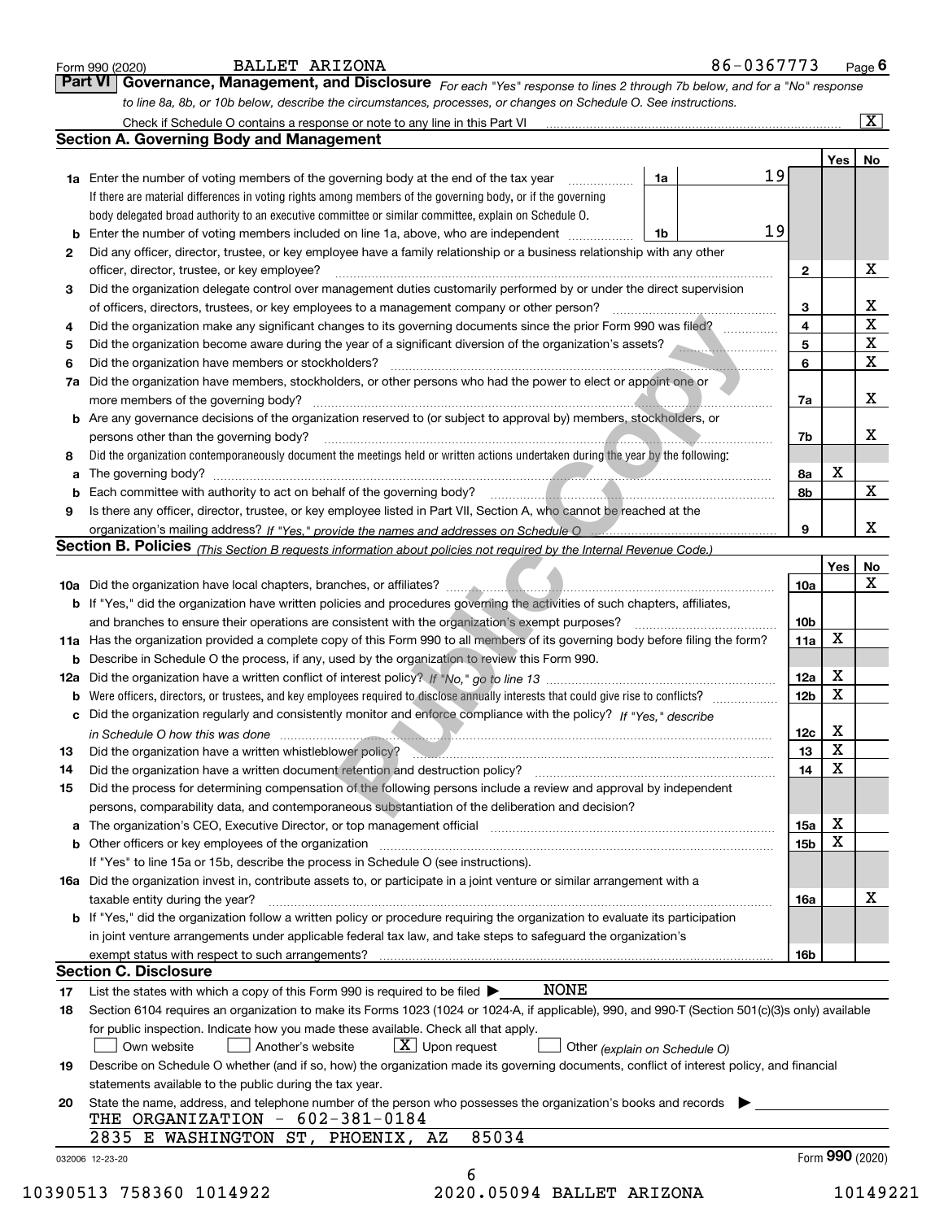Form 990 (2020) BALLET ARIZONA 86-0367773 Page 6

## Part VI Governance, Management, and Disclosure

*For each "Yes" response to lines 2 through 7b below, and for a "No" response to line 8a, 8b, or 10b below, describe the circumstances, processes, or changes on Schedule O. See instructions.*

Check if Schedule O contains a response or note to any line in this Part VI ... [X]

### Section A. Governing Body and Management

| | | | | Yes | No |
|---|---|---|---|---|---|
| 1a | Enter the number of voting members of the governing body at the end of the tax year | 1a | 19 | | |
| | If there are material differences in voting rights among members of the governing body, or if the governing body delegated broad authority to an executive committee or similar committee, explain on Schedule O. | | | | |
| b | Enter the number of voting members included on line 1a, above, who are independent | 1b | 19 | | |
| 2 | Did any officer, director, trustee, or key employee have a family relationship or a business relationship with any other officer, director, trustee, or key employee? | 2 | | | X |
| 3 | Did the organization delegate control over management duties customarily performed by or under the direct supervision of officers, directors, trustees, or key employees to a management company or other person? | 3 | | | X |
| 4 | Did the organization make any significant changes to its governing documents since the prior Form 990 was filed? | 4 | | | X |
| 5 | Did the organization become aware during the year of a significant diversion of the organization's assets? | 5 | | | X |
| 6 | Did the organization have members or stockholders? | 6 | | | X |
| 7a | Did the organization have members, stockholders, or other persons who had the power to elect or appoint one or more members of the governing body? | 7a | | | X |
| b | Are any governance decisions of the organization reserved to (or subject to approval by) members, stockholders, or persons other than the governing body? | 7b | | | X |
| 8 | Did the organization contemporaneously document the meetings held or written actions undertaken during the year by the following: | | | | |
| a | The governing body? | 8a | | X | |
| b | Each committee with authority to act on behalf of the governing body? | 8b | | | X |
| 9 | Is there any officer, director, trustee, or key employee listed in Part VII, Section A, who cannot be reached at the organization's mailing address? *If "Yes," provide the names and addresses on Schedule O* | 9 | | | X |

### Section B. Policies *(This Section B requests information about policies not required by the Internal Revenue Code.)*

| | | | Yes | No |
|---|---|---|---|---|
| 10a | Did the organization have local chapters, branches, or affiliates? | 10a | | X |
| b | If "Yes," did the organization have written policies and procedures governing the activities of such chapters, affiliates, and branches to ensure their operations are consistent with the organization's exempt purposes? | 10b | | |
| 11a | Has the organization provided a complete copy of this Form 990 to all members of its governing body before filing the form? | 11a | X | |
| b | Describe in Schedule O the process, if any, used by the organization to review this Form 990. | | | |
| 12a | Did the organization have a written conflict of interest policy? *If "No," go to line 13* | 12a | X | |
| b | Were officers, directors, or trustees, and key employees required to disclose annually interests that could give rise to conflicts? | 12b | X | |
| c | Did the organization regularly and consistently monitor and enforce compliance with the policy? *If "Yes," describe in Schedule O how this was done* | 12c | X | |
| 13 | Did the organization have a written whistleblower policy? | 13 | X | |
| 14 | Did the organization have a written document retention and destruction policy? | 14 | X | |
| 15 | Did the process for determining compensation of the following persons include a review and approval by independent persons, comparability data, and contemporaneous substantiation of the deliberation and decision? | | | |
| a | The organization's CEO, Executive Director, or top management official | 15a | X | |
| b | Other officers or key employees of the organization | 15b | X | |
| | If "Yes" to line 15a or 15b, describe the process in Schedule O (see instructions). | | | |
| 16a | Did the organization invest in, contribute assets to, or participate in a joint venture or similar arrangement with a taxable entity during the year? | 16a | | X |
| b | If "Yes," did the organization follow a written policy or procedure requiring the organization to evaluate its participation in joint venture arrangements under applicable federal tax law, and take steps to safeguard the organization's exempt status with respect to such arrangements? | 16b | | |

### Section C. Disclosure

17 List the states with which a copy of this Form 990 is required to be filed ▶ NONE

18 Section 6104 requires an organization to make its Forms 1023 (1024 or 1024-A, if applicable), 990, and 990-T (Section 501(c)(3)s only) available for public inspection. Indicate how you made these available. Check all that apply.

[ ] Own website [ ] Another's website [X] Upon request [ ] Other *(explain on Schedule O)*

19 Describe on Schedule O whether (and if so, how) the organization made its governing documents, conflict of interest policy, and financial statements available to the public during the tax year.

20 State the name, address, and telephone number of the person who possesses the organization's books and records ▶

THE ORGANIZATION - 602-381-0184
2835 E WASHINGTON ST, PHOENIX, AZ 85034

032006 12-23-20 Form **990** (2020)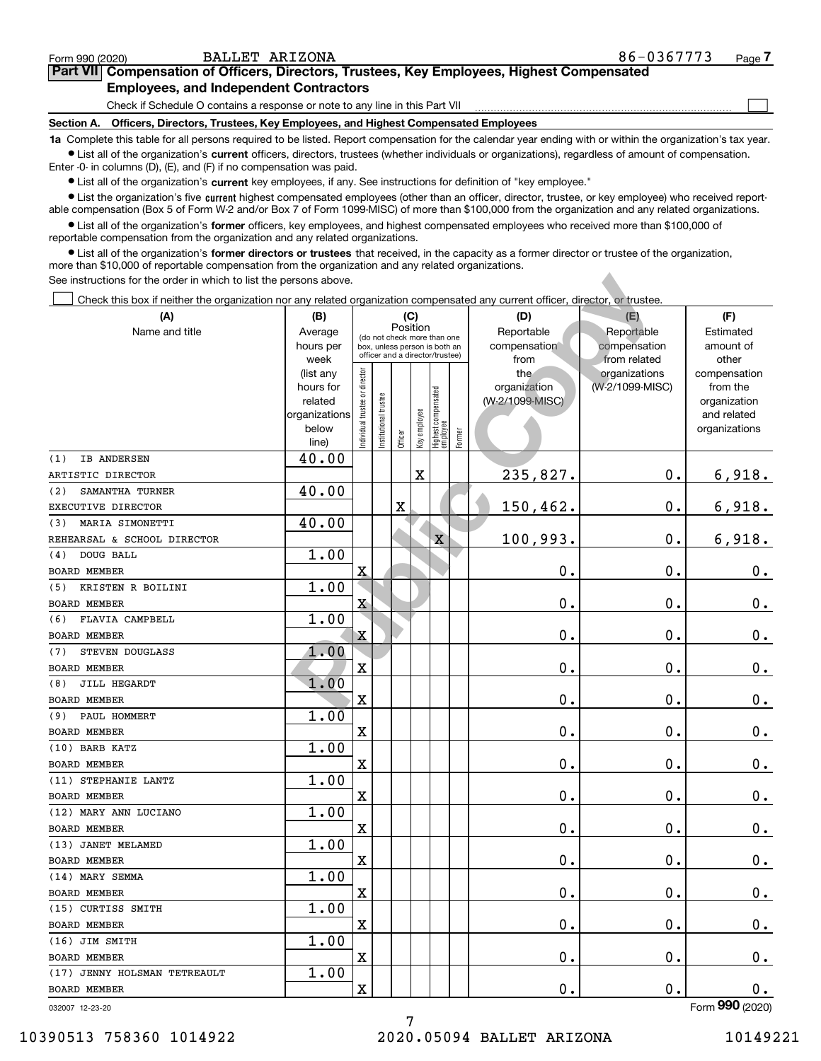Form 990 (2020) BALLET ARIZONA 86-0367773

## Part VII Compensation of Officers, Directors, Trustees, Key Employees, Highest Compensated Employees, and Independent Contractors

Check if Schedule O contains a response or note to any line in this Part VII ☐

### Section A. Officers, Directors, Trustees, Key Employees, and Highest Compensated Employees

**1a** Complete this table for all persons required to be listed. Report compensation for the calendar year ending with or within the organization's tax year.

- List all of the organization's **current** officers, directors, trustees (whether individuals or organizations), regardless of amount of compensation. Enter -0- in columns (D), (E), and (F) if no compensation was paid.
- List all of the organization's **current** key employees, if any. See instructions for definition of "key employee."
- List the organization's five **current** highest compensated employees (other than an officer, director, trustee, or key employee) who received reportable compensation (Box 5 of Form W-2 and/or Box 7 of Form 1099-MISC) of more than $100,000 from the organization and any related organizations.
- List all of the organization's **former** officers, key employees, and highest compensated employees who received more than $100,000 of reportable compensation from the organization and any related organizations.
- List all of the organization's **former directors or trustees** that received, in the capacity as a former director or trustee of the organization, more than $10,000 of reportable compensation from the organization and any related organizations.

See instructions for the order in which to list the persons above.

☐ Check this box if neither the organization nor any related organization compensated any current officer, director, or trustee.

| (A) Name and title | (B) Average hours per week (list any hours for related organizations below line) | (C) Position: Individual trustee or director | Institutional trustee | Officer | Key employee | Highest compensated employee | Former | (D) Reportable compensation from the organization (W-2/1099-MISC) | (E) Reportable compensation from related organizations (W-2/1099-MISC) | (F) Estimated amount of other compensation from the organization and related organizations |
|---|---|---|---|---|---|---|---|---|---|---|
| (1) IB ANDERSEN<br>ARTISTIC DIRECTOR | 40.00 | | | | X | | | 235,827. | 0. | 6,918. |
| (2) SAMANTHA TURNER<br>EXECUTIVE DIRECTOR | 40.00 | | | X | | | | 150,462. | 0. | 6,918. |
| (3) MARIA SIMONETTI<br>REHEARSAL & SCHOOL DIRECTOR | 40.00 | | | | | X | | 100,993. | 0. | 6,918. |
| (4) DOUG BALL<br>BOARD MEMBER | 1.00 | X | | | | | | 0. | 0. | 0. |
| (5) KRISTEN R BOILINI<br>BOARD MEMBER | 1.00 | X | | | | | | 0. | 0. | 0. |
| (6) FLAVIA CAMPBELL<br>BOARD MEMBER | 1.00 | X | | | | | | 0. | 0. | 0. |
| (7) STEVEN DOUGLASS<br>BOARD MEMBER | 1.00 | X | | | | | | 0. | 0. | 0. |
| (8) JILL HEGARDT<br>BOARD MEMBER | 1.00 | X | | | | | | 0. | 0. | 0. |
| (9) PAUL HOMMERT<br>BOARD MEMBER | 1.00 | X | | | | | | 0. | 0. | 0. |
| (10) BARB KATZ<br>BOARD MEMBER | 1.00 | X | | | | | | 0. | 0. | 0. |
| (11) STEPHANIE LANTZ<br>BOARD MEMBER | 1.00 | X | | | | | | 0. | 0. | 0. |
| (12) MARY ANN LUCIANO<br>BOARD MEMBER | 1.00 | X | | | | | | 0. | 0. | 0. |
| (13) JANET MELAMED<br>BOARD MEMBER | 1.00 | X | | | | | | 0. | 0. | 0. |
| (14) MARY SEMMA<br>BOARD MEMBER | 1.00 | X | | | | | | 0. | 0. | 0. |
| (15) CURTISS SMITH<br>BOARD MEMBER | 1.00 | X | | | | | | 0. | 0. | 0. |
| (16) JIM SMITH<br>BOARD MEMBER | 1.00 | X | | | | | | 0. | 0. | 0. |
| (17) JENNY HOLSMAN TETREAULT<br>BOARD MEMBER | 1.00 | X | | | | | | 0. | 0. | 0. |

032007 12-23-20

Form 990 (2020)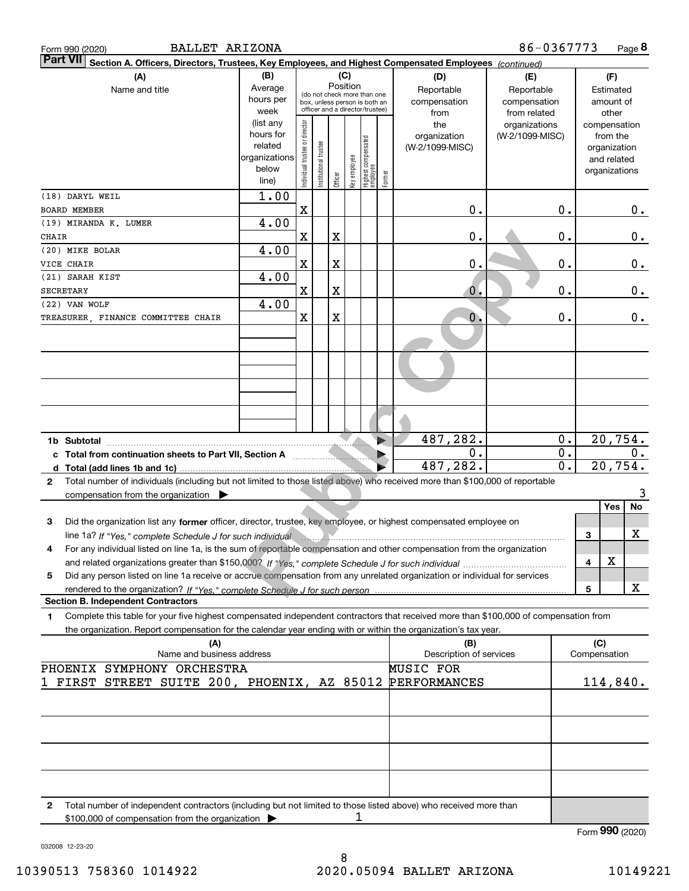Form 990 (2020) BALLET ARIZONA 86-0367773

## Part VII Section A. Officers, Directors, Trustees, Key Employees, and Highest Compensated Employees *(continued)*

| (A) Name and title | (B) Average hours per week (list any hours for related organizations below line) | (C) Position: Individual trustee or director | Institutional trustee | Officer | Key employee | Highest compensated employee | Former | (D) Reportable compensation from the organization (W-2/1099-MISC) | (E) Reportable compensation from related organizations (W-2/1099-MISC) | (F) Estimated amount of other compensation from the organization and related organizations |
|---|---|---|---|---|---|---|---|---|---|---|
| (18) DARYL WEIL BOARD MEMBER | 1.00 | X | | | | | | 0. | 0. | 0. |
| (19) MIRANDA K. LUMER CHAIR | 4.00 | X | | X | | | | 0. | 0. | 0. |
| (20) MIKE BOLAR VICE CHAIR | 4.00 | X | | X | | | | 0. | 0. | 0. |
| (21) SARAH KIST SECRETARY | 4.00 | X | | X | | | | 0. | 0. | 0. |
| (22) VAN WOLF TREASURER, FINANCE COMMITTEE CHAIR | 4.00 | X | | X | | | | 0. | 0. | 0. |
| **1b Subtotal** | | | | | | | | 487,282. | 0. | 20,754. |
| **c Total from continuation sheets to Part VII, Section A** | | | | | | | | 0. | 0. | 0. |
| **d Total (add lines 1b and 1c)** | | | | | | | | 487,282. | 0. | 20,754. |

2 Total number of individuals (including but not limited to those listed above) who received more than $100,000 of reportable compensation from the organization ▶ 3

| | | Yes | No |
|---|---|---|---|
| 3 Did the organization list any **former** officer, director, trustee, key employee, or highest compensated employee on line 1a? *If "Yes," complete Schedule J for such individual* | 3 | | X |
| 4 For any individual listed on line 1a, is the sum of reportable compensation and other compensation from the organization and related organizations greater than $150,000? *If "Yes," complete Schedule J for such individual* | 4 | X | |
| 5 Did any person listed on line 1a receive or accrue compensation from any unrelated organization or individual for services rendered to the organization? *If "Yes," complete Schedule J for such person* | 5 | | X |

### Section B. Independent Contractors

1 Complete this table for your five highest compensated independent contractors that received more than $100,000 of compensation from the organization. Report compensation for the calendar year ending with or within the organization's tax year.

| (A) Name and business address | (B) Description of services | (C) Compensation |
|---|---|---|
| PHOENIX SYMPHONY ORCHESTRA 1 FIRST STREET SUITE 200, PHOENIX, AZ 85012 | MUSIC FOR PERFORMANCES | 114,840. |
| | | |
| | | |
| | | |
| | | |

2 Total number of independent contractors (including but not limited to those listed above) who received more than $100,000 of compensation from the organization ▶ 1

Form **990** (2020)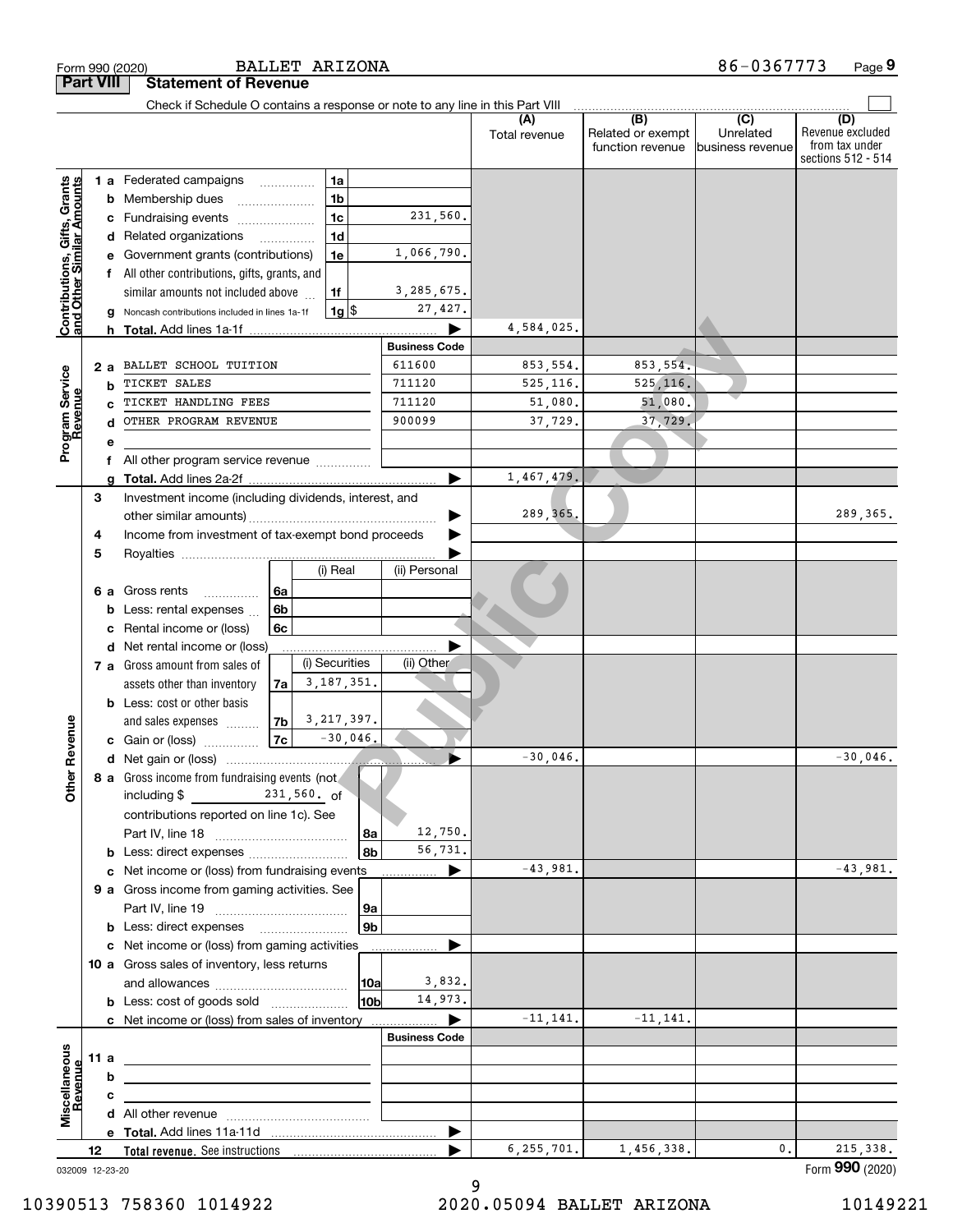Form 990 (2020) BALLET ARIZONA 86-0367773

## Part VIII Statement of Revenue

Check if Schedule O contains a response or note to any line in this Part VIII

| | | | | (A) Total revenue | (B) Related or exempt function revenue | (C) Unrelated business revenue | (D) Revenue excluded from tax under sections 512 - 514 |
|---|---|---|---|---|---|---|---|
| **Contributions, Gifts, Grants and Other Similar Amounts** | 1 a Federated campaigns | 1a | | | | | |
| | b Membership dues | 1b | | | | | |
| | c Fundraising events | 1c | 231,560. | | | | |
| | d Related organizations | 1d | | | | | |
| | e Government grants (contributions) | 1e | 1,066,790. | | | | |
| | f All other contributions, gifts, grants, and similar amounts not included above | 1f | 3,285,675. | | | | |
| | g Noncash contributions included in lines 1a-1f | 1g $ | 27,427. | | | | |
| | h **Total.** Add lines 1a-1f | | | 4,584,025. | | | |
| **Program Service Revenue** | | | **Business Code** | | | | |
| | 2 a BALLET SCHOOL TUITION | | 611600 | 853,554. | 853,554. | | |
| | b TICKET SALES | | 711120 | 525,116. | 525,116. | | |
| | c TICKET HANDLING FEES | | 711120 | 51,080. | 51,080. | | |
| | d OTHER PROGRAM REVENUE | | 900099 | 37,729. | 37,729. | | |
| | e | | | | | | |
| | f All other program service revenue | | | | | | |
| | g **Total.** Add lines 2a-2f | | | 1,467,479. | | | |
| **Other Revenue** | 3 Investment income (including dividends, interest, and other similar amounts) | | | 289,365. | | | 289,365. |
| | 4 Income from investment of tax-exempt bond proceeds | | | | | | |
| | 5 Royalties | | | | | | |
| | | | (i) Real / (ii) Personal | | | | |
| | 6 a Gross rents | 6a | | | | | |
| | b Less: rental expenses | 6b | | | | | |
| | c Rental income or (loss) | 6c | | | | | |
| | d Net rental income or (loss) | | | | | | |
| | 7 a Gross amount from sales of assets other than inventory | 7a | (i) Securities 3,187,351. / (ii) Other | | | | |
| | b Less: cost or other basis and sales expenses | 7b | (i) 3,217,397. | | | | |
| | c Gain or (loss) | 7c | (i) -30,046. | | | | |
| | d Net gain or (loss) | | | -30,046. | | | -30,046. |
| | 8 a Gross income from fundraising events (not including $ 231,560. of contributions reported on line 1c). See Part IV, line 18 | 8a | 12,750. | | | | |
| | b Less: direct expenses | 8b | 56,731. | | | | |
| | c Net income or (loss) from fundraising events | | | -43,981. | | | -43,981. |
| | 9 a Gross income from gaming activities. See Part IV, line 19 | 9a | | | | | |
| | b Less: direct expenses | 9b | | | | | |
| | c Net income or (loss) from gaming activities | | | | | | |
| | 10 a Gross sales of inventory, less returns and allowances | 10a | 3,832. | | | | |
| | b Less: cost of goods sold | 10b | 14,973. | | | | |
| | c Net income or (loss) from sales of inventory | | | -11,141. | -11,141. | | |
| **Miscellaneous Revenue** | | | **Business Code** | | | | |
| | 11 a | | | | | | |
| | b | | | | | | |
| | c | | | | | | |
| | d All other revenue | | | | | | |
| | e **Total.** Add lines 11a-11d | | | | | | |
| | 12 **Total revenue.** See instructions | | | 6,255,701. | 1,456,338. | 0. | 215,338. |

032009 12-23-20

Form **990** (2020)

10390513 758360 1014922 2020.05094 BALLET ARIZONA 10149221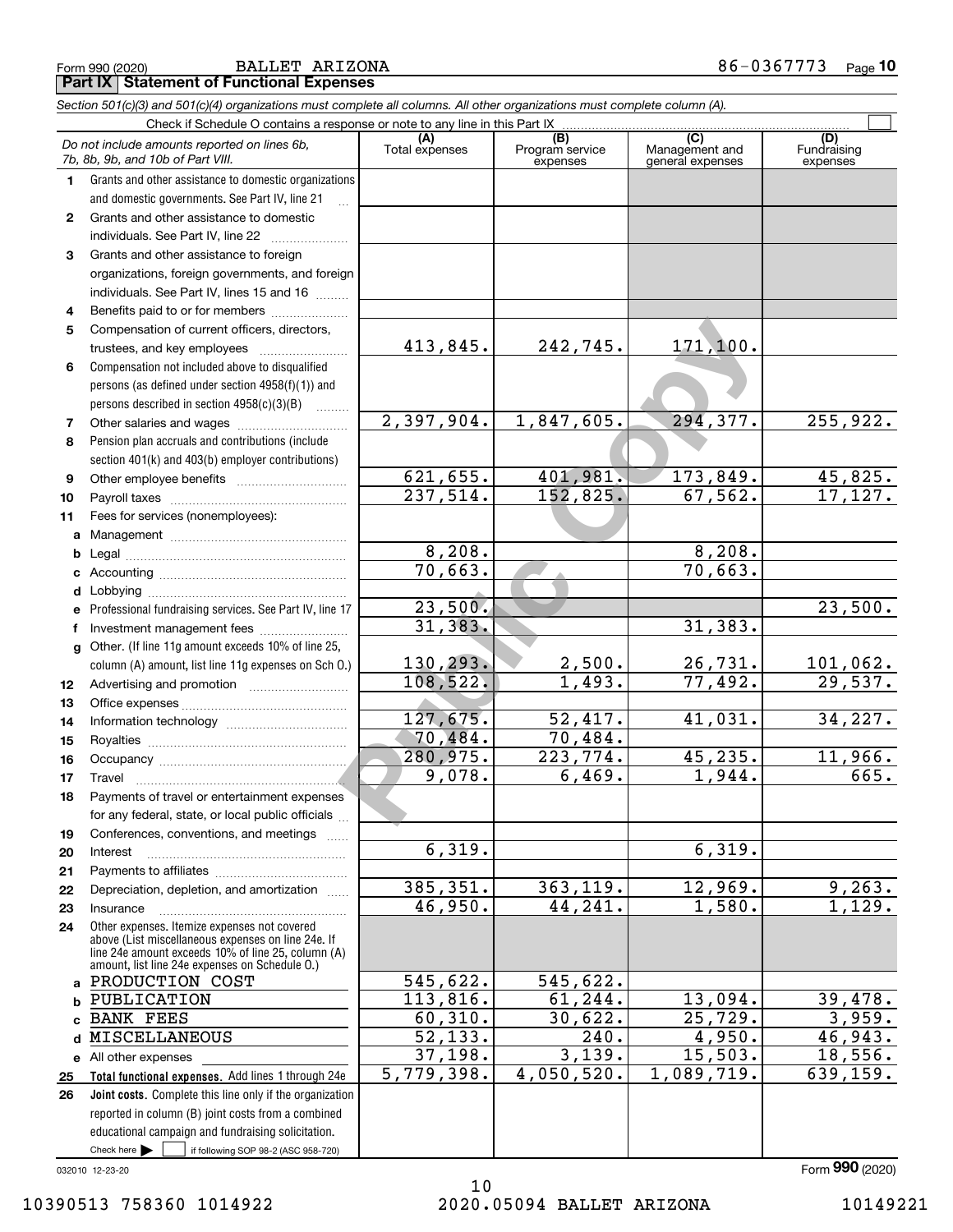Form 990 (2020) BALLET ARIZONA 86-0367773

## Part IX Statement of Functional Expenses

*Section 501(c)(3) and 501(c)(4) organizations must complete all columns. All other organizations must complete column (A).*

Check if Schedule O contains a response or note to any line in this Part IX ☐

| *Do not include amounts reported on lines 6b, 7b, 8b, 9b, and 10b of Part VIII.* | (A) Total expenses | (B) Program service expenses | (C) Management and general expenses | (D) Fundraising expenses |
|---|---|---|---|---|
| 1 Grants and other assistance to domestic organizations and domestic governments. See Part IV, line 21 | | | | |
| 2 Grants and other assistance to domestic individuals. See Part IV, line 22 | | | | |
| 3 Grants and other assistance to foreign organizations, foreign governments, and foreign individuals. See Part IV, lines 15 and 16 | | | | |
| 4 Benefits paid to or for members | | | | |
| 5 Compensation of current officers, directors, trustees, and key employees | 413,845. | 242,745. | 171,100. | |
| 6 Compensation not included above to disqualified persons (as defined under section 4958(f)(1)) and persons described in section 4958(c)(3)(B) | | | | |
| 7 Other salaries and wages | 2,397,904. | 1,847,605. | 294,377. | 255,922. |
| 8 Pension plan accruals and contributions (include section 401(k) and 403(b) employer contributions) | | | | |
| 9 Other employee benefits | 621,655. | 401,981. | 173,849. | 45,825. |
| 10 Payroll taxes | 237,514. | 152,825. | 67,562. | 17,127. |
| 11 Fees for services (nonemployees): | | | | |
| a Management | | | | |
| b Legal | 8,208. | | 8,208. | |
| c Accounting | 70,663. | | 70,663. | |
| d Lobbying | | | | |
| e Professional fundraising services. See Part IV, line 17 | 23,500. | | | 23,500. |
| f Investment management fees | 31,383. | | 31,383. | |
| g Other. (If line 11g amount exceeds 10% of line 25, column (A) amount, list line 11g expenses on Sch O.) | 130,293. | 2,500. | 26,731. | 101,062. |
| 12 Advertising and promotion | 108,522. | 1,493. | 77,492. | 29,537. |
| 13 Office expenses | | | | |
| 14 Information technology | 127,675. | 52,417. | 41,031. | 34,227. |
| 15 Royalties | 70,484. | 70,484. | | |
| 16 Occupancy | 280,975. | 223,774. | 45,235. | 11,966. |
| 17 Travel | 9,078. | 6,469. | 1,944. | 665. |
| 18 Payments of travel or entertainment expenses for any federal, state, or local public officials | | | | |
| 19 Conferences, conventions, and meetings | | | | |
| 20 Interest | 6,319. | | 6,319. | |
| 21 Payments to affiliates | | | | |
| 22 Depreciation, depletion, and amortization | 385,351. | 363,119. | 12,969. | 9,263. |
| 23 Insurance | 46,950. | 44,241. | 1,580. | 1,129. |
| 24 Other expenses. Itemize expenses not covered above (List miscellaneous expenses on line 24e. If line 24e amount exceeds 10% of line 25, column (A) amount, list line 24e expenses on Schedule O.) | | | | |
| a PRODUCTION COST | 545,622. | 545,622. | | |
| b PUBLICATION | 113,816. | 61,244. | 13,094. | 39,478. |
| c BANK FEES | 60,310. | 30,622. | 25,729. | 3,959. |
| d MISCELLANEOUS | 52,133. | 240. | 4,950. | 46,943. |
| e All other expenses | 37,198. | 3,139. | 15,503. | 18,556. |
| 25 **Total functional expenses.** Add lines 1 through 24e | 5,779,398. | 4,050,520. | 1,089,719. | 639,159. |
| 26 **Joint costs.** Complete this line only if the organization reported in column (B) joint costs from a combined educational campaign and fundraising solicitation. Check here ☐ if following SOP 98-2 (ASC 958-720) | | | | |

032010 12-23-20

Form **990** (2020)

10390513 758360 1014922 2020.05094 BALLET ARIZONA 10149221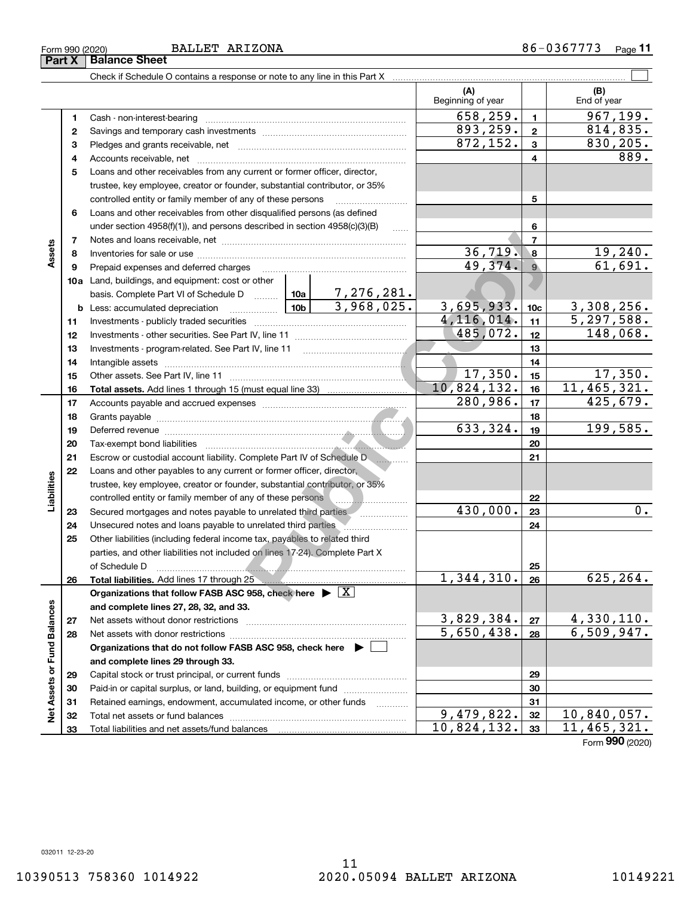Form 990 (2020) BALLET ARIZONA 86-0367773

## Part X Balance Sheet

Check if Schedule O contains a response or note to any line in this Part X ☐

| | | | | (A) Beginning of year | | (B) End of year |
|---|---|---|---|---|---|---|
| Assets | 1 | Cash - non-interest-bearing | | 658,259. | 1 | 967,199. |
| | 2 | Savings and temporary cash investments | | 893,259. | 2 | 814,835. |
| | 3 | Pledges and grants receivable, net | | 872,152. | 3 | 830,205. |
| | 4 | Accounts receivable, net | | | 4 | 889. |
| | 5 | Loans and other receivables from any current or former officer, director, trustee, key employee, creator or founder, substantial contributor, or 35% controlled entity or family member of any of these persons | | | 5 | |
| | 6 | Loans and other receivables from other disqualified persons (as defined under section 4958(f)(1)), and persons described in section 4958(c)(3)(B) | | | 6 | |
| | 7 | Notes and loans receivable, net | | | 7 | |
| | 8 | Inventories for sale or use | | 36,719. | 8 | 19,240. |
| | 9 | Prepaid expenses and deferred charges | | 49,374. | 9 | 61,691. |
| | 10a | Land, buildings, and equipment: cost or other basis. Complete Part VI of Schedule D | 10a 7,276,281. | | | |
| | b | Less: accumulated depreciation | 10b 3,968,025. | 3,695,933. | 10c | 3,308,256. |
| | 11 | Investments - publicly traded securities | | 4,116,014. | 11 | 5,297,588. |
| | 12 | Investments - other securities. See Part IV, line 11 | | 485,072. | 12 | 148,068. |
| | 13 | Investments - program-related. See Part IV, line 11 | | | 13 | |
| | 14 | Intangible assets | | | 14 | |
| | 15 | Other assets. See Part IV, line 11 | | 17,350. | 15 | 17,350. |
| | 16 | **Total assets.** Add lines 1 through 15 (must equal line 33) | | 10,824,132. | 16 | 11,465,321. |
| Liabilities | 17 | Accounts payable and accrued expenses | | 280,986. | 17 | 425,679. |
| | 18 | Grants payable | | | 18 | |
| | 19 | Deferred revenue | | 633,324. | 19 | 199,585. |
| | 20 | Tax-exempt bond liabilities | | | 20 | |
| | 21 | Escrow or custodial account liability. Complete Part IV of Schedule D | | | 21 | |
| | 22 | Loans and other payables to any current or former officer, director, trustee, key employee, creator or founder, substantial contributor, or 35% controlled entity or family member of any of these persons | | | 22 | |
| | 23 | Secured mortgages and notes payable to unrelated third parties | | 430,000. | 23 | 0. |
| | 24 | Unsecured notes and loans payable to unrelated third parties | | | 24 | |
| | 25 | Other liabilities (including federal income tax, payables to related third parties, and other liabilities not included on lines 17-24). Complete Part X of Schedule D | | | 25 | |
| | 26 | **Total liabilities.** Add lines 17 through 25 | | 1,344,310. | 26 | 625,264. |
| Net Assets or Fund Balances | | **Organizations that follow FASB ASC 958, check here ▶ ☒ and complete lines 27, 28, 32, and 33.** | | | | |
| | 27 | Net assets without donor restrictions | | 3,829,384. | 27 | 4,330,110. |
| | 28 | Net assets with donor restrictions | | 5,650,438. | 28 | 6,509,947. |
| | | **Organizations that do not follow FASB ASC 958, check here ▶ ☐ and complete lines 29 through 33.** | | | | |
| | 29 | Capital stock or trust principal, or current funds | | | 29 | |
| | 30 | Paid-in or capital surplus, or land, building, or equipment fund | | | 30 | |
| | 31 | Retained earnings, endowment, accumulated income, or other funds | | | 31 | |
| | 32 | Total net assets or fund balances | | 9,479,822. | 32 | 10,840,057. |
| | 33 | Total liabilities and net assets/fund balances | | 10,824,132. | 33 | 11,465,321. |

Form **990** (2020)

032011 12-23-20

10390513 758360 1014922 2020.05094 BALLET ARIZONA 10149221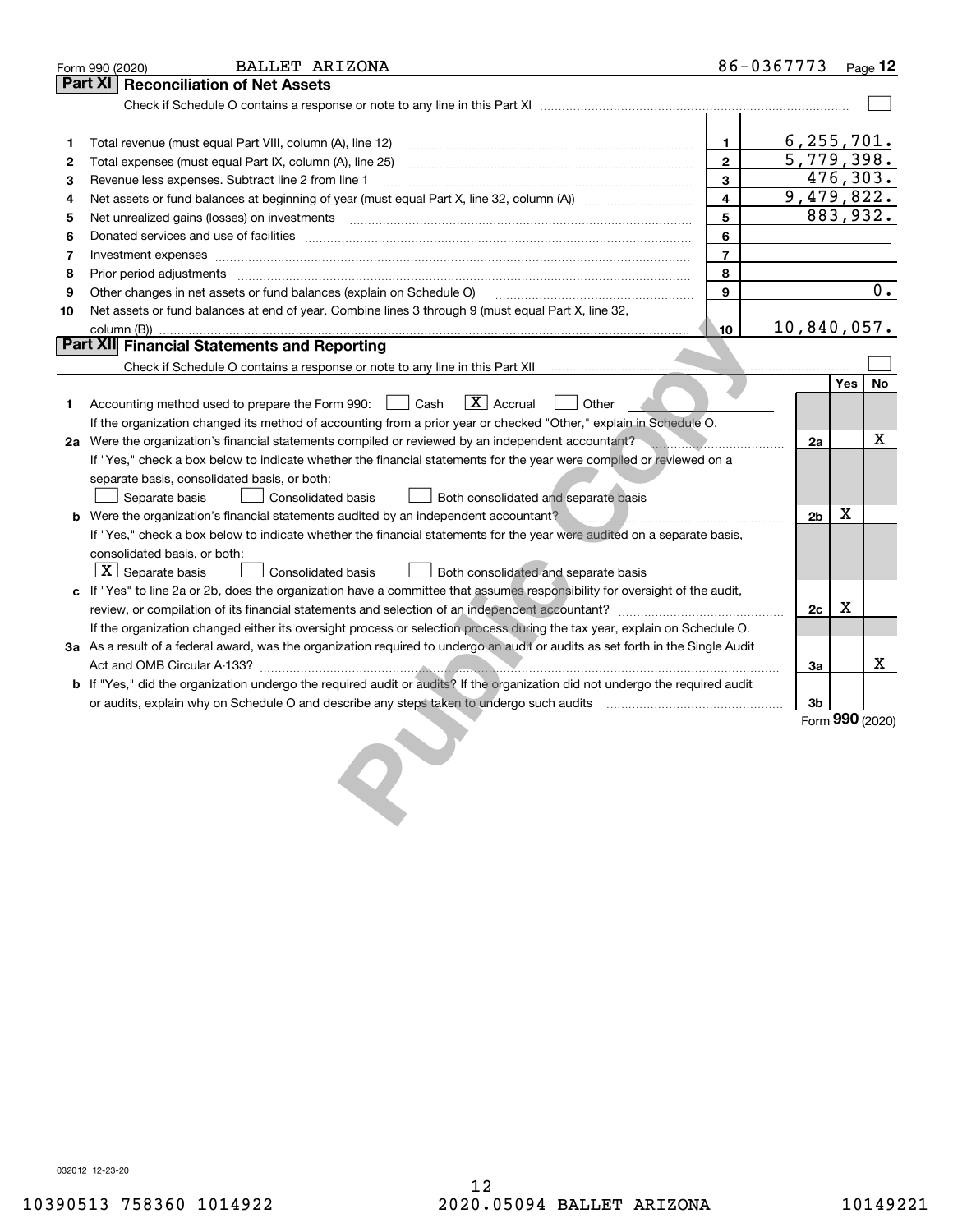Form 990 (2020) BALLET ARIZONA 86-0367773

## Part XI Reconciliation of Net Assets

Check if Schedule O contains a response or note to any line in this Part XI

| | | | |
|---|---|---|---|
| 1 | Total revenue (must equal Part VIII, column (A), line 12) | 1 | 6,255,701. |
| 2 | Total expenses (must equal Part IX, column (A), line 25) | 2 | 5,779,398. |
| 3 | Revenue less expenses. Subtract line 2 from line 1 | 3 | 476,303. |
| 4 | Net assets or fund balances at beginning of year (must equal Part X, line 32, column (A)) | 4 | 9,479,822. |
| 5 | Net unrealized gains (losses) on investments | 5 | 883,932. |
| 6 | Donated services and use of facilities | 6 | |
| 7 | Investment expenses | 7 | |
| 8 | Prior period adjustments | 8 | |
| 9 | Other changes in net assets or fund balances (explain on Schedule O) | 9 | 0. |
| 10 | Net assets or fund balances at end of year. Combine lines 3 through 9 (must equal Part X, line 32, column (B)) | 10 | 10,840,057. |

## Part XII Financial Statements and Reporting

Check if Schedule O contains a response or note to any line in this Part XII

| | | | Yes | No |
|---|---|---|---|---|
| 1 | Accounting method used to prepare the Form 990: ☐ Cash ☒ Accrual ☐ Other<br>If the organization changed its method of accounting from a prior year or checked "Other," explain in Schedule O. | | | |
| 2a | Were the organization's financial statements compiled or reviewed by an independent accountant?<br>If "Yes," check a box below to indicate whether the financial statements for the year were compiled or reviewed on a separate basis, consolidated basis, or both:<br>☐ Separate basis ☐ Consolidated basis ☐ Both consolidated and separate basis | 2a | | X |
| b | Were the organization's financial statements audited by an independent accountant?<br>If "Yes," check a box below to indicate whether the financial statements for the year were audited on a separate basis, consolidated basis, or both:<br>☒ Separate basis ☐ Consolidated basis ☐ Both consolidated and separate basis | 2b | X | |
| c | If "Yes" to line 2a or 2b, does the organization have a committee that assumes responsibility for oversight of the audit, review, or compilation of its financial statements and selection of an independent accountant?<br>If the organization changed either its oversight process or selection process during the tax year, explain on Schedule O. | 2c | X | |
| 3a | As a result of a federal award, was the organization required to undergo an audit or audits as set forth in the Single Audit Act and OMB Circular A-133? | 3a | | X |
| b | If "Yes," did the organization undergo the required audit or audits? If the organization did not undergo the required audit or audits, explain why on Schedule O and describe any steps taken to undergo such audits | 3b | | |

Form 990 (2020)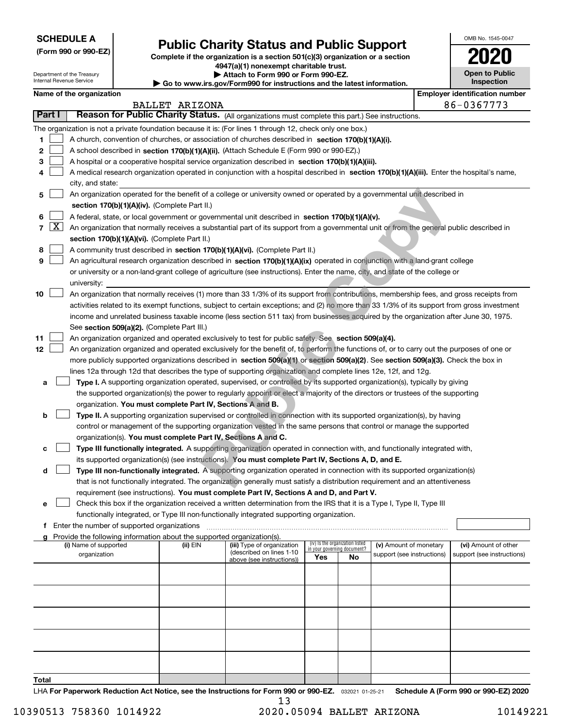**SCHEDULE A**
**(Form 990 or 990-EZ)**

Department of the Treasury
Internal Revenue Service

# Public Charity Status and Public Support

**Complete if the organization is a section 501(c)(3) organization or a section 4947(a)(1) nonexempt charitable trust.**
**▶ Attach to Form 990 or Form 990-EZ.**
**▶ Go to www.irs.gov/Form990 for instructions and the latest information.**

OMB No. 1545-0047

**2020**

**Open to Public Inspection**

**Name of the organization**
BALLET ARIZONA

**Employer identification number**
86-0367773

## Part I Reason for Public Charity Status. (All organizations must complete this part.) See instructions.

The organization is not a private foundation because it is: (For lines 1 through 12, check only one box.)

1. [ ] A church, convention of churches, or association of churches described in **section 170(b)(1)(A)(i).**
2. [ ] A school described in **section 170(b)(1)(A)(ii).** (Attach Schedule E (Form 990 or 990-EZ).)
3. [ ] A hospital or a cooperative hospital service organization described in **section 170(b)(1)(A)(iii).**
4. [ ] A medical research organization operated in conjunction with a hospital described in **section 170(b)(1)(A)(iii).** Enter the hospital's name, city, and state:
5. [ ] An organization operated for the benefit of a college or university owned or operated by a governmental unit described in **section 170(b)(1)(A)(iv).** (Complete Part II.)
6. [ ] A federal, state, or local government or governmental unit described in **section 170(b)(1)(A)(v).**
7. [X] An organization that normally receives a substantial part of its support from a governmental unit or from the general public described in **section 170(b)(1)(A)(vi).** (Complete Part II.)
8. [ ] A community trust described in **section 170(b)(1)(A)(vi).** (Complete Part II.)
9. [ ] An agricultural research organization described in **section 170(b)(1)(A)(ix)** operated in conjunction with a land-grant college or university or a non-land-grant college of agriculture (see instructions). Enter the name, city, and state of the college or university:
10. [ ] An organization that normally receives (1) more than 33 1/3% of its support from contributions, membership fees, and gross receipts from activities related to its exempt functions, subject to certain exceptions; and (2) no more than 33 1/3% of its support from gross investment income and unrelated business taxable income (less section 511 tax) from businesses acquired by the organization after June 30, 1975. See **section 509(a)(2).** (Complete Part III.)
11. [ ] An organization organized and operated exclusively to test for public safety. See **section 509(a)(4).**
12. [ ] An organization organized and operated exclusively for the benefit of, to perform the functions of, or to carry out the purposes of one or more publicly supported organizations described in **section 509(a)(1)** or **section 509(a)(2)**. See **section 509(a)(3).** Check the box in lines 12a through 12d that describes the type of supporting organization and complete lines 12e, 12f, and 12g.
   - **a** [ ] **Type I.** A supporting organization operated, supervised, or controlled by its supported organization(s), typically by giving the supported organization(s) the power to regularly appoint or elect a majority of the directors or trustees of the supporting organization. **You must complete Part IV, Sections A and B.**
   - **b** [ ] **Type II.** A supporting organization supervised or controlled in connection with its supported organization(s), by having control or management of the supporting organization vested in the same persons that control or manage the supported organization(s). **You must complete Part IV, Sections A and C.**
   - **c** [ ] **Type III functionally integrated.** A supporting organization operated in connection with, and functionally integrated with, its supported organization(s) (see instructions). **You must complete Part IV, Sections A, D, and E.**
   - **d** [ ] **Type III non-functionally integrated.** A supporting organization operated in connection with its supported organization(s) that is not functionally integrated. The organization generally must satisfy a distribution requirement and an attentiveness requirement (see instructions). **You must complete Part IV, Sections A and D, and Part V.**
   - **e** [ ] Check this box if the organization received a written determination from the IRS that it is a Type I, Type II, Type III functionally integrated, or Type III non-functionally integrated supporting organization.
   - **f** Enter the number of supported organizations
   - **g** Provide the following information about the supported organization(s).

| (i) Name of supported organization | (ii) EIN | (iii) Type of organization (described on lines 1-10 above (see instructions)) | (iv) Is the organization listed in your governing document? Yes | No | (v) Amount of monetary support (see instructions) | (vi) Amount of other support (see instructions) |
|---|---|---|---|---|---|---|
| | | | | | | |
| | | | | | | |
| | | | | | | |
| | | | | | | |
| | | | | | | |
| **Total** | | | | | | |

LHA **For Paperwork Reduction Act Notice, see the Instructions for Form 990 or 990-EZ.** 032021 01-25-21 **Schedule A (Form 990 or 990-EZ) 2020**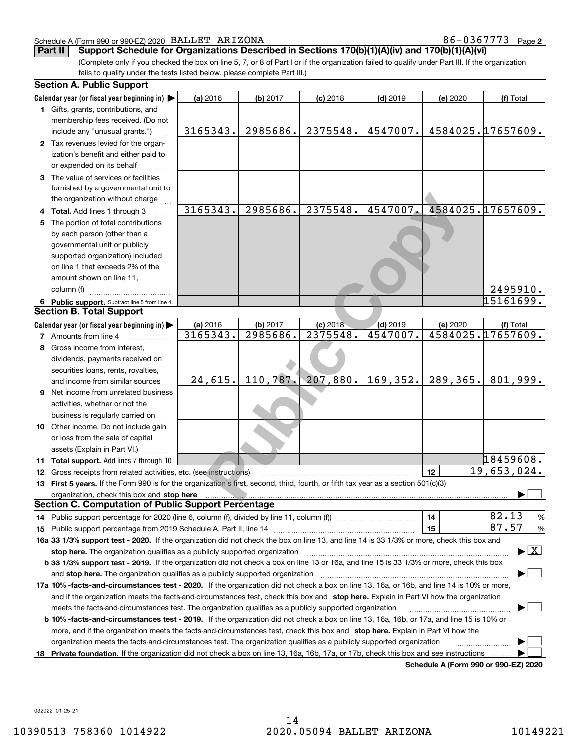Schedule A (Form 990 or 990-EZ) 2020 BALLET ARIZONA 86-0367773 Page 2

**Part II Support Schedule for Organizations Described in Sections 170(b)(1)(A)(iv) and 170(b)(1)(A)(vi)**

(Complete only if you checked the box on line 5, 7, or 8 of Part I or if the organization failed to qualify under Part III. If the organization fails to qualify under the tests listed below, please complete Part III.)

## Section A. Public Support

| Calendar year (or fiscal year beginning in) ▶ | (a) 2016 | (b) 2017 | (c) 2018 | (d) 2019 | (e) 2020 | (f) Total |
|---|---|---|---|---|---|---|
| 1 Gifts, grants, contributions, and membership fees received. (Do not include any "unusual grants.") | 3165343. | 2985686. | 2375548. | 4547007. | 4584025. | 17657609. |
| 2 Tax revenues levied for the organization's benefit and either paid to or expended on its behalf | | | | | | |
| 3 The value of services or facilities furnished by a governmental unit to the organization without charge | | | | | | |
| 4 **Total.** Add lines 1 through 3 | 3165343. | 2985686. | 2375548. | 4547007. | 4584025. | 17657609. |
| 5 The portion of total contributions by each person (other than a governmental unit or publicly supported organization) included on line 1 that exceeds 2% of the amount shown on line 11, column (f) | | | | | | 2495910. |
| 6 **Public support.** Subtract line 5 from line 4. | | | | | | 15161699. |

## Section B. Total Support

| Calendar year (or fiscal year beginning in) ▶ | (a) 2016 | (b) 2017 | (c) 2018 | (d) 2019 | (e) 2020 | (f) Total |
|---|---|---|---|---|---|---|
| 7 Amounts from line 4 | 3165343. | 2985686. | 2375548. | 4547007. | 4584025. | 17657609. |
| 8 Gross income from interest, dividends, payments received on securities loans, rents, royalties, and income from similar sources | 24,615. | 110,787. | 207,880. | 169,352. | 289,365. | 801,999. |
| 9 Net income from unrelated business activities, whether or not the business is regularly carried on | | | | | | |
| 10 Other income. Do not include gain or loss from the sale of capital assets (Explain in Part VI.) | | | | | | |
| 11 **Total support.** Add lines 7 through 10 | | | | | | 18459608. |

12 Gross receipts from related activities, etc. (see instructions) | 12 | 19,653,024.

13 **First 5 years.** If the Form 990 is for the organization's first, second, third, fourth, or fifth tax year as a section 501(c)(3) organization, check this box and **stop here** ▶ ☐

## Section C. Computation of Public Support Percentage

14 Public support percentage for 2020 (line 6, column (f), divided by line 11, column (f)) | 14 | 82.13 %

15 Public support percentage from 2019 Schedule A, Part II, line 14 | 15 | 87.57 %

**16a 33 1/3% support test - 2020.** If the organization did not check the box on line 13, and line 14 is 33 1/3% or more, check this box and **stop here.** The organization qualifies as a publicly supported organization ▶ ☒

**b 33 1/3% support test - 2019.** If the organization did not check a box on line 13 or 16a, and line 15 is 33 1/3% or more, check this box and **stop here.** The organization qualifies as a publicly supported organization ▶ ☐

**17a 10% -facts-and-circumstances test - 2020.** If the organization did not check a box on line 13, 16a, or 16b, and line 14 is 10% or more, and if the organization meets the facts-and-circumstances test, check this box and **stop here.** Explain in Part VI how the organization meets the facts-and-circumstances test. The organization qualifies as a publicly supported organization ▶ ☐

**b 10% -facts-and-circumstances test - 2019.** If the organization did not check a box on line 13, 16a, 16b, or 17a, and line 15 is 10% or more, and if the organization meets the facts-and-circumstances test, check this box and **stop here.** Explain in Part VI how the organization meets the facts-and-circumstances test. The organization qualifies as a publicly supported organization ▶ ☐

**18 Private foundation.** If the organization did not check a box on line 13, 16a, 16b, 17a, or 17b, check this box and see instructions ▶ ☐

**Schedule A (Form 990 or 990-EZ) 2020**

032022 01-25-21

10390513 758360 1014922 2020.05094 BALLET ARIZONA 10149221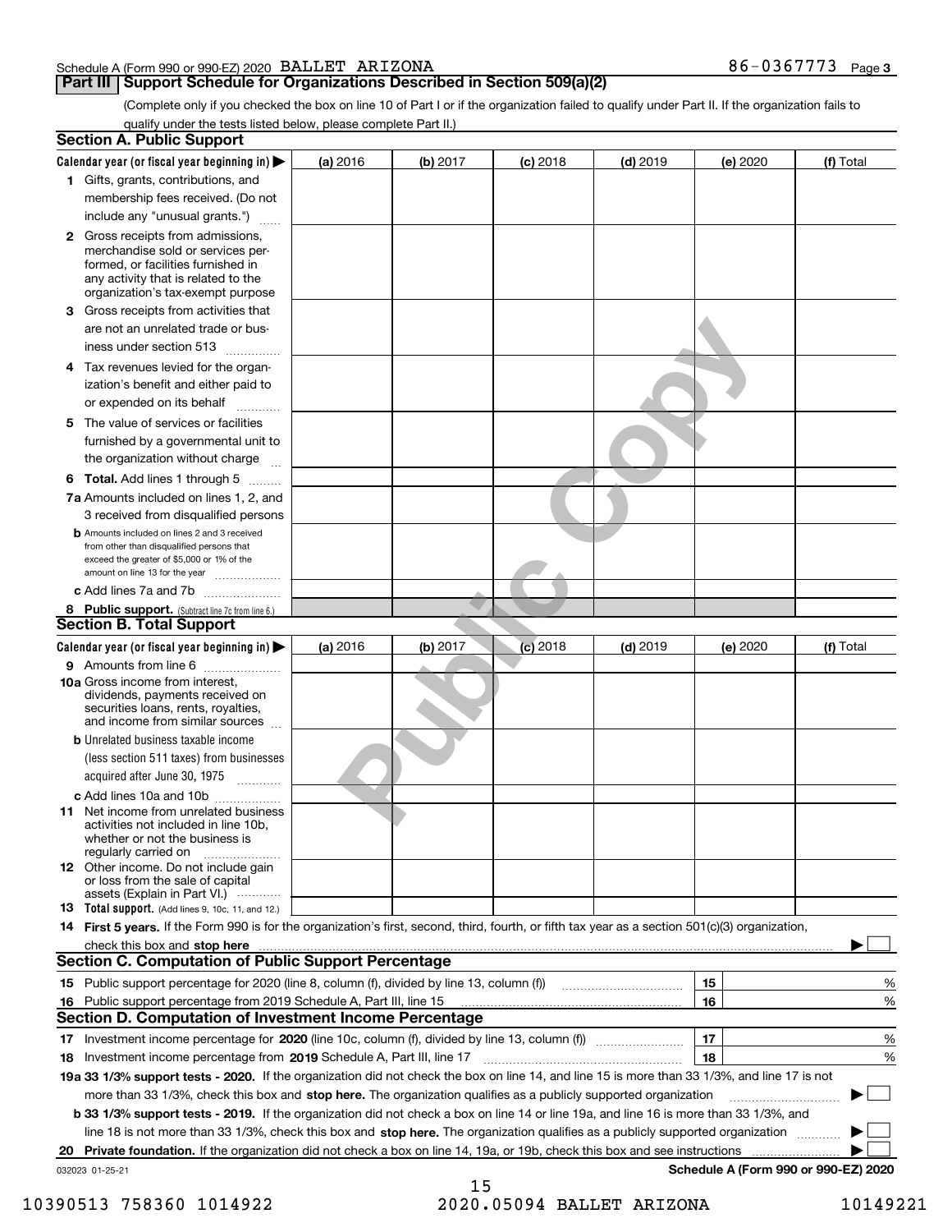Schedule A (Form 990 or 990-EZ) 2020 BALLET ARIZONA 86-0367773 Page 3

## Part III Support Schedule for Organizations Described in Section 509(a)(2)

(Complete only if you checked the box on line 10 of Part I or if the organization failed to qualify under Part II. If the organization fails to qualify under the tests listed below, please complete Part II.)

### Section A. Public Support

| Calendar year (or fiscal year beginning in) ▶ | (a) 2016 | (b) 2017 | (c) 2018 | (d) 2019 | (e) 2020 | (f) Total |
|---|---|---|---|---|---|---|
| 1 Gifts, grants, contributions, and membership fees received. (Do not include any "unusual grants.") | | | | | | |
| 2 Gross receipts from admissions, merchandise sold or services performed, or facilities furnished in any activity that is related to the organization's tax-exempt purpose | | | | | | |
| 3 Gross receipts from activities that are not an unrelated trade or business under section 513 | | | | | | |
| 4 Tax revenues levied for the organization's benefit and either paid to or expended on its behalf | | | | | | |
| 5 The value of services or facilities furnished by a governmental unit to the organization without charge | | | | | | |
| 6 Total. Add lines 1 through 5 | | | | | | |
| 7a Amounts included on lines 1, 2, and 3 received from disqualified persons | | | | | | |
| b Amounts included on lines 2 and 3 received from other than disqualified persons that exceed the greater of $5,000 or 1% of the amount on line 13 for the year | | | | | | |
| c Add lines 7a and 7b | | | | | | |
| 8 Public support. (Subtract line 7c from line 6.) | | | | | | |

### Section B. Total Support

| Calendar year (or fiscal year beginning in) ▶ | (a) 2016 | (b) 2017 | (c) 2018 | (d) 2019 | (e) 2020 | (f) Total |
|---|---|---|---|---|---|---|
| 9 Amounts from line 6 | | | | | | |
| 10a Gross income from interest, dividends, payments received on securities loans, rents, royalties, and income from similar sources | | | | | | |
| b Unrelated business taxable income (less section 511 taxes) from businesses acquired after June 30, 1975 | | | | | | |
| c Add lines 10a and 10b | | | | | | |
| 11 Net income from unrelated business activities not included in line 10b, whether or not the business is regularly carried on | | | | | | |
| 12 Other income. Do not include gain or loss from the sale of capital assets (Explain in Part VI.) | | | | | | |
| 13 Total support. (Add lines 9, 10c, 11, and 12.) | | | | | | |

14 **First 5 years.** If the Form 990 is for the organization's first, second, third, fourth, or fifth tax year as a section 501(c)(3) organization, check this box and **stop here** ▶ ☐

### Section C. Computation of Public Support Percentage

| | | | |
|---|---|---|---|
| 15 | Public support percentage for 2020 (line 8, column (f), divided by line 13, column (f)) | 15 | % |
| 16 | Public support percentage from 2019 Schedule A, Part III, line 15 | 16 | % |

### Section D. Computation of Investment Income Percentage

| | | | |
|---|---|---|---|
| 17 | Investment income percentage for **2020** (line 10c, column (f), divided by line 13, column (f)) | 17 | % |
| 18 | Investment income percentage from **2019** Schedule A, Part III, line 17 | 18 | % |

**19a 33 1/3% support tests - 2020.** If the organization did not check the box on line 14, and line 15 is more than 33 1/3%, and line 17 is not more than 33 1/3%, check this box and **stop here.** The organization qualifies as a publicly supported organization ▶ ☐

**b 33 1/3% support tests - 2019.** If the organization did not check a box on line 14 or line 19a, and line 16 is more than 33 1/3%, and line 18 is not more than 33 1/3%, check this box and **stop here.** The organization qualifies as a publicly supported organization ▶ ☐

**20 Private foundation.** If the organization did not check a box on line 14, 19a, or 19b, check this box and see instructions ▶ ☐

032023 01-25-21

**Schedule A (Form 990 or 990-EZ) 2020**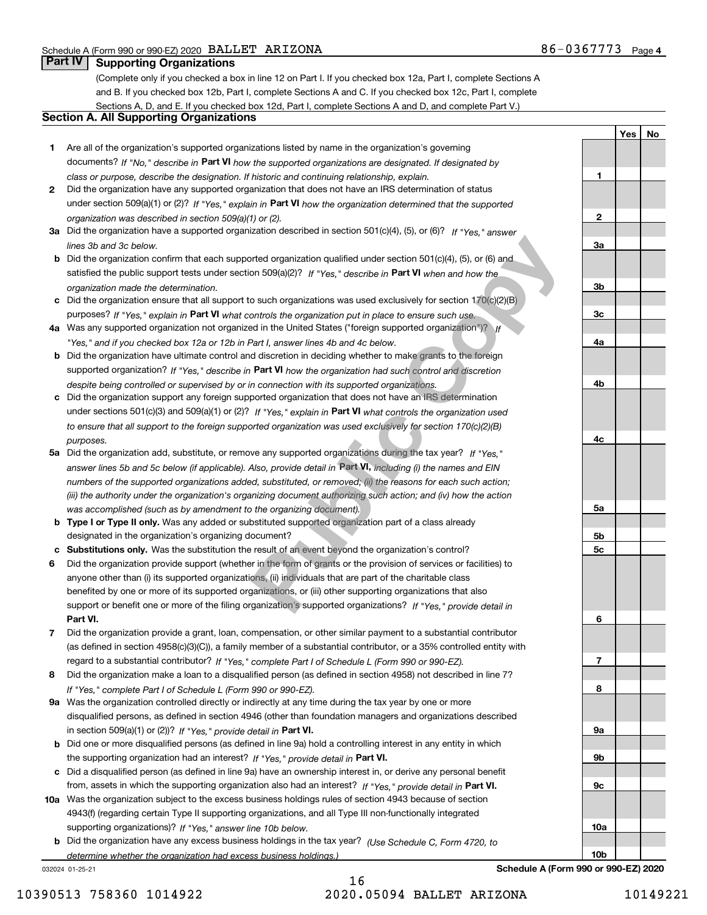Schedule A (Form 990 or 990-EZ) 2020 BALLET ARIZONA 86-0367773 Page 4

## Part IV Supporting Organizations

(Complete only if you checked a box in line 12 on Part I. If you checked box 12a, Part I, complete Sections A and B. If you checked box 12b, Part I, complete Sections A and C. If you checked box 12c, Part I, complete Sections A, D, and E. If you checked box 12d, Part I, complete Sections A and D, and complete Part V.)

### Section A. All Supporting Organizations

| | | Line | Yes | No |
|---|---|---|---|---|
| **1** | Are all of the organization's supported organizations listed by name in the organization's governing documents? *If "No," describe in* **Part VI** *how the supported organizations are designated. If designated by class or purpose, describe the designation. If historic and continuing relationship, explain.* | 1 | | |
| **2** | Did the organization have any supported organization that does not have an IRS determination of status under section 509(a)(1) or (2)? *If "Yes," explain in* **Part VI** *how the organization determined that the supported organization was described in section 509(a)(1) or (2).* | 2 | | |
| **3a** | Did the organization have a supported organization described in section 501(c)(4), (5), or (6)? *If "Yes," answer lines 3b and 3c below.* | 3a | | |
| **b** | Did the organization confirm that each supported organization qualified under section 501(c)(4), (5), or (6) and satisfied the public support tests under section 509(a)(2)? *If "Yes," describe in* **Part VI** *when and how the organization made the determination.* | 3b | | |
| **c** | Did the organization ensure that all support to such organizations was used exclusively for section 170(c)(2)(B) purposes? *If "Yes," explain in* **Part VI** *what controls the organization put in place to ensure such use.* | 3c | | |
| **4a** | Was any supported organization not organized in the United States ("foreign supported organization")? *If "Yes," and if you checked box 12a or 12b in Part I, answer lines 4b and 4c below.* | 4a | | |
| **b** | Did the organization have ultimate control and discretion in deciding whether to make grants to the foreign supported organization? *If "Yes," describe in* **Part VI** *how the organization had such control and discretion despite being controlled or supervised by or in connection with its supported organizations.* | 4b | | |
| **c** | Did the organization support any foreign supported organization that does not have an IRS determination under sections 501(c)(3) and 509(a)(1) or (2)? *If "Yes," explain in* **Part VI** *what controls the organization used to ensure that all support to the foreign supported organization was used exclusively for section 170(c)(2)(B) purposes.* | 4c | | |
| **5a** | Did the organization add, substitute, or remove any supported organizations during the tax year? *If "Yes," answer lines 5b and 5c below (if applicable). Also, provide detail in* **Part VI,** *including (i) the names and EIN numbers of the supported organizations added, substituted, or removed; (ii) the reasons for each such action; (iii) the authority under the organization's organizing document authorizing such action; and (iv) how the action was accomplished (such as by amendment to the organizing document).* | 5a | | |
| **b** | **Type I or Type II only.** Was any added or substituted supported organization part of a class already designated in the organization's organizing document? | 5b | | |
| **c** | **Substitutions only.** Was the substitution the result of an event beyond the organization's control? | 5c | | |
| **6** | Did the organization provide support (whether in the form of grants or the provision of services or facilities) to anyone other than (i) its supported organizations, (ii) individuals that are part of the charitable class benefited by one or more of its supported organizations, or (iii) other supporting organizations that also support or benefit one or more of the filing organization's supported organizations? *If "Yes," provide detail in* **Part VI.** | 6 | | |
| **7** | Did the organization provide a grant, loan, compensation, or other similar payment to a substantial contributor (as defined in section 4958(c)(3)(C)), a family member of a substantial contributor, or a 35% controlled entity with regard to a substantial contributor? *If "Yes," complete Part I of Schedule L (Form 990 or 990-EZ).* | 7 | | |
| **8** | Did the organization make a loan to a disqualified person (as defined in section 4958) not described in line 7? *If "Yes," complete Part I of Schedule L (Form 990 or 990-EZ).* | 8 | | |
| **9a** | Was the organization controlled directly or indirectly at any time during the tax year by one or more disqualified persons, as defined in section 4946 (other than foundation managers and organizations described in section 509(a)(1) or (2))? *If "Yes," provide detail in* **Part VI.** | 9a | | |
| **b** | Did one or more disqualified persons (as defined in line 9a) hold a controlling interest in any entity in which the supporting organization had an interest? *If "Yes," provide detail in* **Part VI.** | 9b | | |
| **c** | Did a disqualified person (as defined in line 9a) have an ownership interest in, or derive any personal benefit from, assets in which the supporting organization also had an interest? *If "Yes," provide detail in* **Part VI.** | 9c | | |
| **10a** | Was the organization subject to the excess business holdings rules of section 4943 because of section 4943(f) (regarding certain Type II supporting organizations, and all Type III non-functionally integrated supporting organizations)? *If "Yes," answer line 10b below.* | 10a | | |
| **b** | Did the organization have any excess business holdings in the tax year? *(Use Schedule C, Form 4720, to determine whether the organization had excess business holdings.)* | 10b | | |

032024 01-25-21

**Schedule A (Form 990 or 990-EZ) 2020**

10390513 758360 1014922 2020.05094 BALLET ARIZONA 10149221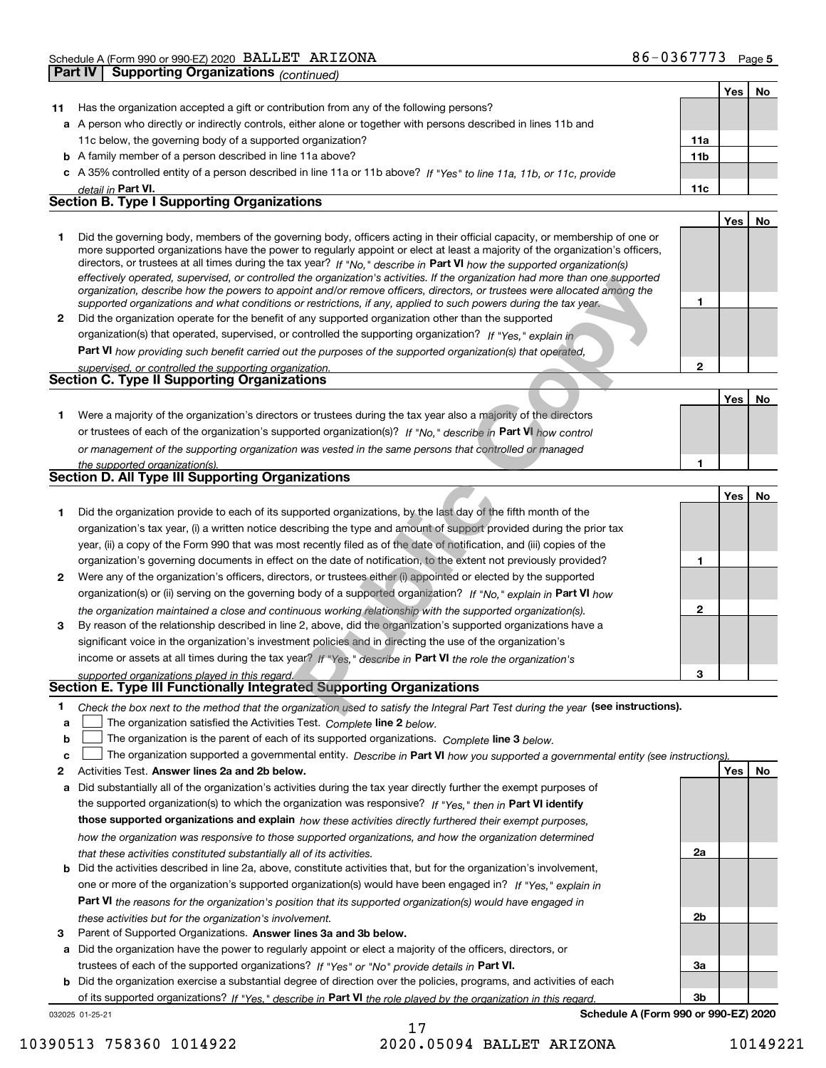Schedule A (Form 990 or 990-EZ) 2020 BALLET ARIZONA 86-0367773 Page 5

## Part IV Supporting Organizations *(continued)*

| | | | Yes | No |
|---|---|---|---|---|
| **11** | Has the organization accepted a gift or contribution from any of the following persons? | | | |
| **a** | A person who directly or indirectly controls, either alone or together with persons described in lines 11b and 11c below, the governing body of a supported organization? | **11a** | | |
| **b** | A family member of a person described in line 11a above? | **11b** | | |
| **c** | A 35% controlled entity of a person described in line 11a or 11b above? *If "Yes" to line 11a, 11b, or 11c, provide detail in* **Part VI.** | **11c** | | |

### Section B. Type I Supporting Organizations

| | | | Yes | No |
|---|---|---|---|---|
| **1** | Did the governing body, members of the governing body, officers acting in their official capacity, or membership of one or more supported organizations have the power to regularly appoint or elect at least a majority of the organization's officers, directors, or trustees at all times during the tax year? *If "No," describe in* **Part VI** *how the supported organization(s) effectively operated, supervised, or controlled the organization's activities. If the organization had more than one supported organization, describe how the powers to appoint and/or remove officers, directors, or trustees were allocated among the supported organizations and what conditions or restrictions, if any, applied to such powers during the tax year.* | **1** | | |
| **2** | Did the organization operate for the benefit of any supported organization other than the supported organization(s) that operated, supervised, or controlled the supporting organization? *If "Yes," explain in* **Part VI** *how providing such benefit carried out the purposes of the supported organization(s) that operated, supervised, or controlled the supporting organization.* | **2** | | |

### Section C. Type II Supporting Organizations

| | | | Yes | No |
|---|---|---|---|---|
| **1** | Were a majority of the organization's directors or trustees during the tax year also a majority of the directors or trustees of each of the organization's supported organization(s)? *If "No," describe in* **Part VI** *how control or management of the supporting organization was vested in the same persons that controlled or managed the supported organization(s).* | **1** | | |

### Section D. All Type III Supporting Organizations

| | | | Yes | No |
|---|---|---|---|---|
| **1** | Did the organization provide to each of its supported organizations, by the last day of the fifth month of the organization's tax year, (i) a written notice describing the type and amount of support provided during the prior tax year, (ii) a copy of the Form 990 that was most recently filed as of the date of notification, and (iii) copies of the organization's governing documents in effect on the date of notification, to the extent not previously provided? | **1** | | |
| **2** | Were any of the organization's officers, directors, or trustees either (i) appointed or elected by the supported organization(s) or (ii) serving on the governing body of a supported organization? *If "No," explain in* **Part VI** *how the organization maintained a close and continuous working relationship with the supported organization(s).* | **2** | | |
| **3** | By reason of the relationship described in line 2, above, did the organization's supported organizations have a significant voice in the organization's investment policies and in directing the use of the organization's income or assets at all times during the tax year? *If "Yes," describe in* **Part VI** *the role the organization's supported organizations played in this regard.* | **3** | | |

### Section E. Type III Functionally Integrated Supporting Organizations

**1** *Check the box next to the method that the organization used to satisfy the Integral Part Test during the year* **(see instructions).**

- **a** ☐ The organization satisfied the Activities Test. *Complete* **line 2** *below.*
- **b** ☐ The organization is the parent of each of its supported organizations. *Complete* **line 3** *below.*
- **c** ☐ The organization supported a governmental entity. *Describe in* **Part VI** *how you supported a governmental entity (see instructions).*

| | | | Yes | No |
|---|---|---|---|---|
| **2** | Activities Test. **Answer lines 2a and 2b below.** | | | |
| **a** | Did substantially all of the organization's activities during the tax year directly further the exempt purposes of the supported organization(s) to which the organization was responsive? *If "Yes," then in* **Part VI identify those supported organizations and explain** *how these activities directly furthered their exempt purposes, how the organization was responsive to those supported organizations, and how the organization determined that these activities constituted substantially all of its activities.* | **2a** | | |
| **b** | Did the activities described in line 2a, above, constitute activities that, but for the organization's involvement, one or more of the organization's supported organization(s) would have been engaged in? *If "Yes," explain in* **Part VI** *the reasons for the organization's position that its supported organization(s) would have engaged in these activities but for the organization's involvement.* | **2b** | | |
| **3** | Parent of Supported Organizations. **Answer lines 3a and 3b below.** | | | |
| **a** | Did the organization have the power to regularly appoint or elect a majority of the officers, directors, or trustees of each of the supported organizations? *If "Yes" or "No" provide details in* **Part VI.** | **3a** | | |
| **b** | Did the organization exercise a substantial degree of direction over the policies, programs, and activities of each of its supported organizations? *If "Yes," describe in* **Part VI** *the role played by the organization in this regard.* | **3b** | | |

032025 01-25-21 **Schedule A (Form 990 or 990-EZ) 2020**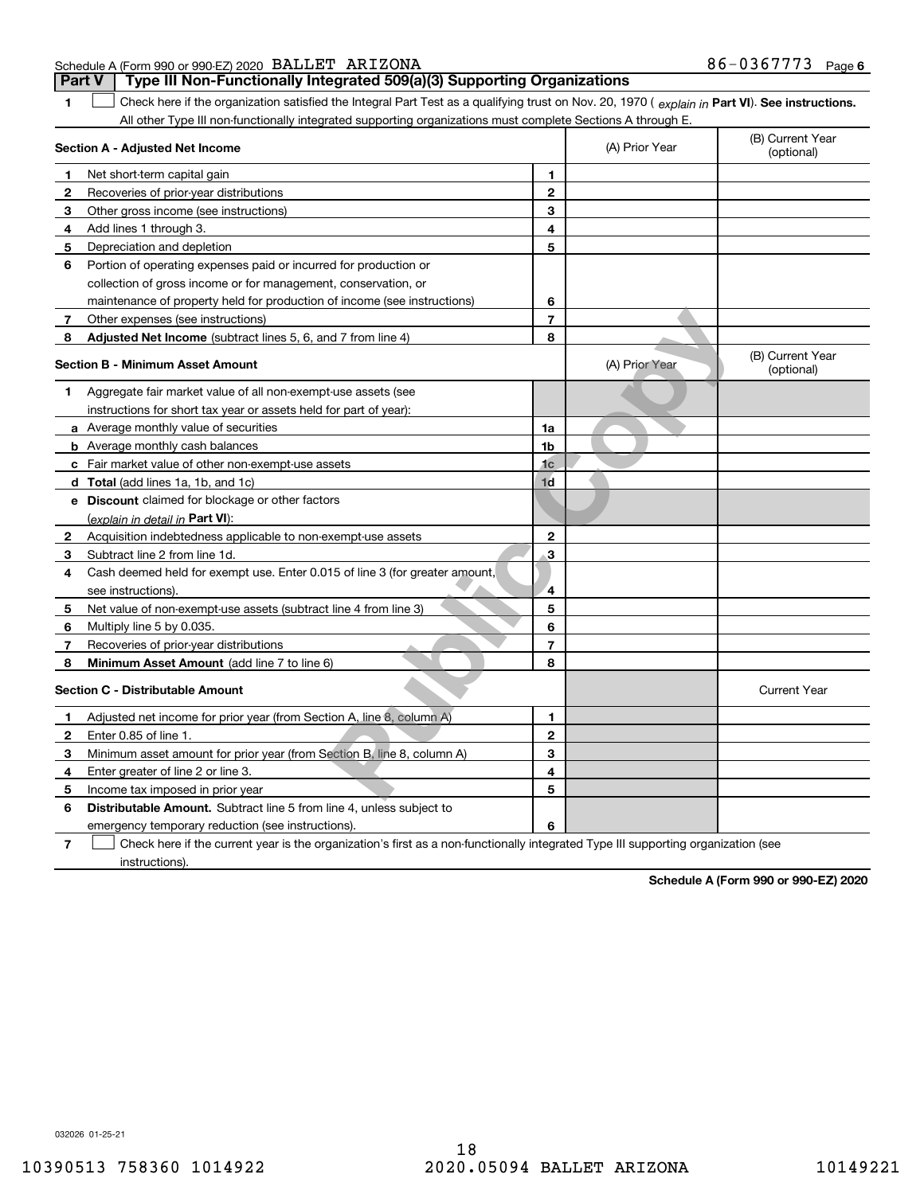Schedule A (Form 990 or 990-EZ) 2020 BALLET ARIZONA 86-0367773 Page 6

## Part V | Type III Non-Functionally Integrated 509(a)(3) Supporting Organizations

**1** ☐ Check here if the organization satisfied the Integral Part Test as a qualifying trust on Nov. 20, 1970 ( *explain in* **Part VI**). **See instructions.** All other Type III non-functionally integrated supporting organizations must complete Sections A through E.

| Section A - Adjusted Net Income | | | (A) Prior Year | (B) Current Year (optional) |
|---|---|---|---|---|
| 1 | Net short-term capital gain | 1 | | |
| 2 | Recoveries of prior-year distributions | 2 | | |
| 3 | Other gross income (see instructions) | 3 | | |
| 4 | Add lines 1 through 3. | 4 | | |
| 5 | Depreciation and depletion | 5 | | |
| 6 | Portion of operating expenses paid or incurred for production or collection of gross income or for management, conservation, or maintenance of property held for production of income (see instructions) | 6 | | |
| 7 | Other expenses (see instructions) | 7 | | |
| 8 | **Adjusted Net Income** (subtract lines 5, 6, and 7 from line 4) | 8 | | |

| Section B - Minimum Asset Amount | | | (A) Prior Year | (B) Current Year (optional) |
|---|---|---|---|---|
| 1 | Aggregate fair market value of all non-exempt-use assets (see instructions for short tax year or assets held for part of year): | | | |
| a | Average monthly value of securities | 1a | | |
| b | Average monthly cash balances | 1b | | |
| c | Fair market value of other non-exempt-use assets | 1c | | |
| d | **Total** (add lines 1a, 1b, and 1c) | 1d | | |
| e | **Discount** claimed for blockage or other factors (*explain in detail in* **Part VI**): | | | |
| 2 | Acquisition indebtedness applicable to non-exempt-use assets | 2 | | |
| 3 | Subtract line 2 from line 1d. | 3 | | |
| 4 | Cash deemed held for exempt use. Enter 0.015 of line 3 (for greater amount, see instructions). | 4 | | |
| 5 | Net value of non-exempt-use assets (subtract line 4 from line 3) | 5 | | |
| 6 | Multiply line 5 by 0.035. | 6 | | |
| 7 | Recoveries of prior-year distributions | 7 | | |
| 8 | **Minimum Asset Amount** (add line 7 to line 6) | 8 | | |

| Section C - Distributable Amount | | | | Current Year |
|---|---|---|---|---|
| 1 | Adjusted net income for prior year (from Section A, line 8, column A) | 1 | | |
| 2 | Enter 0.85 of line 1. | 2 | | |
| 3 | Minimum asset amount for prior year (from Section B, line 8, column A) | 3 | | |
| 4 | Enter greater of line 2 or line 3. | 4 | | |
| 5 | Income tax imposed in prior year | 5 | | |
| 6 | **Distributable Amount.** Subtract line 5 from line 4, unless subject to emergency temporary reduction (see instructions). | 6 | | |

**7** ☐ Check here if the current year is the organization's first as a non-functionally integrated Type III supporting organization (see instructions).

**Schedule A (Form 990 or 990-EZ) 2020**

032026 01-25-21

10390513 758360 1014922 2020.05094 BALLET ARIZONA 10149221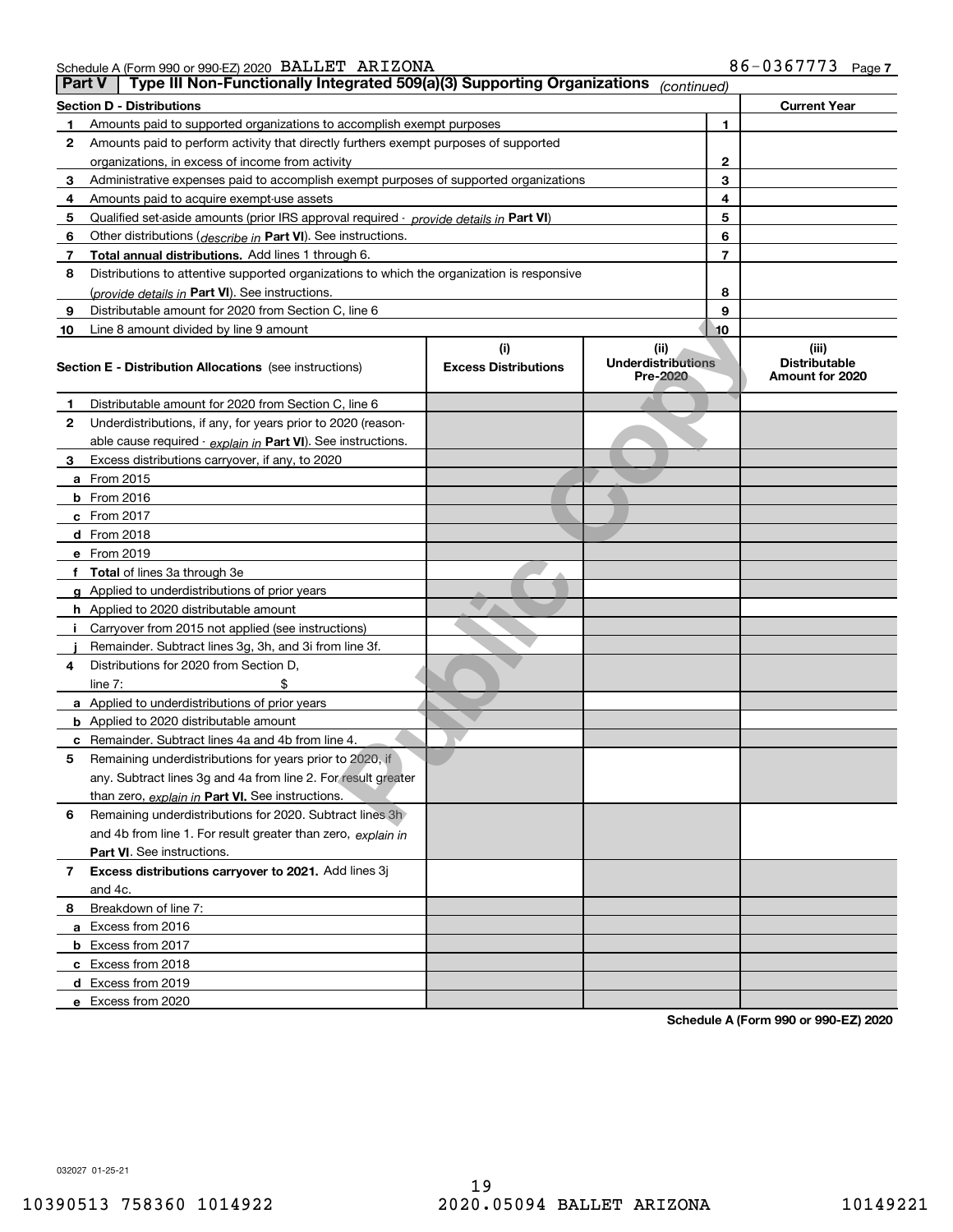Schedule A (Form 990 or 990-EZ) 2020 BALLET ARIZONA 86-0367773 Page 7

## Part V Type III Non-Functionally Integrated 509(a)(3) Supporting Organizations *(continued)*

| Section D - Distributions | | Current Year |
|---|---|---|
| 1 Amounts paid to supported organizations to accomplish exempt purposes | 1 | |
| 2 Amounts paid to perform activity that directly furthers exempt purposes of supported organizations, in excess of income from activity | 2 | |
| 3 Administrative expenses paid to accomplish exempt purposes of supported organizations | 3 | |
| 4 Amounts paid to acquire exempt-use assets | 4 | |
| 5 Qualified set-aside amounts (prior IRS approval required - *provide details in* **Part VI**) | 5 | |
| 6 Other distributions (*describe in* **Part VI**). See instructions. | 6 | |
| 7 **Total annual distributions.** Add lines 1 through 6. | 7 | |
| 8 Distributions to attentive supported organizations to which the organization is responsive (*provide details in* **Part VI**). See instructions. | 8 | |
| 9 Distributable amount for 2020 from Section C, line 6 | 9 | |
| 10 Line 8 amount divided by line 9 amount | 10 | |

| Section E - Distribution Allocations (see instructions) | (i) Excess Distributions | (ii) Underdistributions Pre-2020 | (iii) Distributable Amount for 2020 |
|---|---|---|---|
| 1 Distributable amount for 2020 from Section C, line 6 | | | |
| 2 Underdistributions, if any, for years prior to 2020 (reasonable cause required - *explain in* **Part VI**). See instructions. | | | |
| 3 Excess distributions carryover, if any, to 2020 | | | |
| a From 2015 | | | |
| b From 2016 | | | |
| c From 2017 | | | |
| d From 2018 | | | |
| e From 2019 | | | |
| f **Total** of lines 3a through 3e | | | |
| g Applied to underdistributions of prior years | | | |
| h Applied to 2020 distributable amount | | | |
| i Carryover from 2015 not applied (see instructions) | | | |
| j Remainder. Subtract lines 3g, 3h, and 3i from line 3f. | | | |
| 4 Distributions for 2020 from Section D, line 7: $ | | | |
| a Applied to underdistributions of prior years | | | |
| b Applied to 2020 distributable amount | | | |
| c Remainder. Subtract lines 4a and 4b from line 4. | | | |
| 5 Remaining underdistributions for years prior to 2020, if any. Subtract lines 3g and 4a from line 2. For result greater than zero, *explain in* **Part VI**. See instructions. | | | |
| 6 Remaining underdistributions for 2020. Subtract lines 3h and 4b from line 1. For result greater than zero, *explain in* **Part VI**. See instructions. | | | |
| 7 **Excess distributions carryover to 2021.** Add lines 3j and 4c. | | | |
| 8 Breakdown of line 7: | | | |
| a Excess from 2016 | | | |
| b Excess from 2017 | | | |
| c Excess from 2018 | | | |
| d Excess from 2019 | | | |
| e Excess from 2020 | | | |

Schedule A (Form 990 or 990-EZ) 2020

032027 01-25-21

10390513 758360 1014922 2020.05094 BALLET ARIZONA 10149221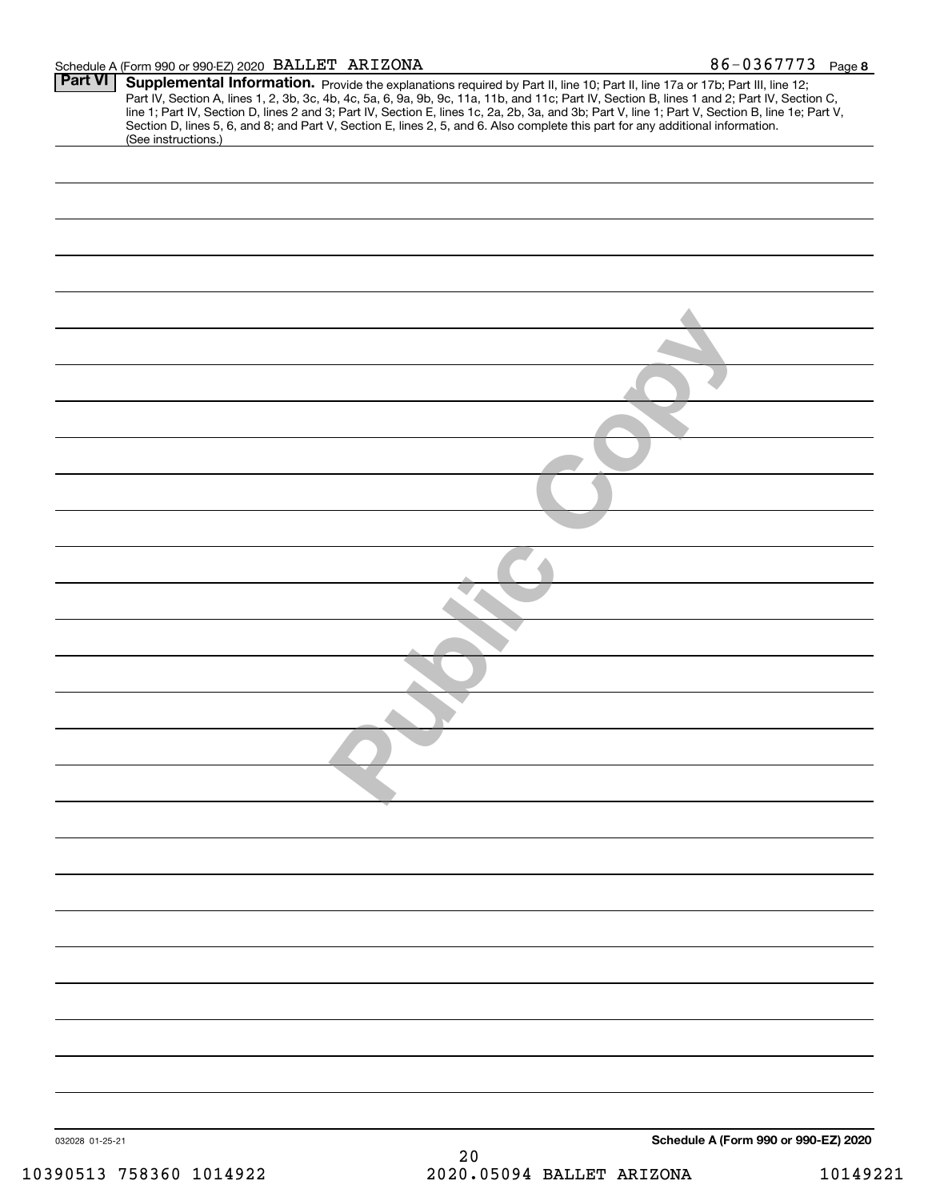Schedule A (Form 990 or 990-EZ) 2020 BALLET ARIZONA 86-0367773 Page 8

**Part VI** **Supplemental Information.** Provide the explanations required by Part II, line 10; Part II, line 17a or 17b; Part III, line 12; Part IV, Section A, lines 1, 2, 3b, 3c, 4b, 4c, 5a, 6, 9a, 9b, 9c, 11a, 11b, and 11c; Part IV, Section B, lines 1 and 2; Part IV, Section C, line 1; Part IV, Section D, lines 2 and 3; Part IV, Section E, lines 1c, 2a, 2b, 3a, and 3b; Part V, line 1; Part V, Section B, line 1e; Part V, Section D, lines 5, 6, and 8; and Part V, Section E, lines 2, 5, and 6. Also complete this part for any additional information. (See instructions.)

Public Copy

032028 01-25-21 **Schedule A (Form 990 or 990-EZ) 2020**

10390513 758360 1014922 2020.05094 BALLET ARIZONA 10149221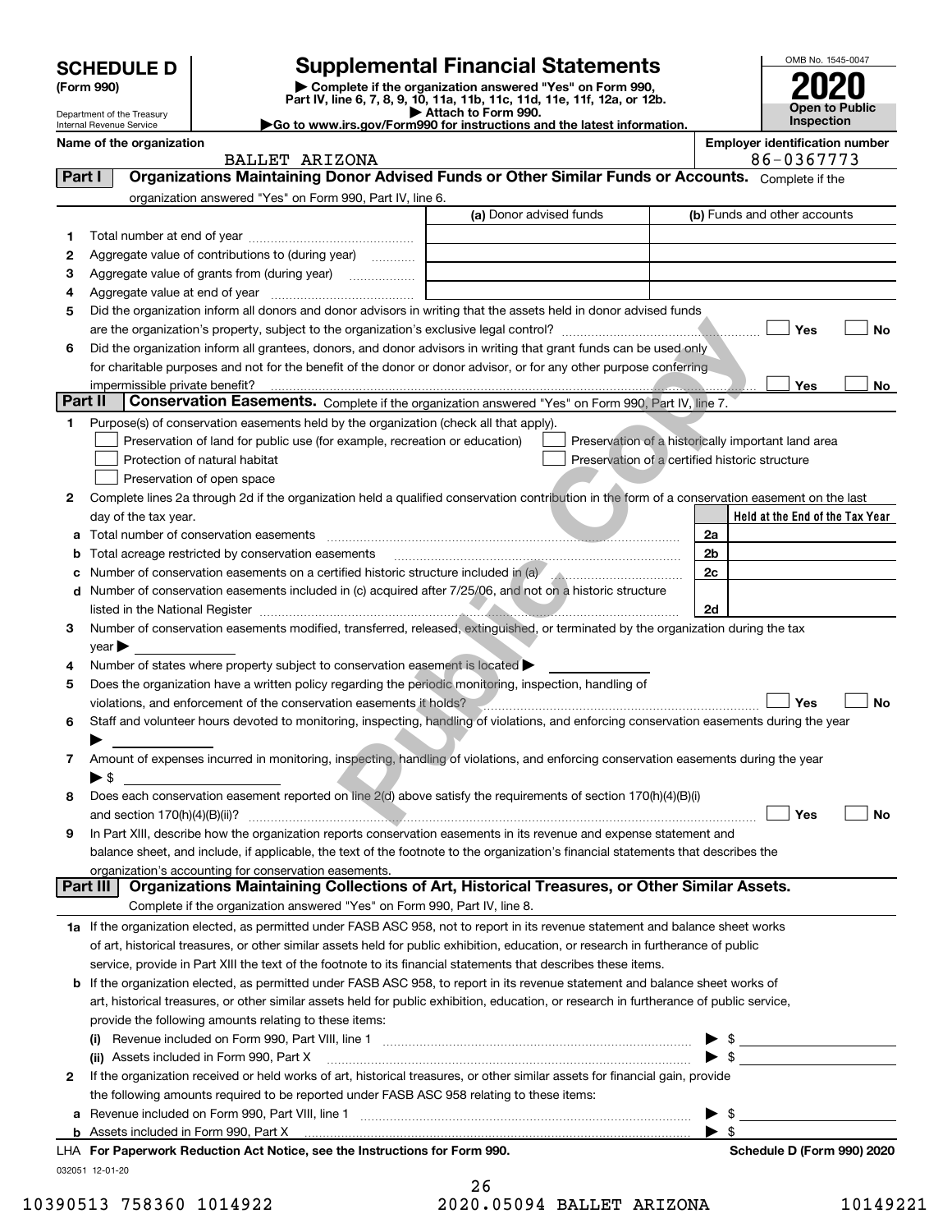**SCHEDULE D** (Form 990)

Department of the Treasury Internal Revenue Service

# Supplemental Financial Statements

▶ Complete if the organization answered "Yes" on Form 990, Part IV, line 6, 7, 8, 9, 10, 11a, 11b, 11c, 11d, 11e, 11f, 12a, or 12b.
▶ Attach to Form 990.
▶Go to www.irs.gov/Form990 for instructions and the latest information.

OMB No. 1545-0047
**2020**
**Open to Public Inspection**

**Name of the organization:** BALLET ARIZONA
**Employer identification number:** 86-0367773

## Part I Organizations Maintaining Donor Advised Funds or Other Similar Funds or Accounts.

Complete if the organization answered "Yes" on Form 990, Part IV, line 6.

| | | (a) Donor advised funds | (b) Funds and other accounts |
|---|---|---|---|
| 1 | Total number at end of year | | |
| 2 | Aggregate value of contributions to (during year) | | |
| 3 | Aggregate value of grants from (during year) | | |
| 4 | Aggregate value at end of year | | |

5 Did the organization inform all donors and donor advisors in writing that the assets held in donor advised funds are the organization's property, subject to the organization's exclusive legal control? ☐ Yes ☐ No

6 Did the organization inform all grantees, donors, and donor advisors in writing that grant funds can be used only for charitable purposes and not for the benefit of the donor or donor advisor, or for any other purpose conferring impermissible private benefit? ☐ Yes ☐ No

## Part II Conservation Easements.

Complete if the organization answered "Yes" on Form 990, Part IV, line 7.

1 Purpose(s) of conservation easements held by the organization (check all that apply).
- ☐ Preservation of land for public use (for example, recreation or education)
- ☐ Preservation of a historically important land area
- ☐ Protection of natural habitat
- ☐ Preservation of a certified historic structure
- ☐ Preservation of open space

2 Complete lines 2a through 2d if the organization held a qualified conservation contribution in the form of a conservation easement on the last day of the tax year.

| | | | Held at the End of the Tax Year |
|---|---|---|---|
| a | Total number of conservation easements | 2a | |
| b | Total acreage restricted by conservation easements | 2b | |
| c | Number of conservation easements on a certified historic structure included in (a) | 2c | |
| d | Number of conservation easements included in (c) acquired after 7/25/06, and not on a historic structure listed in the National Register | 2d | |

3 Number of conservation easements modified, transferred, released, extinguished, or terminated by the organization during the tax year ▶

4 Number of states where property subject to conservation easement is located ▶

5 Does the organization have a written policy regarding the periodic monitoring, inspection, handling of violations, and enforcement of the conservation easements it holds? ☐ Yes ☐ No

6 Staff and volunteer hours devoted to monitoring, inspecting, handling of violations, and enforcing conservation easements during the year ▶

7 Amount of expenses incurred in monitoring, inspecting, handling of violations, and enforcing conservation easements during the year ▶ $

8 Does each conservation easement reported on line 2(d) above satisfy the requirements of section 170(h)(4)(B)(i) and section 170(h)(4)(B)(ii)? ☐ Yes ☐ No

9 In Part XIII, describe how the organization reports conservation easements in its revenue and expense statement and balance sheet, and include, if applicable, the text of the footnote to the organization's financial statements that describes the organization's accounting for conservation easements.

## Part III Organizations Maintaining Collections of Art, Historical Treasures, or Other Similar Assets.

Complete if the organization answered "Yes" on Form 990, Part IV, line 8.

1a If the organization elected, as permitted under FASB ASC 958, not to report in its revenue statement and balance sheet works of art, historical treasures, or other similar assets held for public exhibition, education, or research in furtherance of public service, provide in Part XIII the text of the footnote to its financial statements that describes these items.

b If the organization elected, as permitted under FASB ASC 958, to report in its revenue statement and balance sheet works of art, historical treasures, or other similar assets held for public exhibition, education, or research in furtherance of public service, provide the following amounts relating to these items:

(i) Revenue included on Form 990, Part VIII, line 1 ▶ $

(ii) Assets included in Form 990, Part X ▶ $

2 If the organization received or held works of art, historical treasures, or other similar assets for financial gain, provide the following amounts required to be reported under FASB ASC 958 relating to these items:

a Revenue included on Form 990, Part VIII, line 1 ▶ $

b Assets included in Form 990, Part X ▶ $

LHA For Paperwork Reduction Act Notice, see the Instructions for Form 990. Schedule D (Form 990) 2020

032051 12-01-20

10390513 758360 1014922 2020.05094 BALLET ARIZONA 10149221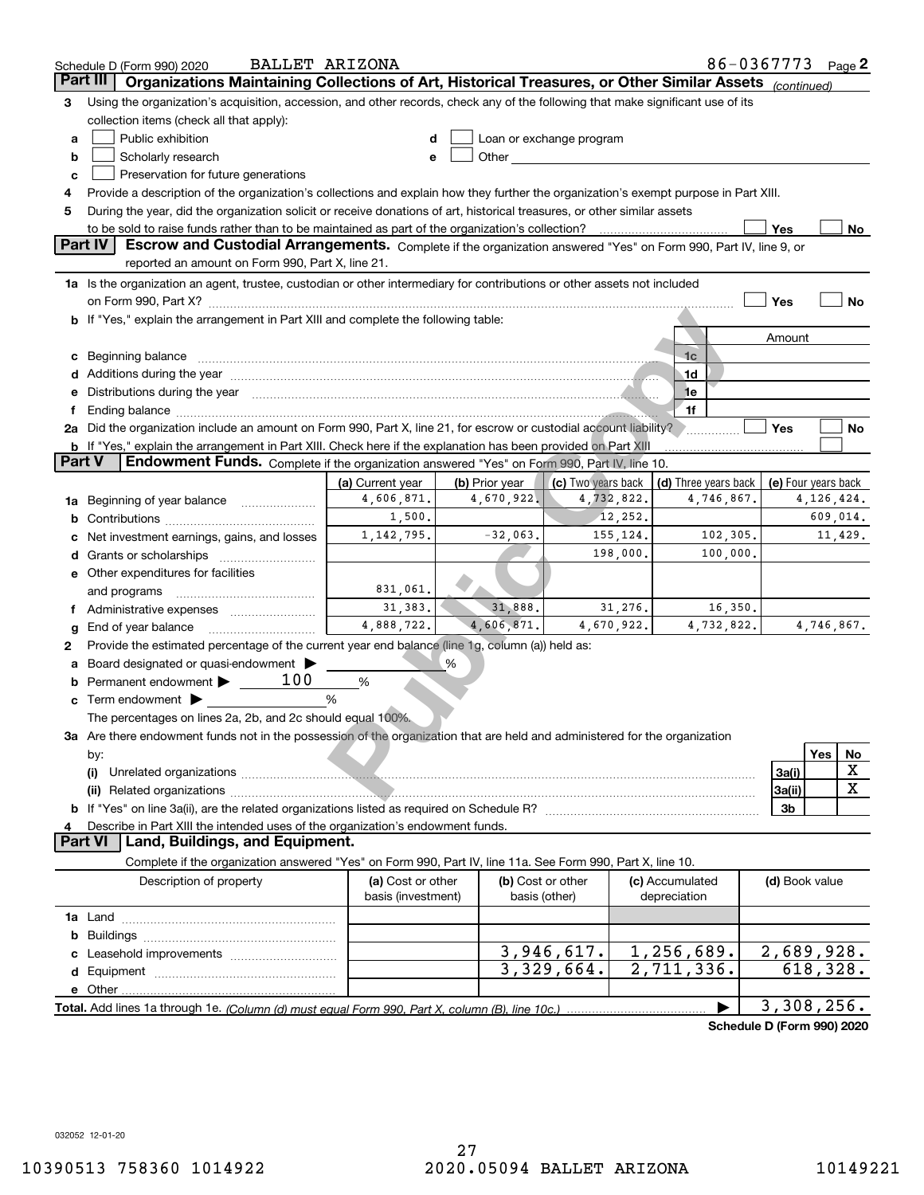Schedule D (Form 990) 2020 BALLET ARIZONA 86-0367773

## Part III Organizations Maintaining Collections of Art, Historical Treasures, or Other Similar Assets *(continued)*

3 Using the organization's acquisition, accession, and other records, check any of the following that make significant use of its collection items (check all that apply):

- a ☐ Public exhibition
- b ☐ Scholarly research
- c ☐ Preservation for future generations
- d ☐ Loan or exchange program
- e ☐ Other

4 Provide a description of the organization's collections and explain how they further the organization's exempt purpose in Part XIII.

5 During the year, did the organization solicit or receive donations of art, historical treasures, or other similar assets to be sold to raise funds rather than to be maintained as part of the organization's collection? ☐ Yes ☐ No

## Part IV Escrow and Custodial Arrangements.

Complete if the organization answered "Yes" on Form 990, Part IV, line 9, or reported an amount on Form 990, Part X, line 21.

1a Is the organization an agent, trustee, custodian or other intermediary for contributions or other assets not included on Form 990, Part X? ☐ Yes ☐ No

b If "Yes," explain the arrangement in Part XIII and complete the following table:

| | | Amount |
|---|---|---|
| c Beginning balance | 1c | |
| d Additions during the year | 1d | |
| e Distributions during the year | 1e | |
| f Ending balance | 1f | |

2a Did the organization include an amount on Form 990, Part X, line 21, for escrow or custodial account liability? ☐ Yes ☐ No

b If "Yes," explain the arrangement in Part XIII. Check here if the explanation has been provided on Part XIII ☐

## Part V Endowment Funds.

Complete if the organization answered "Yes" on Form 990, Part IV, line 10.

| | (a) Current year | (b) Prior year | (c) Two years back | (d) Three years back | (e) Four years back |
|---|---|---|---|---|---|
| 1a Beginning of year balance | 4,606,871. | 4,670,922. | 4,732,822. | 4,746,867. | 4,126,424. |
| b Contributions | 1,500. | | 12,252. | | 609,014. |
| c Net investment earnings, gains, and losses | 1,142,795. | -32,063. | 155,124. | 102,305. | 11,429. |
| d Grants or scholarships | | | 198,000. | 100,000. | |
| e Other expenditures for facilities and programs | 831,061. | | | | |
| f Administrative expenses | 31,383. | 31,888. | 31,276. | 16,350. | |
| g End of year balance | 4,888,722. | 4,606,871. | 4,670,922. | 4,732,822. | 4,746,867. |

2 Provide the estimated percentage of the current year end balance (line 1g, column (a)) held as:

- a Board designated or quasi-endowment ▶ ______ %
- b Permanent endowment ▶ 100 %
- c Term endowment ▶ ______ %

The percentages on lines 2a, 2b, and 2c should equal 100%.

3a Are there endowment funds not in the possession of the organization that are held and administered for the organization by:

| | | Yes | No |
|---|---|---|---|
| (i) Unrelated organizations | 3a(i) | | X |
| (ii) Related organizations | 3a(ii) | | X |
| b If "Yes" on line 3a(ii), are the related organizations listed as required on Schedule R? | 3b | | |

4 Describe in Part XIII the intended uses of the organization's endowment funds.

## Part VI Land, Buildings, and Equipment.

Complete if the organization answered "Yes" on Form 990, Part IV, line 11a. See Form 990, Part X, line 10.

| Description of property | (a) Cost or other basis (investment) | (b) Cost or other basis (other) | (c) Accumulated depreciation | (d) Book value |
|---|---|---|---|---|
| 1a Land | | | | |
| b Buildings | | | | |
| c Leasehold improvements | | 3,946,617. | 1,256,689. | 2,689,928. |
| d Equipment | | 3,329,664. | 2,711,336. | 618,328. |
| e Other | | | | |
| **Total.** Add lines 1a through 1e. *(Column (d) must equal Form 990, Part X, column (B), line 10c.)* | | | ▶ | 3,308,256. |

**Schedule D (Form 990) 2020**

032052 12-01-20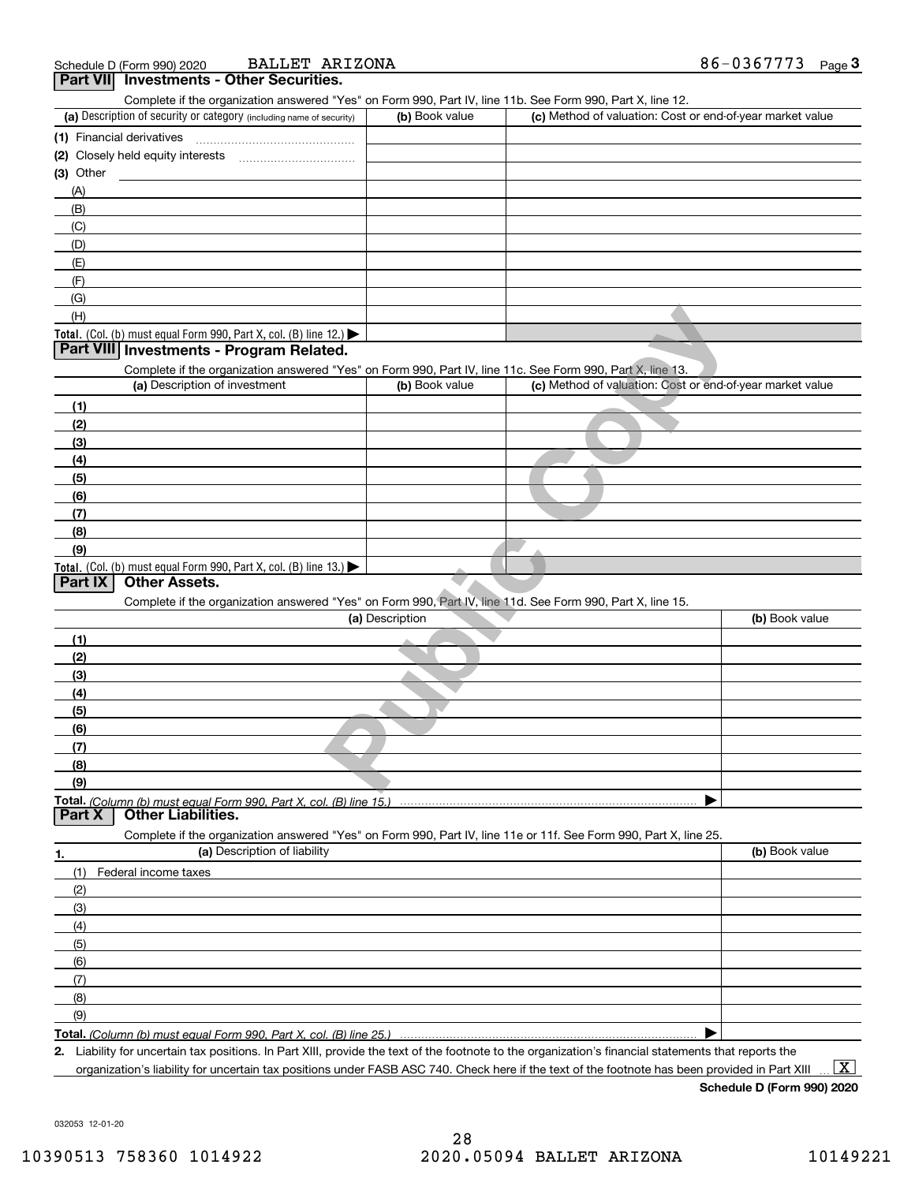Schedule D (Form 990) 2020 BALLET ARIZONA 86-0367773 Page 3

## Part VII Investments - Other Securities.

Complete if the organization answered "Yes" on Form 990, Part IV, line 11b. See Form 990, Part X, line 12.

| (a) Description of security or category (including name of security) | (b) Book value | (c) Method of valuation: Cost or end-of-year market value |
|---|---|---|
| (1) Financial derivatives | | |
| (2) Closely held equity interests | | |
| (3) Other | | |
| (A) | | |
| (B) | | |
| (C) | | |
| (D) | | |
| (E) | | |
| (F) | | |
| (G) | | |
| (H) | | |
| **Total.** (Col. (b) must equal Form 990, Part X, col. (B) line 12.) ▶ | | |

## Part VIII Investments - Program Related.

Complete if the organization answered "Yes" on Form 990, Part IV, line 11c. See Form 990, Part X, line 13.

| (a) Description of investment | (b) Book value | (c) Method of valuation: Cost or end-of-year market value |
|---|---|---|
| (1) | | |
| (2) | | |
| (3) | | |
| (4) | | |
| (5) | | |
| (6) | | |
| (7) | | |
| (8) | | |
| (9) | | |
| **Total.** (Col. (b) must equal Form 990, Part X, col. (B) line 13.) ▶ | | |

## Part IX Other Assets.

Complete if the organization answered "Yes" on Form 990, Part IV, line 11d. See Form 990, Part X, line 15.

| (a) Description | (b) Book value |
|---|---|
| (1) | |
| (2) | |
| (3) | |
| (4) | |
| (5) | |
| (6) | |
| (7) | |
| (8) | |
| (9) | |
| **Total.** *(Column (b) must equal Form 990, Part X, col. (B) line 15.)* ▶ | |

## Part X Other Liabilities.

Complete if the organization answered "Yes" on Form 990, Part IV, line 11e or 11f. See Form 990, Part X, line 25.

| 1. (a) Description of liability | (b) Book value |
|---|---|
| (1) Federal income taxes | |
| (2) | |
| (3) | |
| (4) | |
| (5) | |
| (6) | |
| (7) | |
| (8) | |
| (9) | |
| **Total.** *(Column (b) must equal Form 990, Part X, col. (B) line 25.)* ▶ | |

**2.** Liability for uncertain tax positions. In Part XIII, provide the text of the footnote to the organization's financial statements that reports the organization's liability for uncertain tax positions under FASB ASC 740. Check here if the text of the footnote has been provided in Part XIII ... [X]

**Schedule D (Form 990) 2020**

032053 12-01-20

10390513 758360 1014922 2020.05094 BALLET ARIZONA 10149221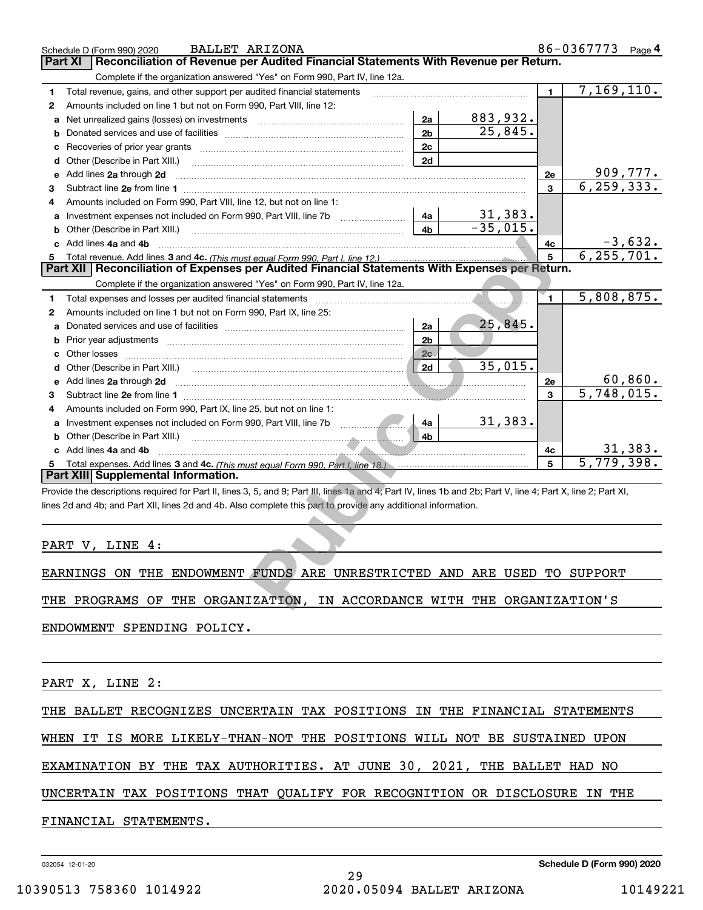Schedule D (Form 990) 2020 BALLET ARIZONA 86-0367773 Page 4

## Part XI Reconciliation of Revenue per Audited Financial Statements With Revenue per Return.

Complete if the organization answered "Yes" on Form 990, Part IV, line 12a.

| | | | | | |
|---|---|---|---|---|---|
| 1 | Total revenue, gains, and other support per audited financial statements | | | 1 | 7,169,110. |
| 2 | Amounts included on line 1 but not on Form 990, Part VIII, line 12: | | | | |
| a | Net unrealized gains (losses) on investments | 2a | 883,932. | | |
| b | Donated services and use of facilities | 2b | 25,845. | | |
| c | Recoveries of prior year grants | 2c | | | |
| d | Other (Describe in Part XIII.) | 2d | | | |
| e | Add lines 2a through 2d | | | 2e | 909,777. |
| 3 | Subtract line 2e from line 1 | | | 3 | 6,259,333. |
| 4 | Amounts included on Form 990, Part VIII, line 12, but not on line 1: | | | | |
| a | Investment expenses not included on Form 990, Part VIII, line 7b | 4a | 31,383. | | |
| b | Other (Describe in Part XIII.) | 4b | -35,015. | | |
| c | Add lines 4a and 4b | | | 4c | -3,632. |
| 5 | Total revenue. Add lines 3 and 4c. *(This must equal Form 990, Part I, line 12.)* | | | 5 | 6,255,701. |

## Part XII Reconciliation of Expenses per Audited Financial Statements With Expenses per Return.

Complete if the organization answered "Yes" on Form 990, Part IV, line 12a.

| | | | | | |
|---|---|---|---|---|---|
| 1 | Total expenses and losses per audited financial statements | | | 1 | 5,808,875. |
| 2 | Amounts included on line 1 but not on Form 990, Part IX, line 25: | | | | |
| a | Donated services and use of facilities | 2a | 25,845. | | |
| b | Prior year adjustments | 2b | | | |
| c | Other losses | 2c | | | |
| d | Other (Describe in Part XIII.) | 2d | 35,015. | | |
| e | Add lines 2a through 2d | | | 2e | 60,860. |
| 3 | Subtract line 2e from line 1 | | | 3 | 5,748,015. |
| 4 | Amounts included on Form 990, Part IX, line 25, but not on line 1: | | | | |
| a | Investment expenses not included on Form 990, Part VIII, line 7b | 4a | 31,383. | | |
| b | Other (Describe in Part XIII.) | 4b | | | |
| c | Add lines 4a and 4b | | | 4c | 31,383. |
| 5 | Total expenses. Add lines 3 and 4c. *(This must equal Form 990, Part I, line 18.)* | | | 5 | 5,779,398. |

## Part XIII Supplemental Information.

Provide the descriptions required for Part II, lines 3, 5, and 9; Part III, lines 1a and 4; Part IV, lines 1b and 2b; Part V, line 4; Part X, line 2; Part XI, lines 2d and 4b; and Part XII, lines 2d and 4b. Also complete this part to provide any additional information.

PART V, LINE 4:

EARNINGS ON THE ENDOWMENT FUNDS ARE UNRESTRICTED AND ARE USED TO SUPPORT THE PROGRAMS OF THE ORGANIZATION, IN ACCORDANCE WITH THE ORGANIZATION'S ENDOWMENT SPENDING POLICY.

PART X, LINE 2:

THE BALLET RECOGNIZES UNCERTAIN TAX POSITIONS IN THE FINANCIAL STATEMENTS WHEN IT IS MORE LIKELY-THAN-NOT THE POSITIONS WILL NOT BE SUSTAINED UPON EXAMINATION BY THE TAX AUTHORITIES. AT JUNE 30, 2021, THE BALLET HAD NO UNCERTAIN TAX POSITIONS THAT QUALIFY FOR RECOGNITION OR DISCLOSURE IN THE FINANCIAL STATEMENTS.

032054 12-01-20 Schedule D (Form 990) 2020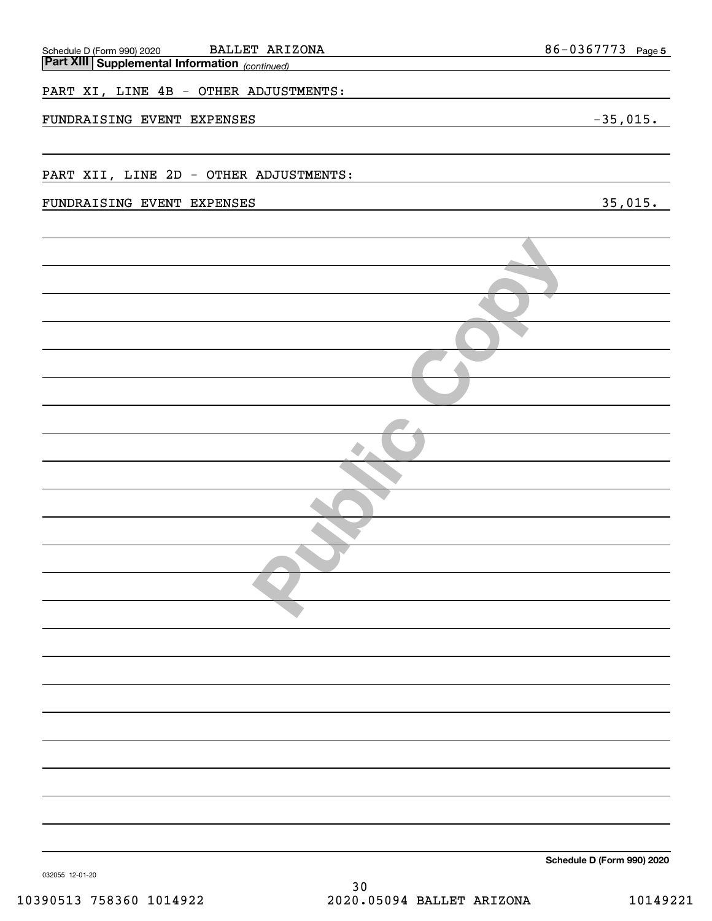Schedule D (Form 990) 2020 BALLET ARIZONA 86-0367773

**Part XIII Supplemental Information** *(continued)*

PART XI, LINE 4B - OTHER ADJUSTMENTS:

| | |
|---|---|
| FUNDRAISING EVENT EXPENSES | -35,015. |

PART XII, LINE 2D - OTHER ADJUSTMENTS:

| | |
|---|---|
| FUNDRAISING EVENT EXPENSES | 35,015. |

**Schedule D (Form 990) 2020**

032055 12-01-20

10390513 758360 1014922 2020.05094 BALLET ARIZONA 10149221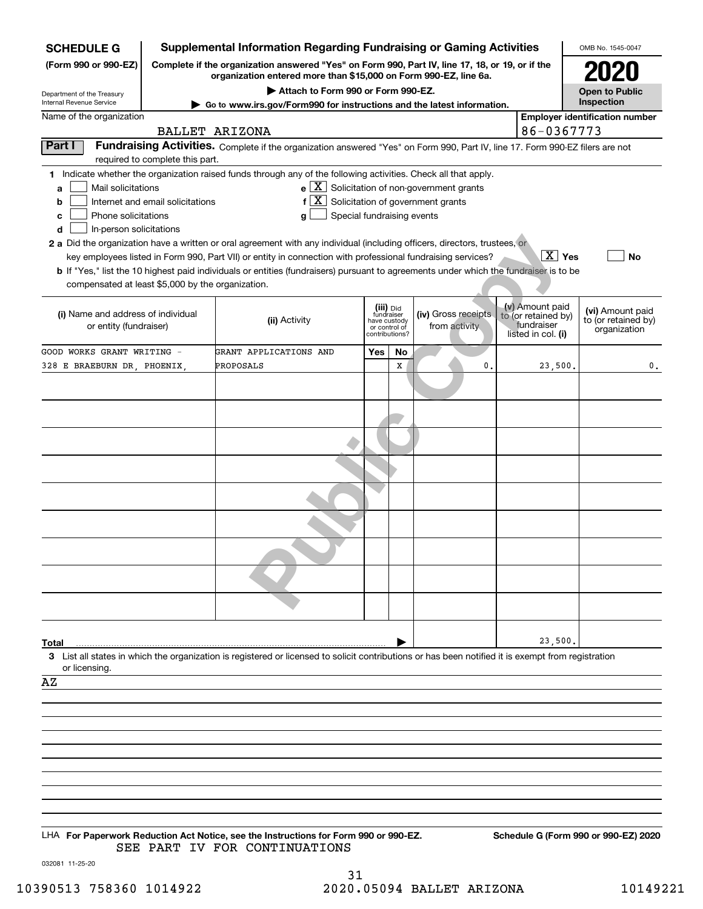**SCHEDULE G (Form 990 or 990-EZ)**

Department of the Treasury
Internal Revenue Service

# Supplemental Information Regarding Fundraising or Gaming Activities

**Complete if the organization answered "Yes" on Form 990, Part IV, line 17, 18, or 19, or if the organization entered more than $15,000 on Form 990-EZ, line 6a.**

**▶ Attach to Form 990 or Form 990-EZ.**

**▶ Go to www.irs.gov/Form990 for instructions and the latest information.**

OMB No. 1545-0047

**2020**

**Open to Public Inspection**

Name of the organization: BALLET ARIZONA

Employer identification number: 86-0367773

**Part I** **Fundraising Activities.** Complete if the organization answered "Yes" on Form 990, Part IV, line 17. Form 990-EZ filers are not required to complete this part.

**1** Indicate whether the organization raised funds through any of the following activities. Check all that apply.

- **a** [ ] Mail solicitations
- **b** [ ] Internet and email solicitations
- **c** [ ] Phone solicitations
- **d** [ ] In-person solicitations
- **e** [X] Solicitation of non-government grants
- **f** [X] Solicitation of government grants
- **g** [ ] Special fundraising events

**2 a** Did the organization have a written or oral agreement with any individual (including officers, directors, trustees, or key employees listed in Form 990, Part VII) or entity in connection with professional fundraising services? [X] **Yes** [ ] **No**

**b** If "Yes," list the 10 highest paid individuals or entities (fundraisers) pursuant to agreements under which the fundraiser is to be compensated at least $5,000 by the organization.

| (i) Name and address of individual or entity (fundraiser) | (ii) Activity | (iii) Did fundraiser have custody or control of contributions? Yes | No | (iv) Gross receipts from activity | (v) Amount paid to (or retained by) fundraiser listed in col. (i) | (vi) Amount paid to (or retained by) organization |
|---|---|---|---|---|---|---|
| GOOD WORKS GRANT WRITING - 328 E BRAEBURN DR, PHOENIX, | GRANT APPLICATIONS AND PROPOSALS | | X | 0. | 23,500. | 0. |
| | | | | | | |
| | | | | | | |
| | | | | | | |
| | | | | | | |
| | | | | | | |
| | | | | | | |
| | | | | | | |
| | | | | | | |
| | | | | | | |
| **Total** | | | | | 23,500. | |

**3** List all states in which the organization is registered or licensed to solicit contributions or has been notified it is exempt from registration or licensing.

AZ

LHA **For Paperwork Reduction Act Notice, see the Instructions for Form 990 or 990-EZ.** **Schedule G (Form 990 or 990-EZ) 2020**

SEE PART IV FOR CONTINUATIONS

032081 11-25-20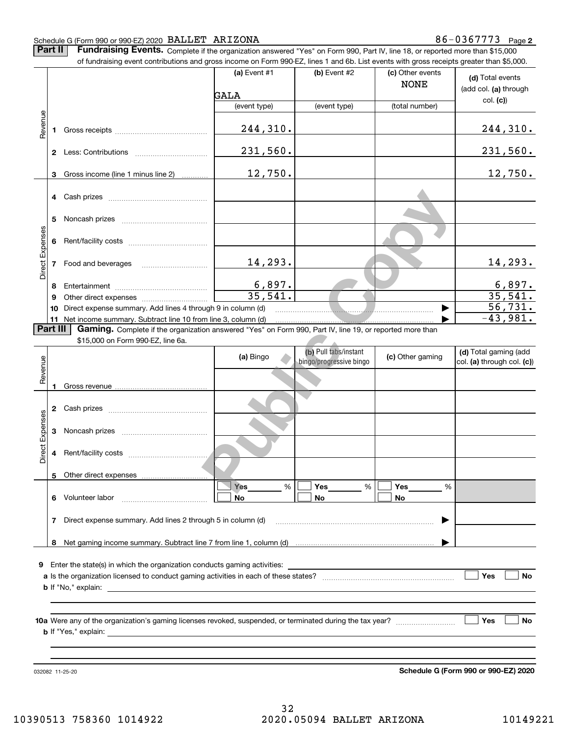Schedule G (Form 990 or 990-EZ) 2020 BALLET ARIZONA 86-0367773 Page **2**

## Part II Fundraising Events.

Complete if the organization answered "Yes" on Form 990, Part IV, line 18, or reported more than $15,000 of fundraising event contributions and gross income on Form 990-EZ, lines 1 and 6b. List events with gross receipts greater than $5,000.

| | | (a) Event #1 | (b) Event #2 | (c) Other events | (d) Total events (add col. (a) through col. (c)) |
|---|---|---|---|---|---|
| | | GALA | | NONE | |
| | | (event type) | (event type) | (total number) | |
| Revenue | 1 Gross receipts | 244,310. | | | 244,310. |
| | 2 Less: Contributions | 231,560. | | | 231,560. |
| | 3 Gross income (line 1 minus line 2) | 12,750. | | | 12,750. |
| Direct Expenses | 4 Cash prizes | | | | |
| | 5 Noncash prizes | | | | |
| | 6 Rent/facility costs | | | | |
| | 7 Food and beverages | 14,293. | | | 14,293. |
| | 8 Entertainment | 6,897. | | | 6,897. |
| | 9 Other direct expenses | 35,541. | | | 35,541. |
| | 10 Direct expense summary. Add lines 4 through 9 in column (d) | | | | 56,731. |
| | 11 Net income summary. Subtract line 10 from line 3, column (d) | | | | -43,981. |

## Part III Gaming.

Complete if the organization answered "Yes" on Form 990, Part IV, line 19, or reported more than $15,000 on Form 990-EZ, line 6a.

| | | (a) Bingo | (b) Pull tabs/instant bingo/progressive bingo | (c) Other gaming | (d) Total gaming (add col. (a) through col. (c)) |
|---|---|---|---|---|---|
| Revenue | 1 Gross revenue | | | | |
| Direct Expenses | 2 Cash prizes | | | | |
| | 3 Noncash prizes | | | | |
| | 4 Rent/facility costs | | | | |
| | 5 Other direct expenses | | | | |
| | 6 Volunteer labor | ☐ Yes ____ % ☐ No | ☐ Yes ____ % ☐ No | ☐ Yes ____ % ☐ No | |
| | 7 Direct expense summary. Add lines 2 through 5 in column (d) | | | | |
| | 8 Net gaming income summary. Subtract line 7 from line 1, column (d) | | | | |

9 Enter the state(s) in which the organization conducts gaming activities: ____________________

a Is the organization licensed to conduct gaming activities in each of these states? ☐ Yes ☐ No

b If "No," explain: ____________________

10a Were any of the organization's gaming licenses revoked, suspended, or terminated during the tax year? ☐ Yes ☐ No

b If "Yes," explain: ____________________

032082 11-25-20

**Schedule G (Form 990 or 990-EZ) 2020**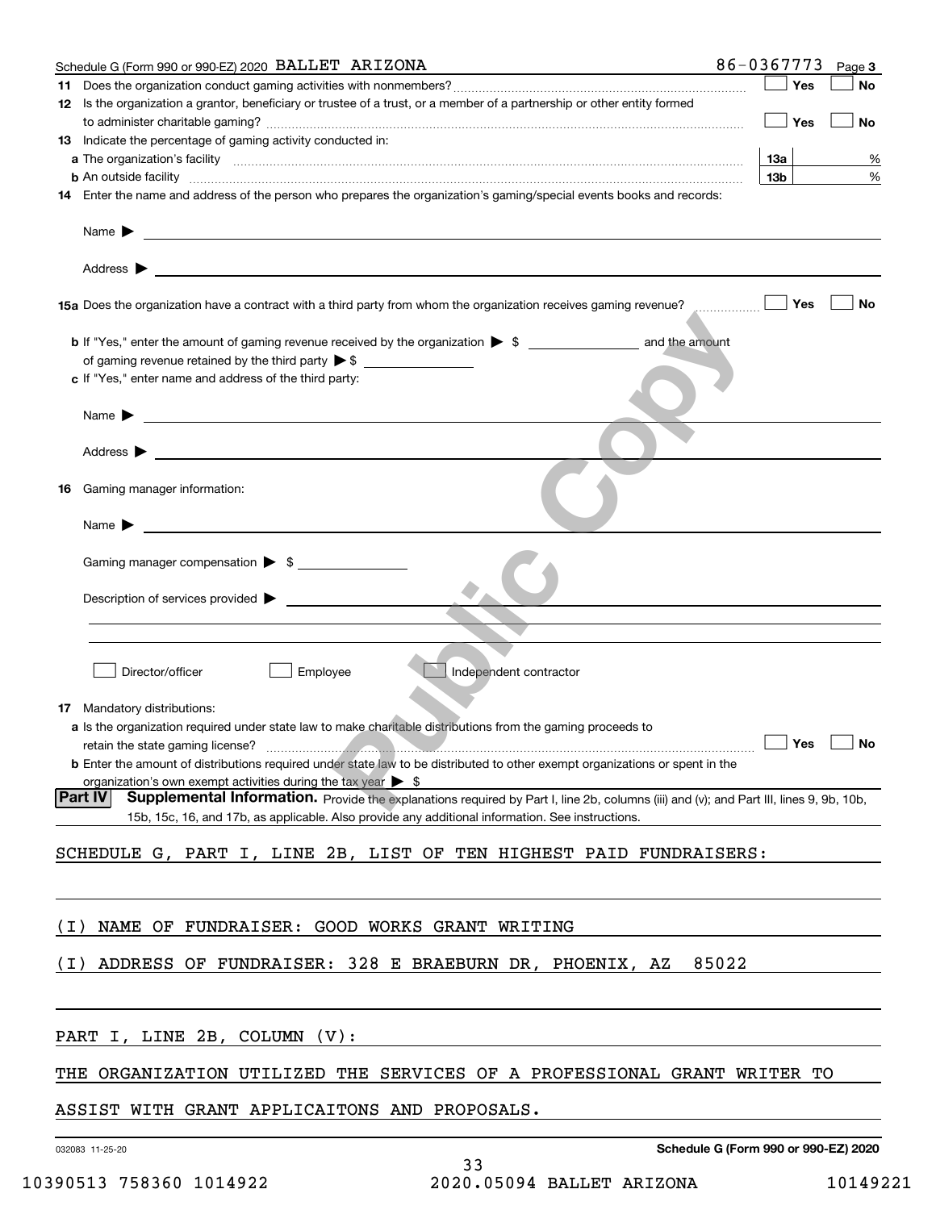Schedule G (Form 990 or 990-EZ) 2020 BALLET ARIZONA 86-0367773 Page 3

**11** Does the organization conduct gaming activities with nonmembers? ☐ Yes ☐ No

**12** Is the organization a grantor, beneficiary or trustee of a trust, or a member of a partnership or other entity formed to administer charitable gaming? ☐ Yes ☐ No

**13** Indicate the percentage of gaming activity conducted in:

**a** The organization's facility **13a** %

**b** An outside facility **13b** %

**14** Enter the name and address of the person who prepares the organization's gaming/special events books and records:

Name ▶

Address ▶

**15a** Does the organization have a contract with a third party from whom the organization receives gaming revenue? ☐ Yes ☐ No

**b** If "Yes," enter the amount of gaming revenue received by the organization ▶ $ ________ and the amount of gaming revenue retained by the third party ▶ $ ________

**c** If "Yes," enter name and address of the third party:

Name ▶

Address ▶

**16** Gaming manager information:

Name ▶

Gaming manager compensation ▶ $

Description of services provided ▶

☐ Director/officer ☐ Employee ☐ Independent contractor

**17** Mandatory distributions:

**a** Is the organization required under state law to make charitable distributions from the gaming proceeds to retain the state gaming license? ☐ Yes ☐ No

**b** Enter the amount of distributions required under state law to be distributed to other exempt organizations or spent in the organization's own exempt activities during the tax year ▶ $

**Part IV** **Supplemental Information.** Provide the explanations required by Part I, line 2b, columns (iii) and (v); and Part III, lines 9, 9b, 10b, 15b, 15c, 16, and 17b, as applicable. Also provide any additional information. See instructions.

SCHEDULE G, PART I, LINE 2B, LIST OF TEN HIGHEST PAID FUNDRAISERS:

(I) NAME OF FUNDRAISER: GOOD WORKS GRANT WRITING

(I) ADDRESS OF FUNDRAISER: 328 E BRAEBURN DR, PHOENIX, AZ 85022

PART I, LINE 2B, COLUMN (V):

THE ORGANIZATION UTILIZED THE SERVICES OF A PROFESSIONAL GRANT WRITER TO ASSIST WITH GRANT APPLICAITONS AND PROPOSALS.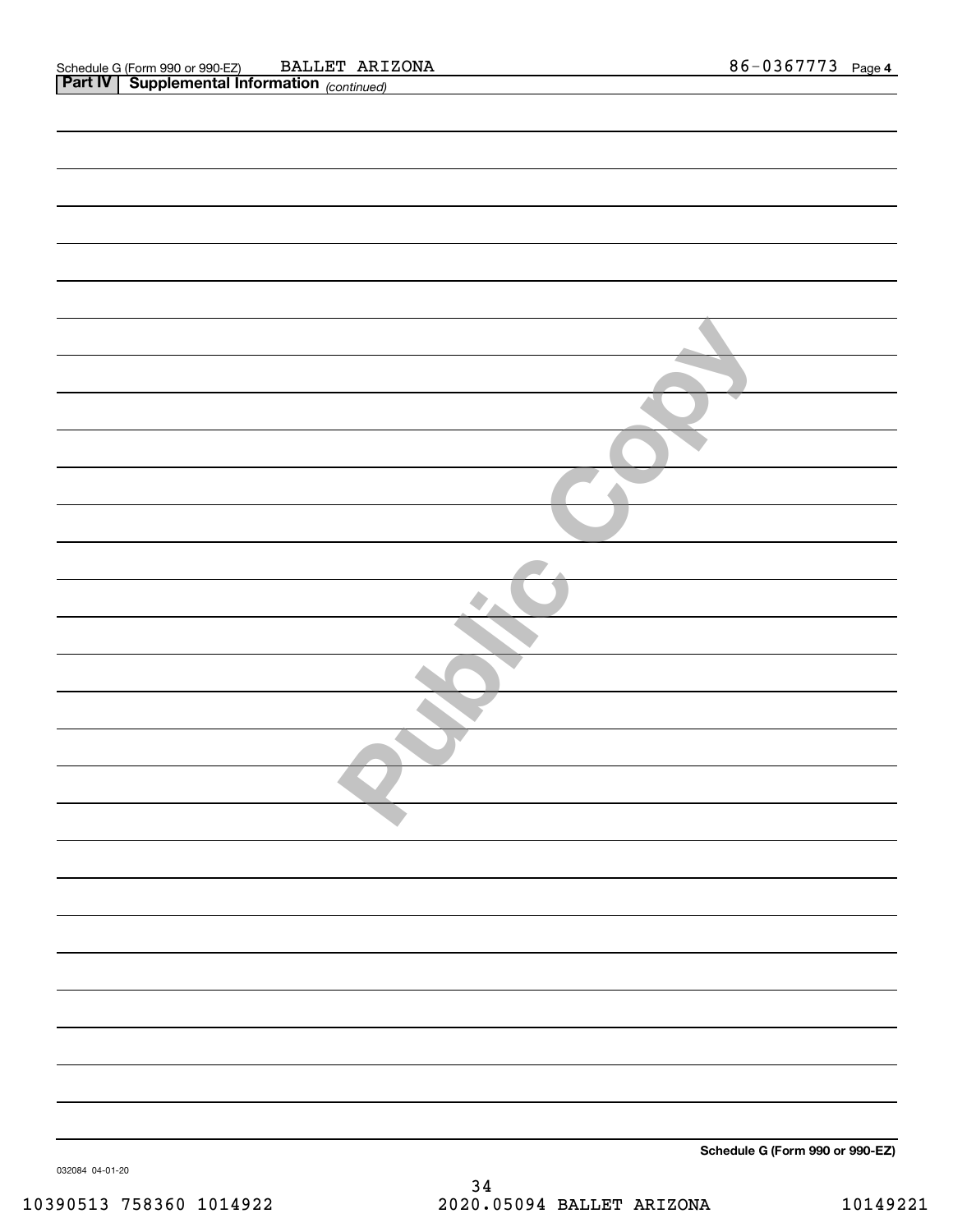Schedule G (Form 990 or 990-EZ) BALLET ARIZONA 86-0367773 Page 4

**Part IV Supplemental Information** *(continued)*

**Schedule G (Form 990 or 990-EZ)**

032084 04-01-20

10390513 758360 1014922 2020.05094 BALLET ARIZONA 10149221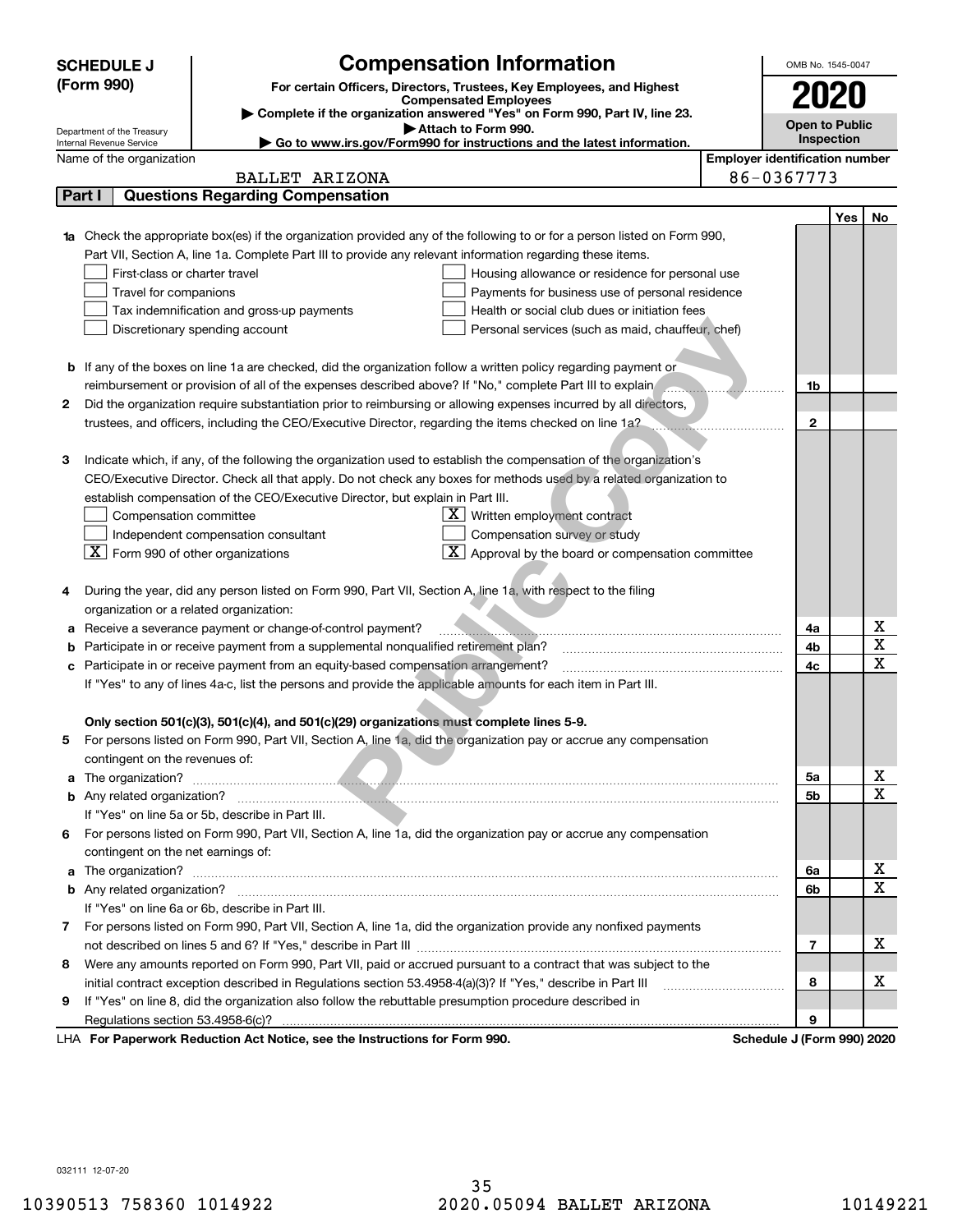**SCHEDULE J (Form 990)**

# Compensation Information

**For certain Officers, Directors, Trustees, Key Employees, and Highest Compensated Employees**

▶ Complete if the organization answered "Yes" on Form 990, Part IV, line 23.

▶ Attach to Form 990.

▶ Go to www.irs.gov/Form990 for instructions and the latest information.

Department of the Treasury
Internal Revenue Service

OMB No. 1545-0047

**2020**

**Open to Public Inspection**

Name of the organization: BALLET ARIZONA

Employer identification number: 86-0367773

## Part I — Questions Regarding Compensation

| | | | Yes | No |
|---|---|---|---|---|
| **1a** | Check the appropriate box(es) if the organization provided any of the following to or for a person listed on Form 990, Part VII, Section A, line 1a. Complete Part III to provide any relevant information regarding these items.<br>☐ First-class or charter travel ☐ Housing allowance or residence for personal use<br>☐ Travel for companions ☐ Payments for business use of personal residence<br>☐ Tax indemnification and gross-up payments ☐ Health or social club dues or initiation fees<br>☐ Discretionary spending account ☐ Personal services (such as maid, chauffeur, chef) | | | |
| **b** | If any of the boxes on line 1a are checked, did the organization follow a written policy regarding payment or reimbursement or provision of all of the expenses described above? If "No," complete Part III to explain | 1b | | |
| **2** | Did the organization require substantiation prior to reimbursing or allowing expenses incurred by all directors, trustees, and officers, including the CEO/Executive Director, regarding the items checked on line 1a? | 2 | | |
| **3** | Indicate which, if any, of the following the organization used to establish the compensation of the organization's CEO/Executive Director. Check all that apply. Do not check any boxes for methods used by a related organization to establish compensation of the CEO/Executive Director, but explain in Part III.<br>☐ Compensation committee ☒ Written employment contract<br>☐ Independent compensation consultant ☐ Compensation survey or study<br>☒ Form 990 of other organizations ☒ Approval by the board or compensation committee | | | |
| **4** | During the year, did any person listed on Form 990, Part VII, Section A, line 1a, with respect to the filing organization or a related organization: | | | |
| **a** | Receive a severance payment or change-of-control payment? | 4a | | X |
| **b** | Participate in or receive payment from a supplemental nonqualified retirement plan? | 4b | | X |
| **c** | Participate in or receive payment from an equity-based compensation arrangement? | 4c | | X |
| | If "Yes" to any of lines 4a-c, list the persons and provide the applicable amounts for each item in Part III. | | | |
| | **Only section 501(c)(3), 501(c)(4), and 501(c)(29) organizations must complete lines 5-9.** | | | |
| **5** | For persons listed on Form 990, Part VII, Section A, line 1a, did the organization pay or accrue any compensation contingent on the revenues of: | | | |
| **a** | The organization? | 5a | | X |
| **b** | Any related organization? | 5b | | X |
| | If "Yes" on line 5a or 5b, describe in Part III. | | | |
| **6** | For persons listed on Form 990, Part VII, Section A, line 1a, did the organization pay or accrue any compensation contingent on the net earnings of: | | | |
| **a** | The organization? | 6a | | X |
| **b** | Any related organization? | 6b | | X |
| | If "Yes" on line 6a or 6b, describe in Part III. | | | |
| **7** | For persons listed on Form 990, Part VII, Section A, line 1a, did the organization provide any nonfixed payments not described on lines 5 and 6? If "Yes," describe in Part III | 7 | | X |
| **8** | Were any amounts reported on Form 990, Part VII, paid or accrued pursuant to a contract that was subject to the initial contract exception described in Regulations section 53.4958-4(a)(3)? If "Yes," describe in Part III | 8 | | X |
| **9** | If "Yes" on line 8, did the organization also follow the rebuttable presumption procedure described in Regulations section 53.4958-6(c)? | 9 | | |

LHA **For Paperwork Reduction Act Notice, see the Instructions for Form 990.** **Schedule J (Form 990) 2020**

032111 12-07-20

10390513 758360 1014922 2020.05094 BALLET ARIZONA 10149221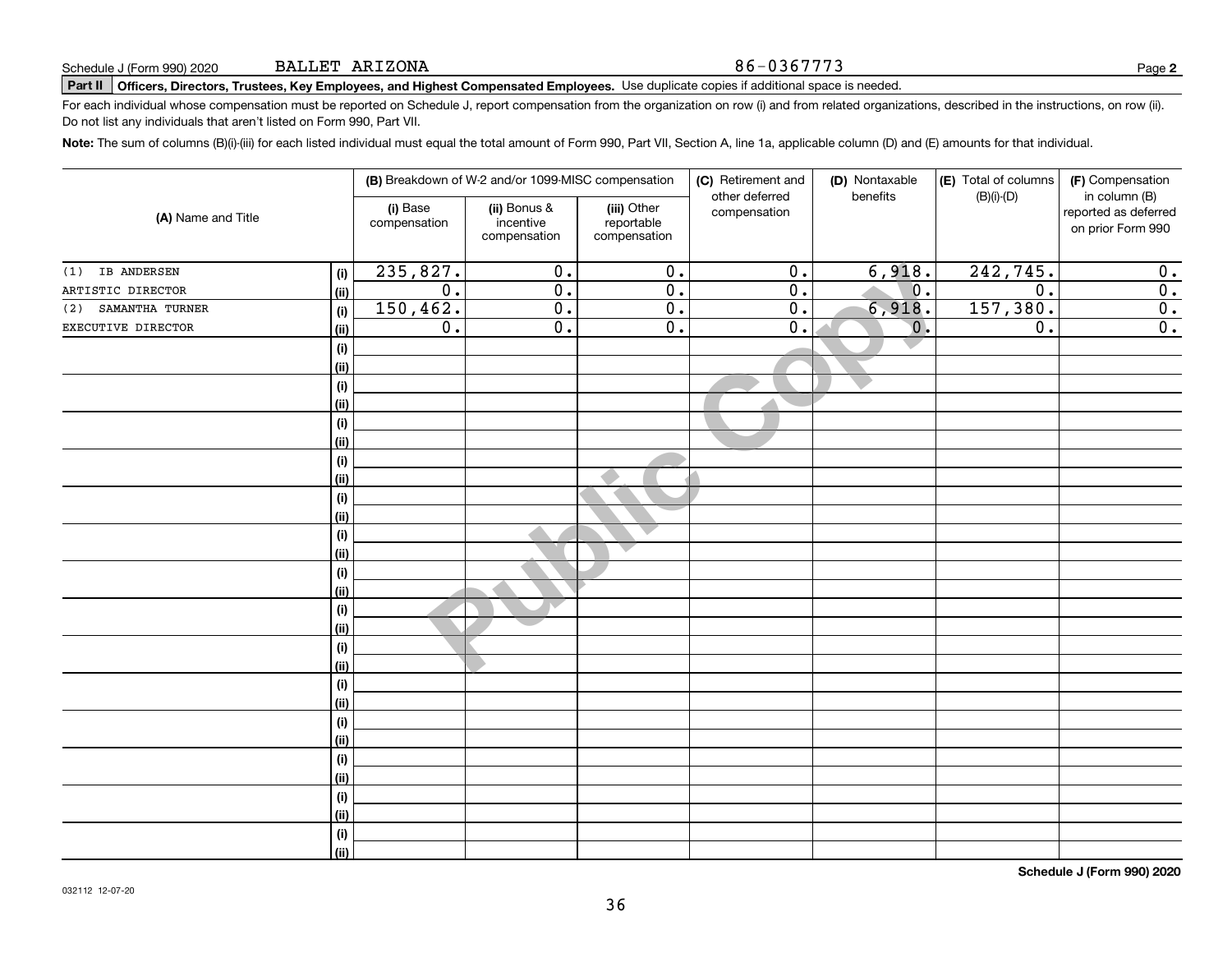Schedule J (Form 990) 2020 BALLET ARIZONA 86-0367773

**Part II** **Officers, Directors, Trustees, Key Employees, and Highest Compensated Employees.** Use duplicate copies if additional space is needed.

For each individual whose compensation must be reported on Schedule J, report compensation from the organization on row (i) and from related organizations, described in the instructions, on row (ii). Do not list any individuals that aren't listed on Form 990, Part VII.

**Note:** The sum of columns (B)(i)-(iii) for each listed individual must equal the total amount of Form 990, Part VII, Section A, line 1a, applicable column (D) and (E) amounts for that individual.

| (A) Name and Title | | (B) Breakdown of W-2 and/or 1099-MISC compensation | | | (C) Retirement and other deferred compensation | (D) Nontaxable benefits | (E) Total of columns (B)(i)-(D) | (F) Compensation in column (B) reported as deferred on prior Form 990 |
|---|---|---|---|---|---|---|---|---|
| | | (i) Base compensation | (ii) Bonus & incentive compensation | (iii) Other reportable compensation | | | | |
| (1) IB ANDERSEN | (i) | 235,827. | 0. | 0. | 0. | 6,918. | 242,745. | 0. |
| ARTISTIC DIRECTOR | (ii) | 0. | 0. | 0. | 0. | 0. | 0. | 0. |
| (2) SAMANTHA TURNER | (i) | 150,462. | 0. | 0. | 0. | 6,918. | 157,380. | 0. |
| EXECUTIVE DIRECTOR | (ii) | 0. | 0. | 0. | 0. | 0. | 0. | 0. |

Public Copy

**Schedule J (Form 990) 2020**

032112 12-07-20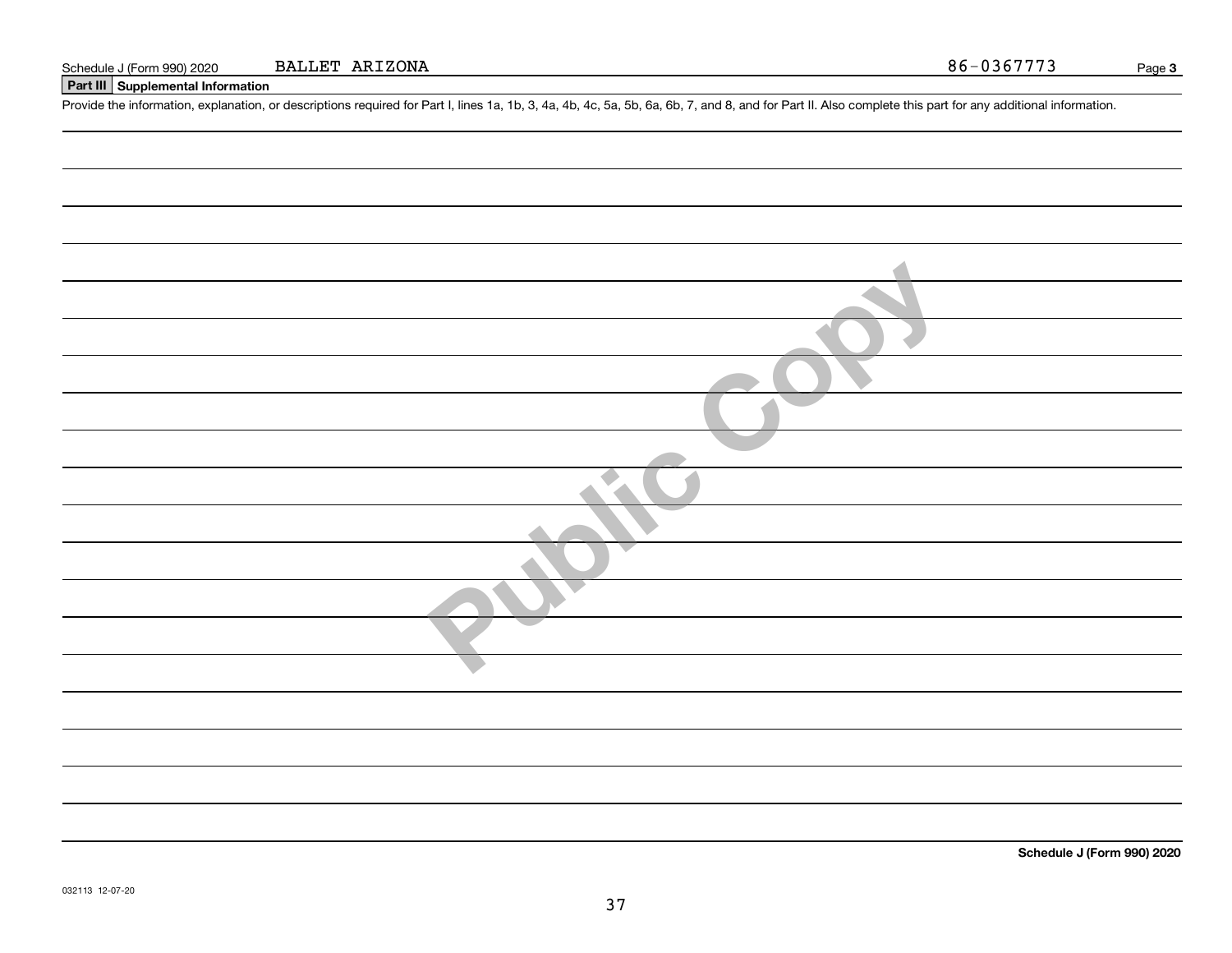Schedule J (Form 990) 2020 BALLET ARIZONA 86-0367773

## Part III Supplemental Information

Provide the information, explanation, or descriptions required for Part I, lines 1a, 1b, 3, 4a, 4b, 4c, 5a, 5b, 6a, 6b, 7, and 8, and for Part II. Also complete this part for any additional information.

Public Copy

**Schedule J (Form 990) 2020**

032113 12-07-20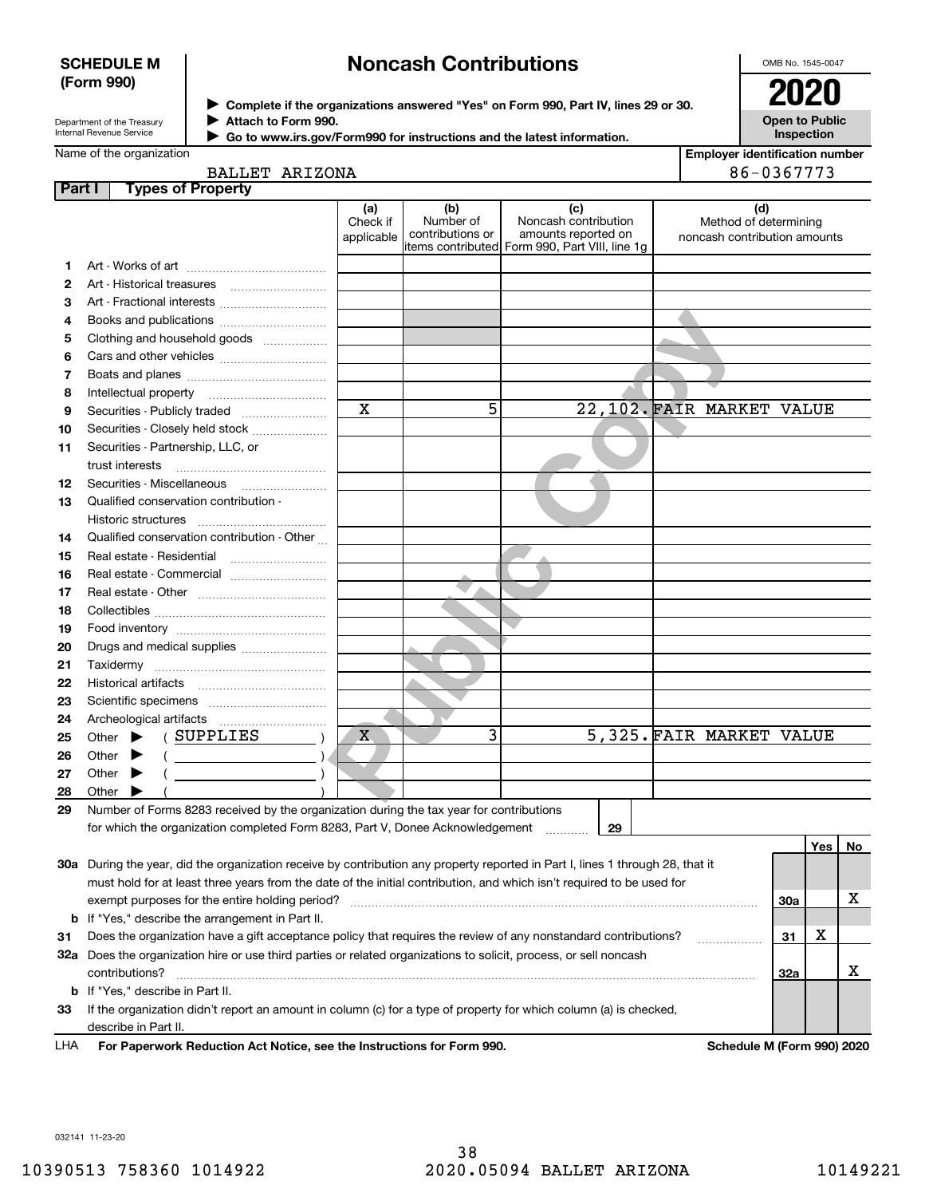**SCHEDULE M (Form 990)**

# Noncash Contributions

Department of the Treasury
Internal Revenue Service

▶ Complete if the organizations answered "Yes" on Form 990, Part IV, lines 29 or 30.
▶ Attach to Form 990.
▶ Go to www.irs.gov/Form990 for instructions and the latest information.

OMB No. 1545-0047

**2020**

**Open to Public Inspection**

| Name of the organization | Employer identification number |
|---|---|
| BALLET ARIZONA | 86-0367773 |

**Part I — Types of Property**

| | | (a) Check if applicable | (b) Number of contributions or items contributed | (c) Noncash contribution amounts reported on Form 990, Part VIII, line 1g | (d) Method of determining noncash contribution amounts |
|---|---|---|---|---|---|
| 1 | Art - Works of art | | | | |
| 2 | Art - Historical treasures | | | | |
| 3 | Art - Fractional interests | | | | |
| 4 | Books and publications | | | | |
| 5 | Clothing and household goods | | | | |
| 6 | Cars and other vehicles | | | | |
| 7 | Boats and planes | | | | |
| 8 | Intellectual property | | | | |
| 9 | Securities - Publicly traded | X | 5 | 22,102. | FAIR MARKET VALUE |
| 10 | Securities - Closely held stock | | | | |
| 11 | Securities - Partnership, LLC, or trust interests | | | | |
| 12 | Securities - Miscellaneous | | | | |
| 13 | Qualified conservation contribution - Historic structures | | | | |
| 14 | Qualified conservation contribution - Other | | | | |
| 15 | Real estate - Residential | | | | |
| 16 | Real estate - Commercial | | | | |
| 17 | Real estate - Other | | | | |
| 18 | Collectibles | | | | |
| 19 | Food inventory | | | | |
| 20 | Drugs and medical supplies | | | | |
| 21 | Taxidermy | | | | |
| 22 | Historical artifacts | | | | |
| 23 | Scientific specimens | | | | |
| 24 | Archeological artifacts | | | | |
| 25 | Other ▶ ( SUPPLIES ) | X | 3 | 5,325. | FAIR MARKET VALUE |
| 26 | Other ▶ ( ) | | | | |
| 27 | Other ▶ ( ) | | | | |
| 28 | Other ▶ ( ) | | | | |

29 Number of Forms 8283 received by the organization during the tax year for contributions for which the organization completed Form 8283, Part V, Donee Acknowledgement ..... **29**

| | | | Yes | No |
|---|---|---|---|---|
| 30a | During the year, did the organization receive by contribution any property reported in Part I, lines 1 through 28, that it must hold for at least three years from the date of the initial contribution, and which isn't required to be used for exempt purposes for the entire holding period? | 30a | | X |
| b | If "Yes," describe the arrangement in Part II. | | | |
| 31 | Does the organization have a gift acceptance policy that requires the review of any nonstandard contributions? | 31 | X | |
| 32a | Does the organization hire or use third parties or related organizations to solicit, process, or sell noncash contributions? | 32a | | X |
| b | If "Yes," describe in Part II. | | | |
| 33 | If the organization didn't report an amount in column (c) for a type of property for which column (a) is checked, describe in Part II. | | | |

LHA **For Paperwork Reduction Act Notice, see the Instructions for Form 990.** **Schedule M (Form 990) 2020**

032141 11-23-20

10390513 758360 1014922 2020.05094 BALLET ARIZONA 10149221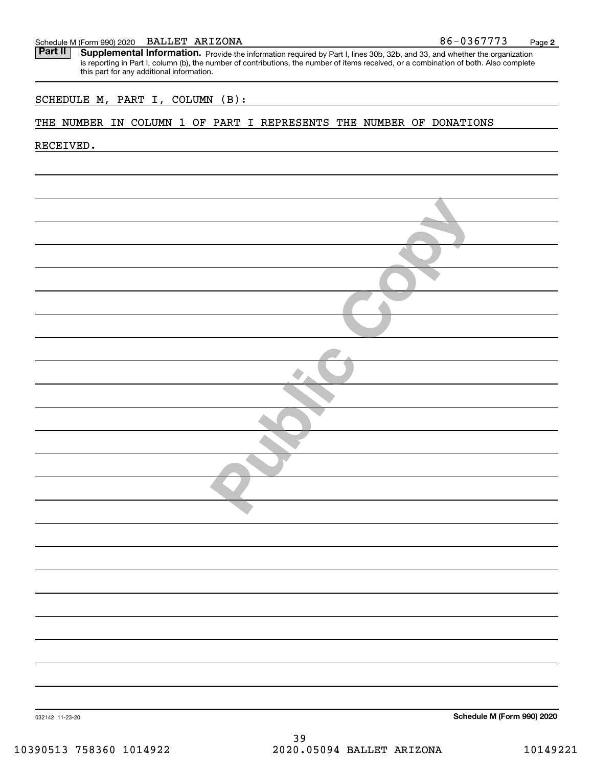Schedule M (Form 990) 2020 BALLET ARIZONA 86-0367773

**Part II** **Supplemental Information.** Provide the information required by Part I, lines 30b, 32b, and 33, and whether the organization is reporting in Part I, column (b), the number of contributions, the number of items received, or a combination of both. Also complete this part for any additional information.

SCHEDULE M, PART I, COLUMN (B):

THE NUMBER IN COLUMN 1 OF PART I REPRESENTS THE NUMBER OF DONATIONS RECEIVED.

032142 11-23-20

**Schedule M (Form 990) 2020**

10390513 758360 1014922 2020.05094 BALLET ARIZONA 10149221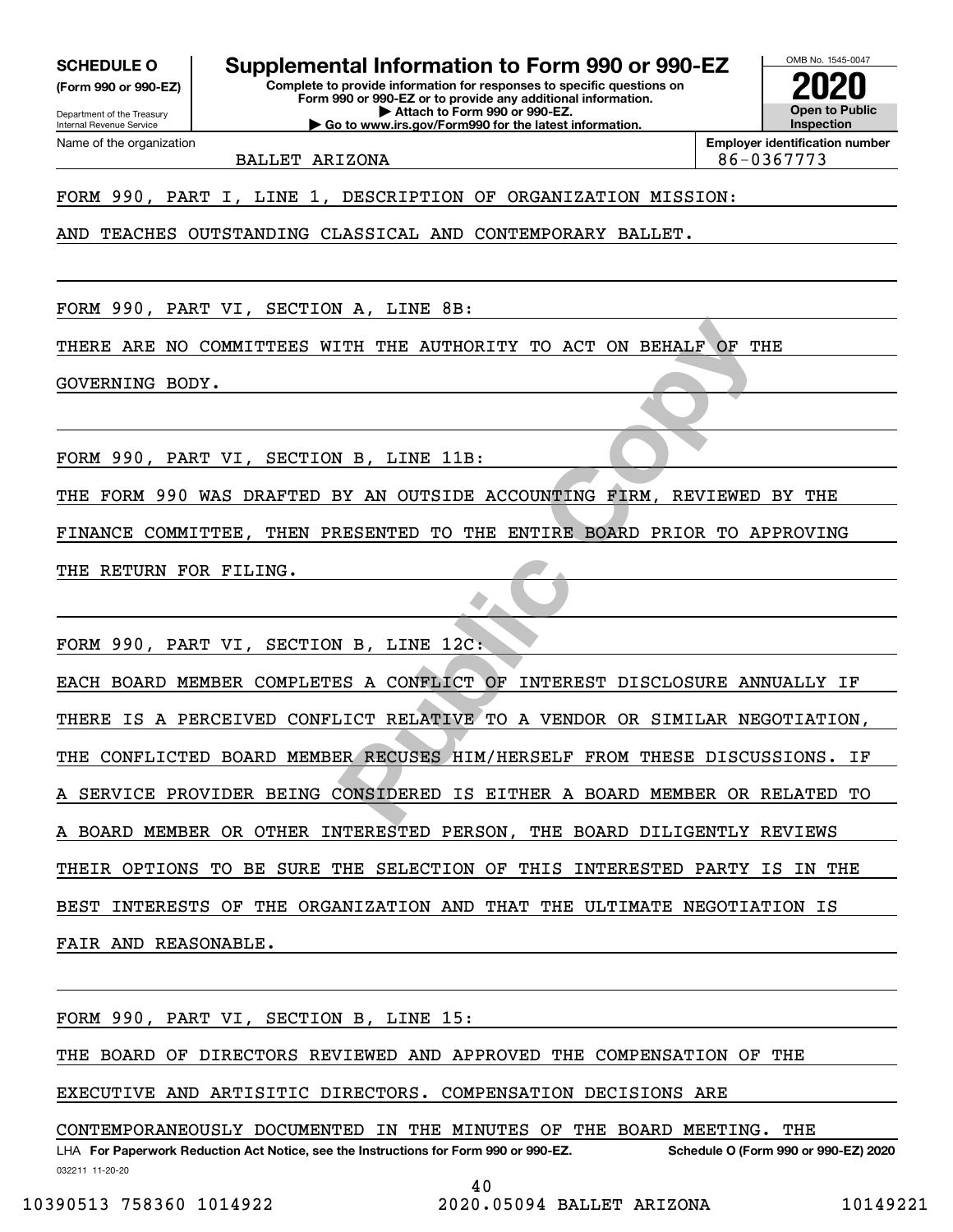**SCHEDULE O**
**(Form 990 or 990-EZ)**

Department of the Treasury
Internal Revenue Service

# Supplemental Information to Form 990 or 990-EZ

**Complete to provide information for responses to specific questions on Form 990 or 990-EZ or to provide any additional information.**
**▶ Attach to Form 990 or 990-EZ.**
**▶ Go to www.irs.gov/Form990 for the latest information.**

OMB No. 1545-0047
**2020**
**Open to Public Inspection**

Name of the organization: BALLET ARIZONA

**Employer identification number:** 86-0367773

FORM 990, PART I, LINE 1, DESCRIPTION OF ORGANIZATION MISSION:

AND TEACHES OUTSTANDING CLASSICAL AND CONTEMPORARY BALLET.

FORM 990, PART VI, SECTION A, LINE 8B:

THERE ARE NO COMMITTEES WITH THE AUTHORITY TO ACT ON BEHALF OF THE GOVERNING BODY.

FORM 990, PART VI, SECTION B, LINE 11B:

THE FORM 990 WAS DRAFTED BY AN OUTSIDE ACCOUNTING FIRM, REVIEWED BY THE FINANCE COMMITTEE, THEN PRESENTED TO THE ENTIRE BOARD PRIOR TO APPROVING THE RETURN FOR FILING.

FORM 990, PART VI, SECTION B, LINE 12C:

EACH BOARD MEMBER COMPLETES A CONFLICT OF INTEREST DISCLOSURE ANNUALLY IF THERE IS A PERCEIVED CONFLICT RELATIVE TO A VENDOR OR SIMILAR NEGOTIATION, THE CONFLICTED BOARD MEMBER RECUSES HIM/HERSELF FROM THESE DISCUSSIONS. IF A SERVICE PROVIDER BEING CONSIDERED IS EITHER A BOARD MEMBER OR RELATED TO A BOARD MEMBER OR OTHER INTERESTED PERSON, THE BOARD DILIGENTLY REVIEWS THEIR OPTIONS TO BE SURE THE SELECTION OF THIS INTERESTED PARTY IS IN THE BEST INTERESTS OF THE ORGANIZATION AND THAT THE ULTIMATE NEGOTIATION IS FAIR AND REASONABLE.

FORM 990, PART VI, SECTION B, LINE 15:

THE BOARD OF DIRECTORS REVIEWED AND APPROVED THE COMPENSATION OF THE EXECUTIVE AND ARTISITIC DIRECTORS. COMPENSATION DECISIONS ARE CONTEMPORANEOUSLY DOCUMENTED IN THE MINUTES OF THE BOARD MEETING. THE

LHA **For Paperwork Reduction Act Notice, see the Instructions for Form 990 or 990-EZ.** **Schedule O (Form 990 or 990-EZ) 2020**

032211 11-20-20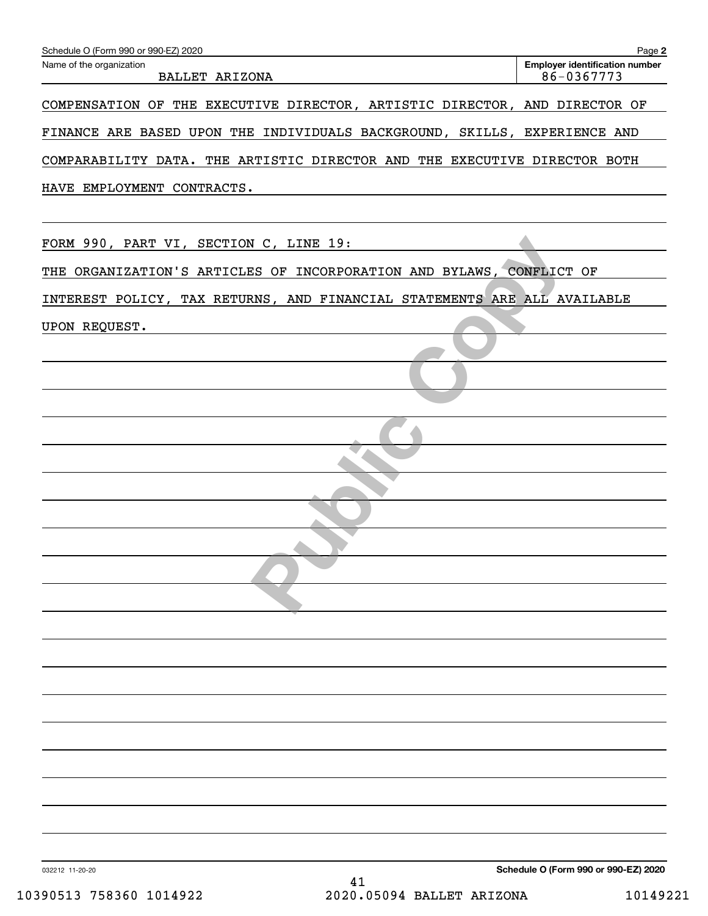Schedule O (Form 990 or 990-EZ) 2020

Name of the organization: BALLET ARIZONA

Employer identification number: 86-0367773

COMPENSATION OF THE EXECUTIVE DIRECTOR, ARTISTIC DIRECTOR, AND DIRECTOR OF FINANCE ARE BASED UPON THE INDIVIDUALS BACKGROUND, SKILLS, EXPERIENCE AND COMPARABILITY DATA. THE ARTISTIC DIRECTOR AND THE EXECUTIVE DIRECTOR BOTH HAVE EMPLOYMENT CONTRACTS.

FORM 990, PART VI, SECTION C, LINE 19:

THE ORGANIZATION'S ARTICLES OF INCORPORATION AND BYLAWS, CONFLICT OF INTEREST POLICY, TAX RETURNS, AND FINANCIAL STATEMENTS ARE ALL AVAILABLE UPON REQUEST.

032212 11-20-20

Schedule O (Form 990 or 990-EZ) 2020

10390513 758360 1014922 2020.05094 BALLET ARIZONA 10149221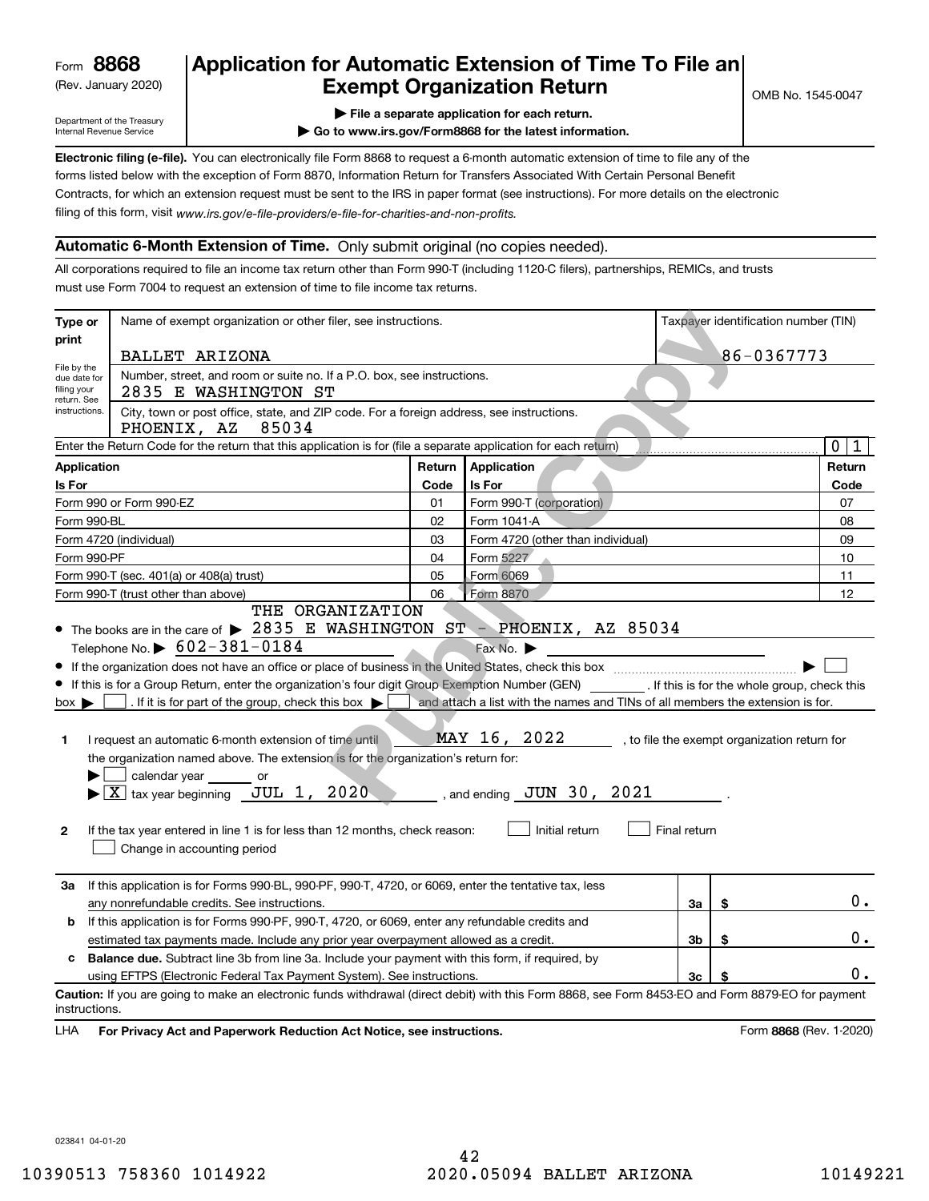Form **8868**
(Rev. January 2020)
Department of the Treasury
Internal Revenue Service

# Application for Automatic Extension of Time To File an Exempt Organization Return

▶ **File a separate application for each return.**
▶ **Go to www.irs.gov/Form8868 for the latest information.**

OMB No. 1545-0047

**Electronic filing (e-file).** You can electronically file Form 8868 to request a 6-month automatic extension of time to file any of the forms listed below with the exception of Form 8870, Information Return for Transfers Associated With Certain Personal Benefit Contracts, for which an extension request must be sent to the IRS in paper format (see instructions). For more details on the electronic filing of this form, visit *www.irs.gov/e-file-providers/e-file-for-charities-and-non-profits.*

## Automatic 6-Month Extension of Time. Only submit original (no copies needed).

All corporations required to file an income tax return other than Form 990-T (including 1120-C filers), partnerships, REMICs, and trusts must use Form 7004 to request an extension of time to file income tax returns.

| Type or print | Name of exempt organization or other filer, see instructions. | Taxpayer identification number (TIN) |
|---|---|---|
| File by the due date for filing your return. See instructions. | BALLET ARIZONA | 86-0367773 |
| | Number, street, and room or suite no. If a P.O. box, see instructions. 2835 E WASHINGTON ST | |
| | City, town or post office, state, and ZIP code. For a foreign address, see instructions. PHOENIX, AZ 85034 | |

Enter the Return Code for the return that this application is for (file a separate application for each return) 0 1

| Application Is For | Return Code | Application Is For | Return Code |
|---|---|---|---|
| Form 990 or Form 990-EZ | 01 | Form 990-T (corporation) | 07 |
| Form 990-BL | 02 | Form 1041-A | 08 |
| Form 4720 (individual) | 03 | Form 4720 (other than individual) | 09 |
| Form 990-PF | 04 | Form 5227 | 10 |
| Form 990-T (sec. 401(a) or 408(a) trust) | 05 | Form 6069 | 11 |
| Form 990-T (trust other than above) | 06 | Form 8870 | 12 |

- The books are in the care of ▶ THE ORGANIZATION 2835 E WASHINGTON ST - PHOENIX, AZ 85034
  Telephone No. ▶ 602-381-0184 Fax No. ▶
- If the organization does not have an office or place of business in the United States, check this box ▶ ☐
- If this is for a Group Return, enter the organization's four digit Group Exemption Number (GEN) ______. If this is for the whole group, check this box ▶ ☐. If it is for part of the group, check this box ▶ ☐ and attach a list with the names and TINs of all members the extension is for.

**1** I request an automatic 6-month extension of time until MAY 16, 2022, to file the exempt organization return for the organization named above. The extension is for the organization's return for:
▶ ☐ calendar year ______ or
▶ ☒ tax year beginning JUL 1, 2020, and ending JUN 30, 2021.

**2** If the tax year entered in line 1 is for less than 12 months, check reason: ☐ Initial return ☐ Final return
☐ Change in accounting period

| | | | | |
|---|---|---|---|---|
| **3a** | If this application is for Forms 990-BL, 990-PF, 990-T, 4720, or 6069, enter the tentative tax, less any nonrefundable credits. See instructions. | 3a | $ | 0. |
| **b** | If this application is for Forms 990-PF, 990-T, 4720, or 6069, enter any refundable credits and estimated tax payments made. Include any prior year overpayment allowed as a credit. | 3b | $ | 0. |
| **c** | **Balance due.** Subtract line 3b from line 3a. Include your payment with this form, if required, by using EFTPS (Electronic Federal Tax Payment System). See instructions. | 3c | $ | 0. |

**Caution:** If you are going to make an electronic funds withdrawal (direct debit) with this Form 8868, see Form 8453-EO and Form 8879-EO for payment instructions.

LHA **For Privacy Act and Paperwork Reduction Act Notice, see instructions.** Form **8868** (Rev. 1-2020)

023841 04-01-20

10390513 758360 1014922 2020.05094 BALLET ARIZONA 10149221